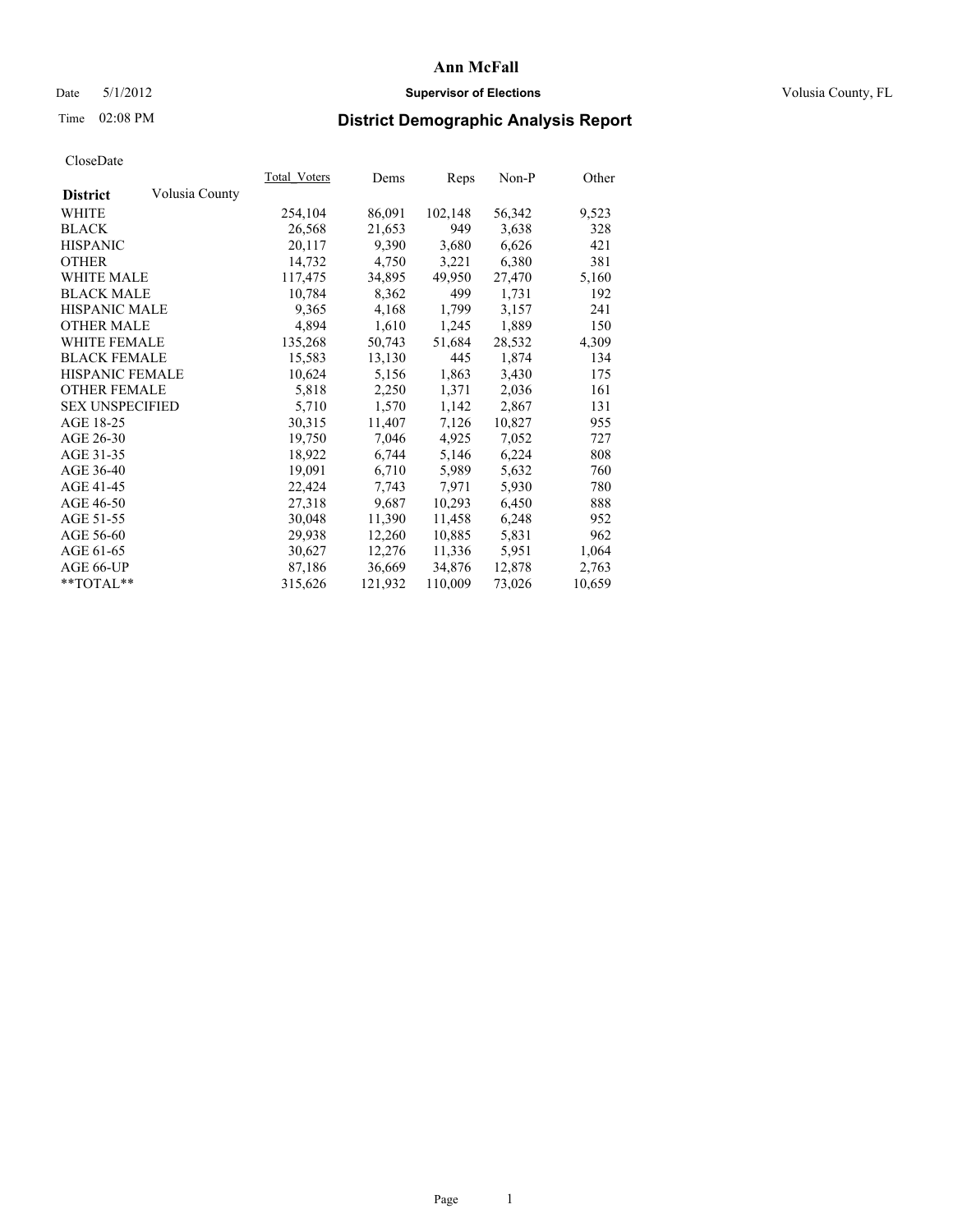# Ann McFall

Date 5/1/2012 **Supervisor of Elections** Volusia County, FL

Time 02:08 PM

## District Demographic Analysis Report

CloseDate

| **District** Volusia County | Total_Voters | Dems | Reps | Non-P | Other |
|---|---|---|---|---|---|
| WHITE | 254,104 | 86,091 | 102,148 | 56,342 | 9,523 |
| BLACK | 26,568 | 21,653 | 949 | 3,638 | 328 |
| HISPANIC | 20,117 | 9,390 | 3,680 | 6,626 | 421 |
| OTHER | 14,732 | 4,750 | 3,221 | 6,380 | 381 |
| WHITE MALE | 117,475 | 34,895 | 49,950 | 27,470 | 5,160 |
| BLACK MALE | 10,784 | 8,362 | 499 | 1,731 | 192 |
| HISPANIC MALE | 9,365 | 4,168 | 1,799 | 3,157 | 241 |
| OTHER MALE | 4,894 | 1,610 | 1,245 | 1,889 | 150 |
| WHITE FEMALE | 135,268 | 50,743 | 51,684 | 28,532 | 4,309 |
| BLACK FEMALE | 15,583 | 13,130 | 445 | 1,874 | 134 |
| HISPANIC FEMALE | 10,624 | 5,156 | 1,863 | 3,430 | 175 |
| OTHER FEMALE | 5,818 | 2,250 | 1,371 | 2,036 | 161 |
| SEX UNSPECIFIED | 5,710 | 1,570 | 1,142 | 2,867 | 131 |
| AGE 18-25 | 30,315 | 11,407 | 7,126 | 10,827 | 955 |
| AGE 26-30 | 19,750 | 7,046 | 4,925 | 7,052 | 727 |
| AGE 31-35 | 18,922 | 6,744 | 5,146 | 6,224 | 808 |
| AGE 36-40 | 19,091 | 6,710 | 5,989 | 5,632 | 760 |
| AGE 41-45 | 22,424 | 7,743 | 7,971 | 5,930 | 780 |
| AGE 46-50 | 27,318 | 9,687 | 10,293 | 6,450 | 888 |
| AGE 51-55 | 30,048 | 11,390 | 11,458 | 6,248 | 952 |
| AGE 56-60 | 29,938 | 12,260 | 10,885 | 5,831 | 962 |
| AGE 61-65 | 30,627 | 12,276 | 11,336 | 5,951 | 1,064 |
| AGE 66-UP | 87,186 | 36,669 | 34,876 | 12,878 | 2,763 |
| **TOTAL** | 315,626 | 121,932 | 110,009 | 73,026 | 10,659 |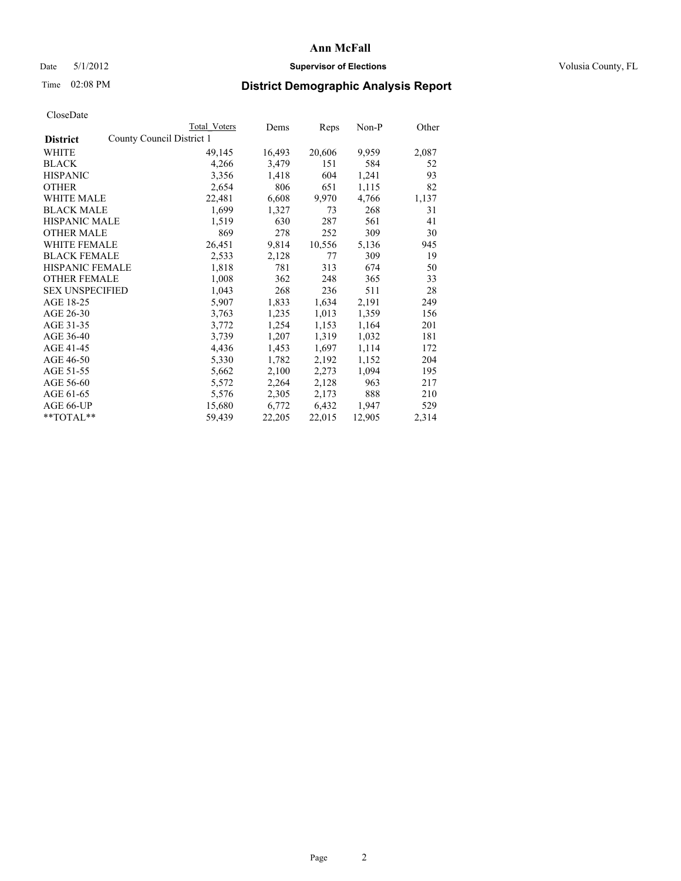# Ann McFall

Date 5/1/2012 **Supervisor of Elections** Volusia County, FL

Time 02:08 PM **District Demographic Analysis Report**

CloseDate

| | Total Voters | Dems | Reps | Non-P | Other |
|---|---|---|---|---|---|
| **District** County Council District 1 | | | | | |
| WHITE | 49,145 | 16,493 | 20,606 | 9,959 | 2,087 |
| BLACK | 4,266 | 3,479 | 151 | 584 | 52 |
| HISPANIC | 3,356 | 1,418 | 604 | 1,241 | 93 |
| OTHER | 2,654 | 806 | 651 | 1,115 | 82 |
| WHITE MALE | 22,481 | 6,608 | 9,970 | 4,766 | 1,137 |
| BLACK MALE | 1,699 | 1,327 | 73 | 268 | 31 |
| HISPANIC MALE | 1,519 | 630 | 287 | 561 | 41 |
| OTHER MALE | 869 | 278 | 252 | 309 | 30 |
| WHITE FEMALE | 26,451 | 9,814 | 10,556 | 5,136 | 945 |
| BLACK FEMALE | 2,533 | 2,128 | 77 | 309 | 19 |
| HISPANIC FEMALE | 1,818 | 781 | 313 | 674 | 50 |
| OTHER FEMALE | 1,008 | 362 | 248 | 365 | 33 |
| SEX UNSPECIFIED | 1,043 | 268 | 236 | 511 | 28 |
| AGE 18-25 | 5,907 | 1,833 | 1,634 | 2,191 | 249 |
| AGE 26-30 | 3,763 | 1,235 | 1,013 | 1,359 | 156 |
| AGE 31-35 | 3,772 | 1,254 | 1,153 | 1,164 | 201 |
| AGE 36-40 | 3,739 | 1,207 | 1,319 | 1,032 | 181 |
| AGE 41-45 | 4,436 | 1,453 | 1,697 | 1,114 | 172 |
| AGE 46-50 | 5,330 | 1,782 | 2,192 | 1,152 | 204 |
| AGE 51-55 | 5,662 | 2,100 | 2,273 | 1,094 | 195 |
| AGE 56-60 | 5,572 | 2,264 | 2,128 | 963 | 217 |
| AGE 61-65 | 5,576 | 2,305 | 2,173 | 888 | 210 |
| AGE 66-UP | 15,680 | 6,772 | 6,432 | 1,947 | 529 |
| **TOTAL** | 59,439 | 22,205 | 22,015 | 12,905 | 2,314 |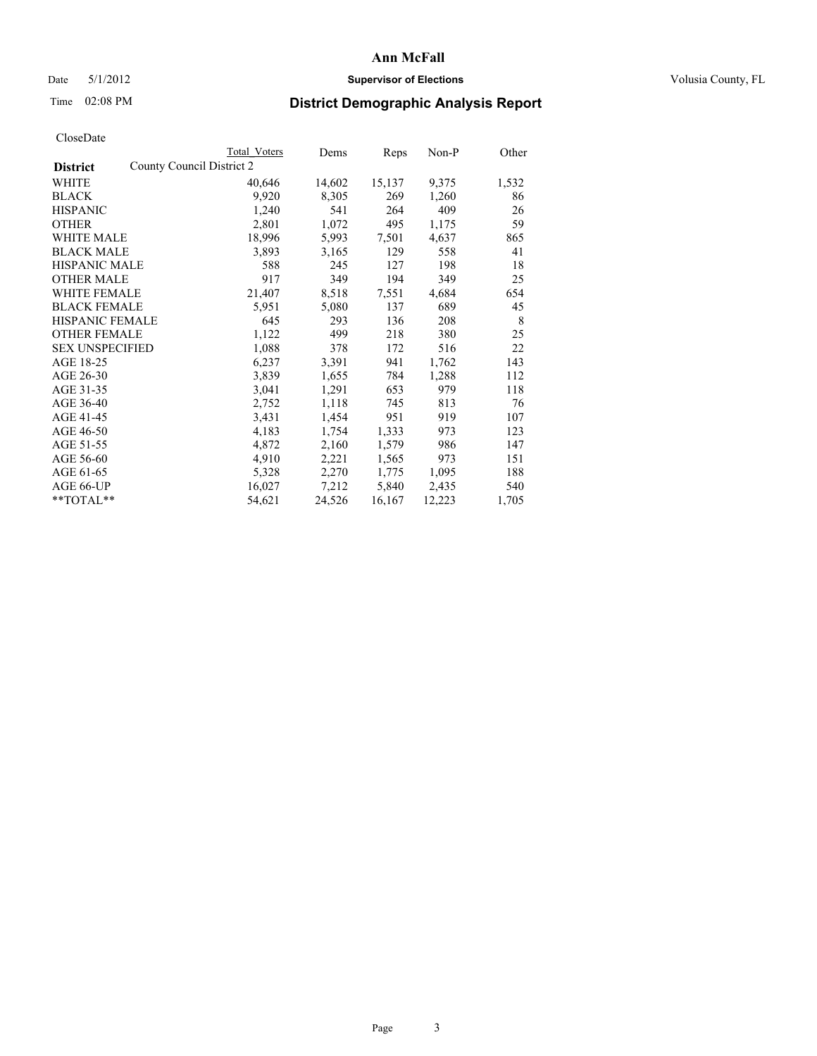# Ann McFall

Date 5/1/2012 **Supervisor of Elections** Volusia County, FL

Time 02:08 PM **District Demographic Analysis Report**

CloseDate

| **District** County Council District 2 | Total Voters | Dems | Reps | Non-P | Other |
|---|---|---|---|---|---|
| WHITE | 40,646 | 14,602 | 15,137 | 9,375 | 1,532 |
| BLACK | 9,920 | 8,305 | 269 | 1,260 | 86 |
| HISPANIC | 1,240 | 541 | 264 | 409 | 26 |
| OTHER | 2,801 | 1,072 | 495 | 1,175 | 59 |
| WHITE MALE | 18,996 | 5,993 | 7,501 | 4,637 | 865 |
| BLACK MALE | 3,893 | 3,165 | 129 | 558 | 41 |
| HISPANIC MALE | 588 | 245 | 127 | 198 | 18 |
| OTHER MALE | 917 | 349 | 194 | 349 | 25 |
| WHITE FEMALE | 21,407 | 8,518 | 7,551 | 4,684 | 654 |
| BLACK FEMALE | 5,951 | 5,080 | 137 | 689 | 45 |
| HISPANIC FEMALE | 645 | 293 | 136 | 208 | 8 |
| OTHER FEMALE | 1,122 | 499 | 218 | 380 | 25 |
| SEX UNSPECIFIED | 1,088 | 378 | 172 | 516 | 22 |
| AGE 18-25 | 6,237 | 3,391 | 941 | 1,762 | 143 |
| AGE 26-30 | 3,839 | 1,655 | 784 | 1,288 | 112 |
| AGE 31-35 | 3,041 | 1,291 | 653 | 979 | 118 |
| AGE 36-40 | 2,752 | 1,118 | 745 | 813 | 76 |
| AGE 41-45 | 3,431 | 1,454 | 951 | 919 | 107 |
| AGE 46-50 | 4,183 | 1,754 | 1,333 | 973 | 123 |
| AGE 51-55 | 4,872 | 2,160 | 1,579 | 986 | 147 |
| AGE 56-60 | 4,910 | 2,221 | 1,565 | 973 | 151 |
| AGE 61-65 | 5,328 | 2,270 | 1,775 | 1,095 | 188 |
| AGE 66-UP | 16,027 | 7,212 | 5,840 | 2,435 | 540 |
| **TOTAL** | 54,621 | 24,526 | 16,167 | 12,223 | 1,705 |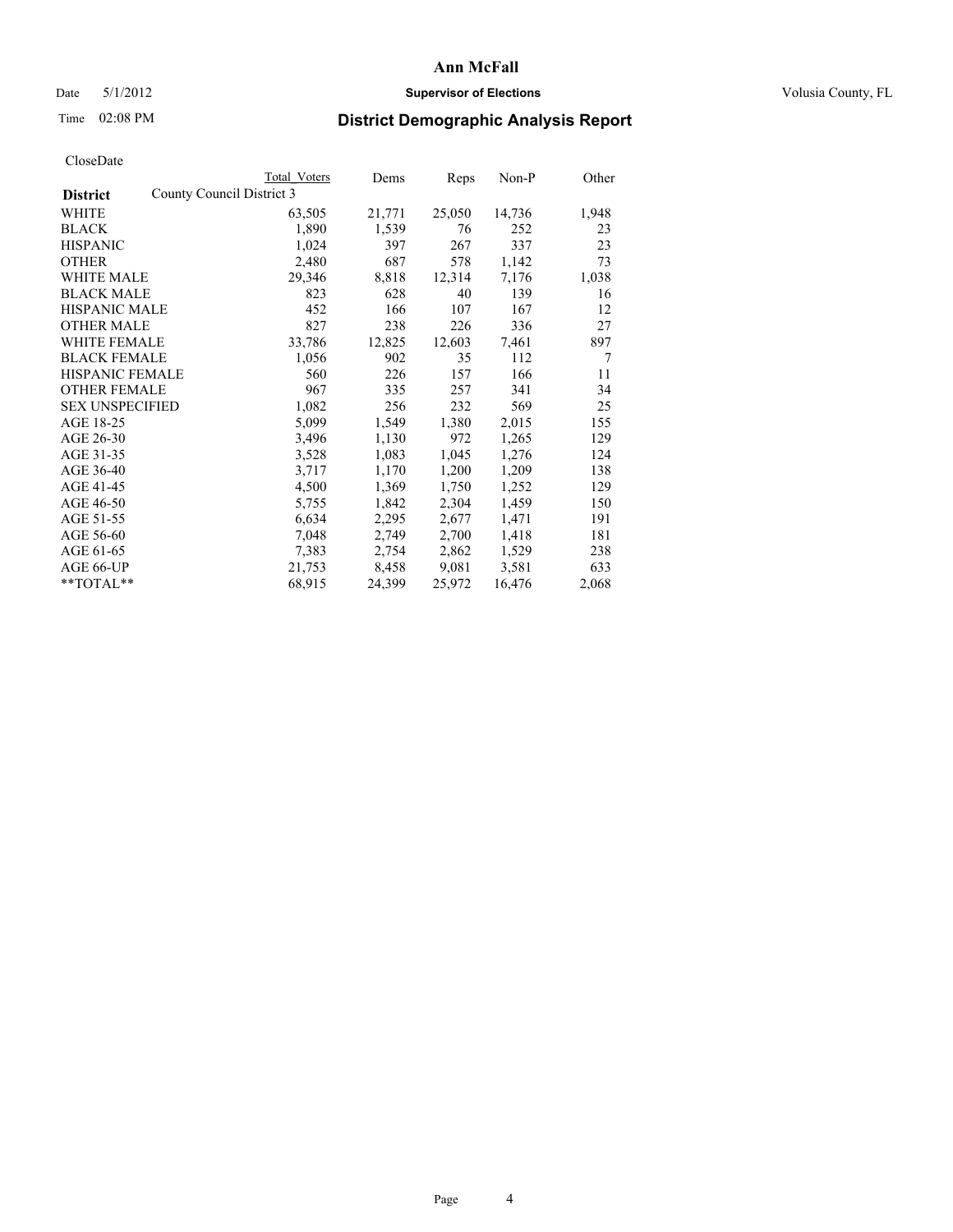# Ann McFall

Date 5/1/2012 **Supervisor of Elections** Volusia County, FL

Time 02:08 PM

## District Demographic Analysis Report

CloseDate

| | Total Voters | Dems | Reps | Non-P | Other |
|---|---|---|---|---|---|
| **District** County Council District 3 | | | | | |
| WHITE | 63,505 | 21,771 | 25,050 | 14,736 | 1,948 |
| BLACK | 1,890 | 1,539 | 76 | 252 | 23 |
| HISPANIC | 1,024 | 397 | 267 | 337 | 23 |
| OTHER | 2,480 | 687 | 578 | 1,142 | 73 |
| WHITE MALE | 29,346 | 8,818 | 12,314 | 7,176 | 1,038 |
| BLACK MALE | 823 | 628 | 40 | 139 | 16 |
| HISPANIC MALE | 452 | 166 | 107 | 167 | 12 |
| OTHER MALE | 827 | 238 | 226 | 336 | 27 |
| WHITE FEMALE | 33,786 | 12,825 | 12,603 | 7,461 | 897 |
| BLACK FEMALE | 1,056 | 902 | 35 | 112 | 7 |
| HISPANIC FEMALE | 560 | 226 | 157 | 166 | 11 |
| OTHER FEMALE | 967 | 335 | 257 | 341 | 34 |
| SEX UNSPECIFIED | 1,082 | 256 | 232 | 569 | 25 |
| AGE 18-25 | 5,099 | 1,549 | 1,380 | 2,015 | 155 |
| AGE 26-30 | 3,496 | 1,130 | 972 | 1,265 | 129 |
| AGE 31-35 | 3,528 | 1,083 | 1,045 | 1,276 | 124 |
| AGE 36-40 | 3,717 | 1,170 | 1,200 | 1,209 | 138 |
| AGE 41-45 | 4,500 | 1,369 | 1,750 | 1,252 | 129 |
| AGE 46-50 | 5,755 | 1,842 | 2,304 | 1,459 | 150 |
| AGE 51-55 | 6,634 | 2,295 | 2,677 | 1,471 | 191 |
| AGE 56-60 | 7,048 | 2,749 | 2,700 | 1,418 | 181 |
| AGE 61-65 | 7,383 | 2,754 | 2,862 | 1,529 | 238 |
| AGE 66-UP | 21,753 | 8,458 | 9,081 | 3,581 | 633 |
| **TOTAL** | 68,915 | 24,399 | 25,972 | 16,476 | 2,068 |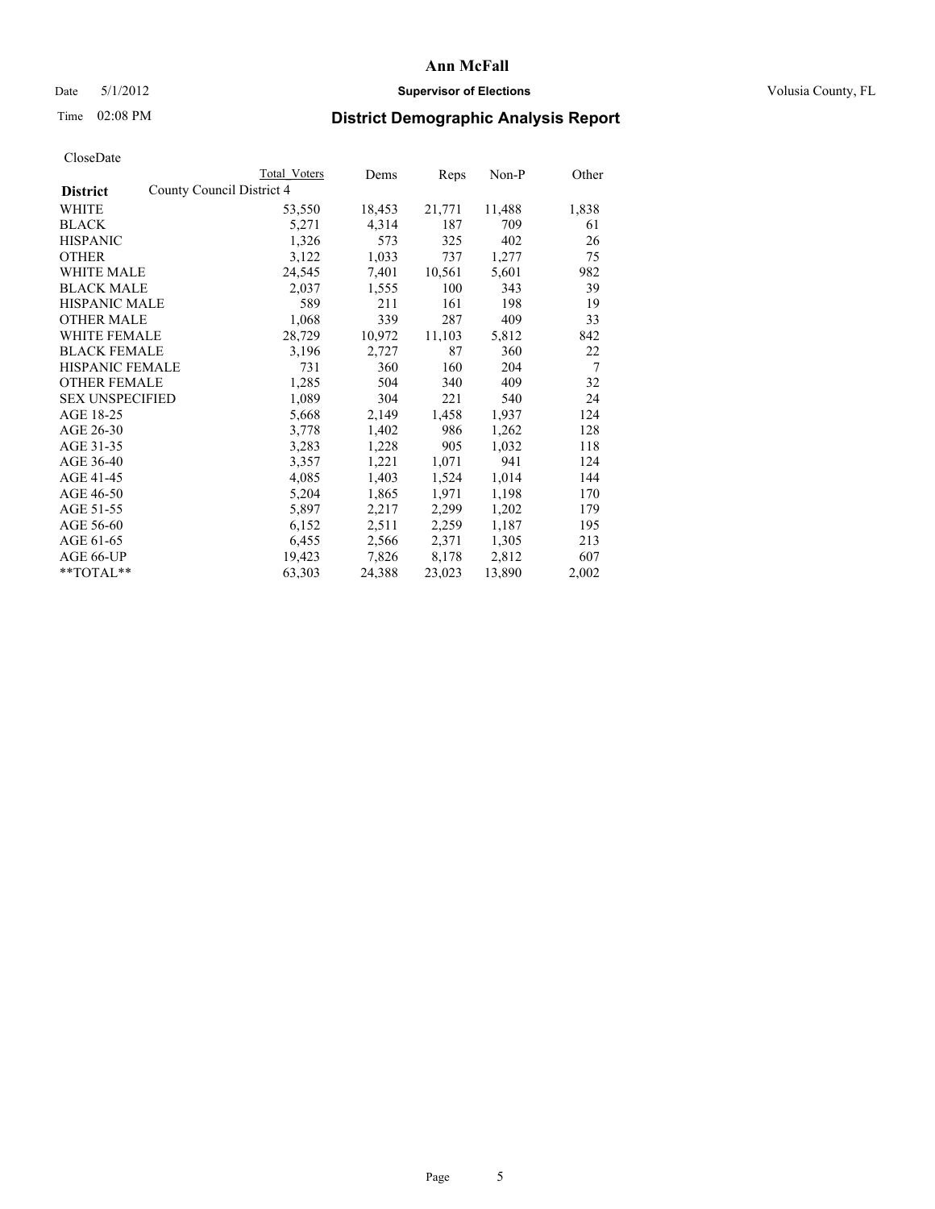# Ann McFall

Date 5/1/2012 **Supervisor of Elections** Volusia County, FL

Time 02:08 PM

## District Demographic Analysis Report

CloseDate

| **District** | County Council District 4 | Total Voters | Dems | Reps | Non-P | Other |
|---|---|---|---|---|---|---|
| WHITE | | 53,550 | 18,453 | 21,771 | 11,488 | 1,838 |
| BLACK | | 5,271 | 4,314 | 187 | 709 | 61 |
| HISPANIC | | 1,326 | 573 | 325 | 402 | 26 |
| OTHER | | 3,122 | 1,033 | 737 | 1,277 | 75 |
| WHITE MALE | | 24,545 | 7,401 | 10,561 | 5,601 | 982 |
| BLACK MALE | | 2,037 | 1,555 | 100 | 343 | 39 |
| HISPANIC MALE | | 589 | 211 | 161 | 198 | 19 |
| OTHER MALE | | 1,068 | 339 | 287 | 409 | 33 |
| WHITE FEMALE | | 28,729 | 10,972 | 11,103 | 5,812 | 842 |
| BLACK FEMALE | | 3,196 | 2,727 | 87 | 360 | 22 |
| HISPANIC FEMALE | | 731 | 360 | 160 | 204 | 7 |
| OTHER FEMALE | | 1,285 | 504 | 340 | 409 | 32 |
| SEX UNSPECIFIED | | 1,089 | 304 | 221 | 540 | 24 |
| AGE 18-25 | | 5,668 | 2,149 | 1,458 | 1,937 | 124 |
| AGE 26-30 | | 3,778 | 1,402 | 986 | 1,262 | 128 |
| AGE 31-35 | | 3,283 | 1,228 | 905 | 1,032 | 118 |
| AGE 36-40 | | 3,357 | 1,221 | 1,071 | 941 | 124 |
| AGE 41-45 | | 4,085 | 1,403 | 1,524 | 1,014 | 144 |
| AGE 46-50 | | 5,204 | 1,865 | 1,971 | 1,198 | 170 |
| AGE 51-55 | | 5,897 | 2,217 | 2,299 | 1,202 | 179 |
| AGE 56-60 | | 6,152 | 2,511 | 2,259 | 1,187 | 195 |
| AGE 61-65 | | 6,455 | 2,566 | 2,371 | 1,305 | 213 |
| AGE 66-UP | | 19,423 | 7,826 | 8,178 | 2,812 | 607 |
| **TOTAL** | | 63,303 | 24,388 | 23,023 | 13,890 | 2,002 |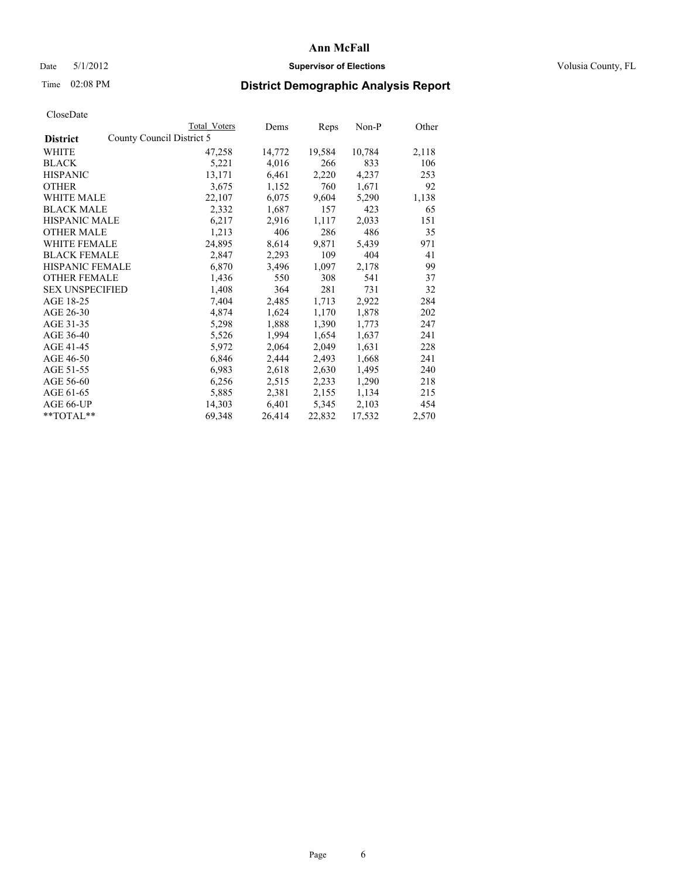# Ann McFall

Date 5/1/2012 **Supervisor of Elections** Volusia County, FL

Time 02:08 PM **District Demographic Analysis Report**

CloseDate

| District | Total Voters | Dems | Reps | Non-P | Other |
|---|---|---|---|---|---|
| County Council District 5 | | | | | |
| WHITE | 47,258 | 14,772 | 19,584 | 10,784 | 2,118 |
| BLACK | 5,221 | 4,016 | 266 | 833 | 106 |
| HISPANIC | 13,171 | 6,461 | 2,220 | 4,237 | 253 |
| OTHER | 3,675 | 1,152 | 760 | 1,671 | 92 |
| WHITE MALE | 22,107 | 6,075 | 9,604 | 5,290 | 1,138 |
| BLACK MALE | 2,332 | 1,687 | 157 | 423 | 65 |
| HISPANIC MALE | 6,217 | 2,916 | 1,117 | 2,033 | 151 |
| OTHER MALE | 1,213 | 406 | 286 | 486 | 35 |
| WHITE FEMALE | 24,895 | 8,614 | 9,871 | 5,439 | 971 |
| BLACK FEMALE | 2,847 | 2,293 | 109 | 404 | 41 |
| HISPANIC FEMALE | 6,870 | 3,496 | 1,097 | 2,178 | 99 |
| OTHER FEMALE | 1,436 | 550 | 308 | 541 | 37 |
| SEX UNSPECIFIED | 1,408 | 364 | 281 | 731 | 32 |
| AGE 18-25 | 7,404 | 2,485 | 1,713 | 2,922 | 284 |
| AGE 26-30 | 4,874 | 1,624 | 1,170 | 1,878 | 202 |
| AGE 31-35 | 5,298 | 1,888 | 1,390 | 1,773 | 247 |
| AGE 36-40 | 5,526 | 1,994 | 1,654 | 1,637 | 241 |
| AGE 41-45 | 5,972 | 2,064 | 2,049 | 1,631 | 228 |
| AGE 46-50 | 6,846 | 2,444 | 2,493 | 1,668 | 241 |
| AGE 51-55 | 6,983 | 2,618 | 2,630 | 1,495 | 240 |
| AGE 56-60 | 6,256 | 2,515 | 2,233 | 1,290 | 218 |
| AGE 61-65 | 5,885 | 2,381 | 2,155 | 1,134 | 215 |
| AGE 66-UP | 14,303 | 6,401 | 5,345 | 2,103 | 454 |
| **TOTAL** | 69,348 | 26,414 | 22,832 | 17,532 | 2,570 |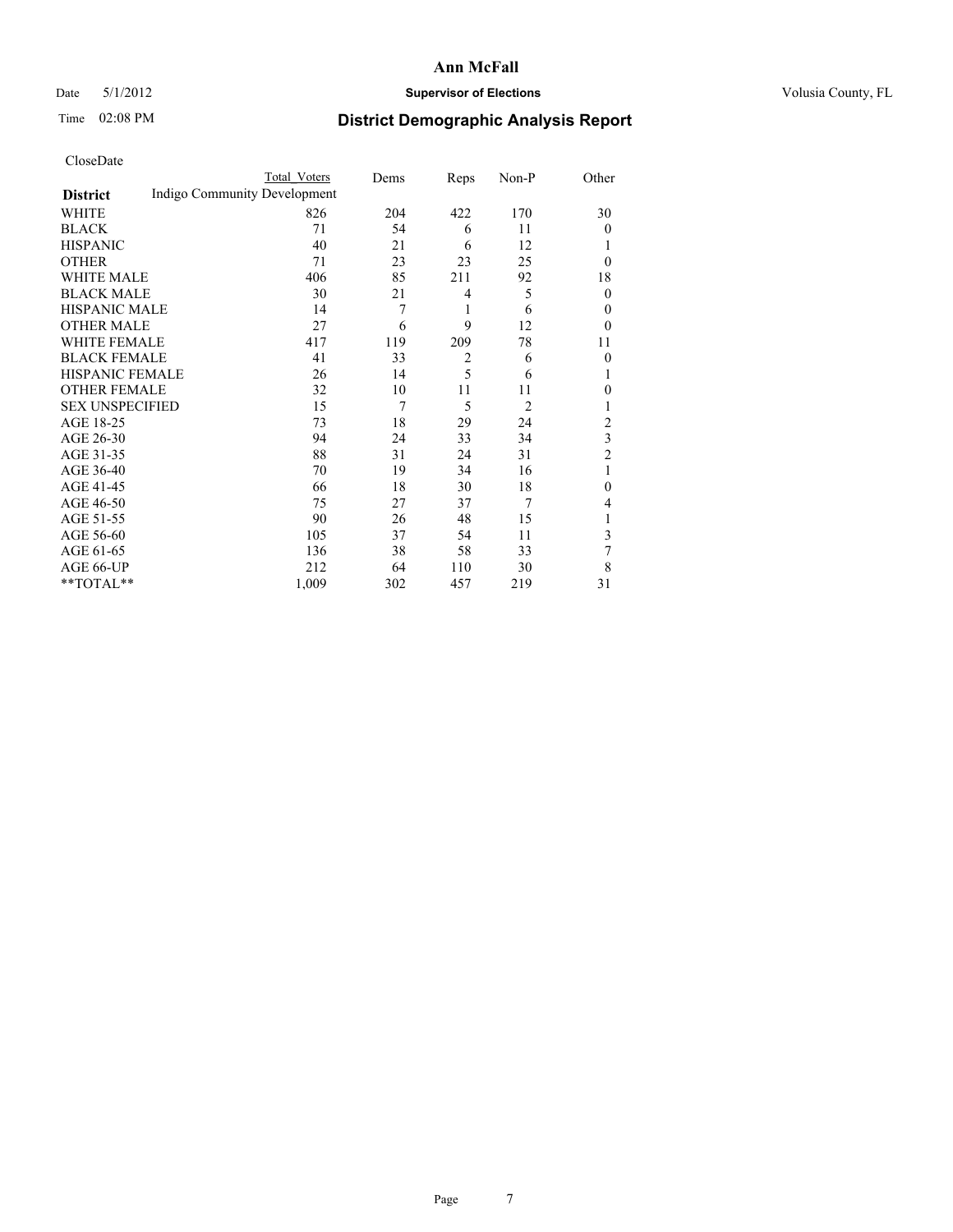# Ann McFall

Date 5/1/2012 **Supervisor of Elections** Volusia County, FL

Time 02:08 PM **District Demographic Analysis Report**

CloseDate

| District | Total Voters | Dems | Reps | Non-P | Other |
|---|---|---|---|---|---|
| Indigo Community Development | | | | | |
| WHITE | 826 | 204 | 422 | 170 | 30 |
| BLACK | 71 | 54 | 6 | 11 | 0 |
| HISPANIC | 40 | 21 | 6 | 12 | 1 |
| OTHER | 71 | 23 | 23 | 25 | 0 |
| WHITE MALE | 406 | 85 | 211 | 92 | 18 |
| BLACK MALE | 30 | 21 | 4 | 5 | 0 |
| HISPANIC MALE | 14 | 7 | 1 | 6 | 0 |
| OTHER MALE | 27 | 6 | 9 | 12 | 0 |
| WHITE FEMALE | 417 | 119 | 209 | 78 | 11 |
| BLACK FEMALE | 41 | 33 | 2 | 6 | 0 |
| HISPANIC FEMALE | 26 | 14 | 5 | 6 | 1 |
| OTHER FEMALE | 32 | 10 | 11 | 11 | 0 |
| SEX UNSPECIFIED | 15 | 7 | 5 | 2 | 1 |
| AGE 18-25 | 73 | 18 | 29 | 24 | 2 |
| AGE 26-30 | 94 | 24 | 33 | 34 | 3 |
| AGE 31-35 | 88 | 31 | 24 | 31 | 2 |
| AGE 36-40 | 70 | 19 | 34 | 16 | 1 |
| AGE 41-45 | 66 | 18 | 30 | 18 | 0 |
| AGE 46-50 | 75 | 27 | 37 | 7 | 4 |
| AGE 51-55 | 90 | 26 | 48 | 15 | 1 |
| AGE 56-60 | 105 | 37 | 54 | 11 | 3 |
| AGE 61-65 | 136 | 38 | 58 | 33 | 7 |
| AGE 66-UP | 212 | 64 | 110 | 30 | 8 |
| **TOTAL** | 1,009 | 302 | 457 | 219 | 31 |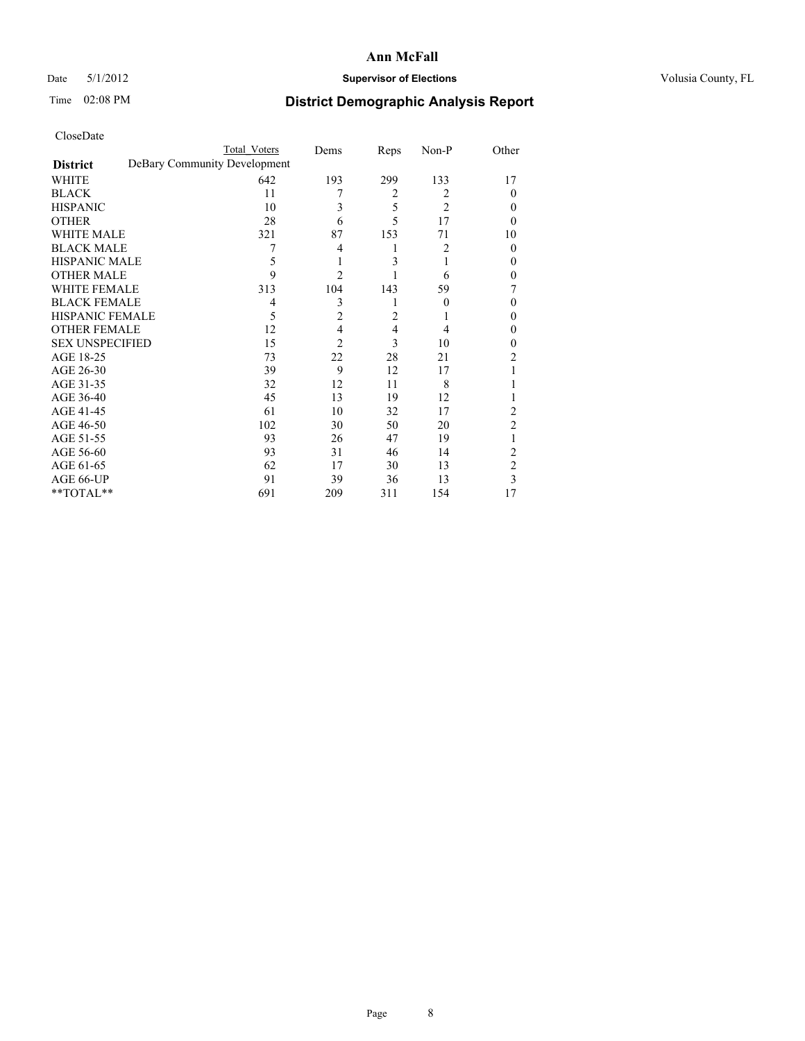# Ann McFall

Date 5/1/2012 **Supervisor of Elections** Volusia County, FL

Time 02:08 PM **District Demographic Analysis Report**

CloseDate

| District | Total Voters | Dems | Reps | Non-P | Other |
|---|---|---|---|---|---|
| DeBary Community Development | | | | | |
| WHITE | 642 | 193 | 299 | 133 | 17 |
| BLACK | 11 | 7 | 2 | 2 | 0 |
| HISPANIC | 10 | 3 | 5 | 2 | 0 |
| OTHER | 28 | 6 | 5 | 17 | 0 |
| WHITE MALE | 321 | 87 | 153 | 71 | 10 |
| BLACK MALE | 7 | 4 | 1 | 2 | 0 |
| HISPANIC MALE | 5 | 1 | 3 | 1 | 0 |
| OTHER MALE | 9 | 2 | 1 | 6 | 0 |
| WHITE FEMALE | 313 | 104 | 143 | 59 | 7 |
| BLACK FEMALE | 4 | 3 | 1 | 0 | 0 |
| HISPANIC FEMALE | 5 | 2 | 2 | 1 | 0 |
| OTHER FEMALE | 12 | 4 | 4 | 4 | 0 |
| SEX UNSPECIFIED | 15 | 2 | 3 | 10 | 0 |
| AGE 18-25 | 73 | 22 | 28 | 21 | 2 |
| AGE 26-30 | 39 | 9 | 12 | 17 | 1 |
| AGE 31-35 | 32 | 12 | 11 | 8 | 1 |
| AGE 36-40 | 45 | 13 | 19 | 12 | 1 |
| AGE 41-45 | 61 | 10 | 32 | 17 | 2 |
| AGE 46-50 | 102 | 30 | 50 | 20 | 2 |
| AGE 51-55 | 93 | 26 | 47 | 19 | 1 |
| AGE 56-60 | 93 | 31 | 46 | 14 | 2 |
| AGE 61-65 | 62 | 17 | 30 | 13 | 2 |
| AGE 66-UP | 91 | 39 | 36 | 13 | 3 |
| **TOTAL** | 691 | 209 | 311 | 154 | 17 |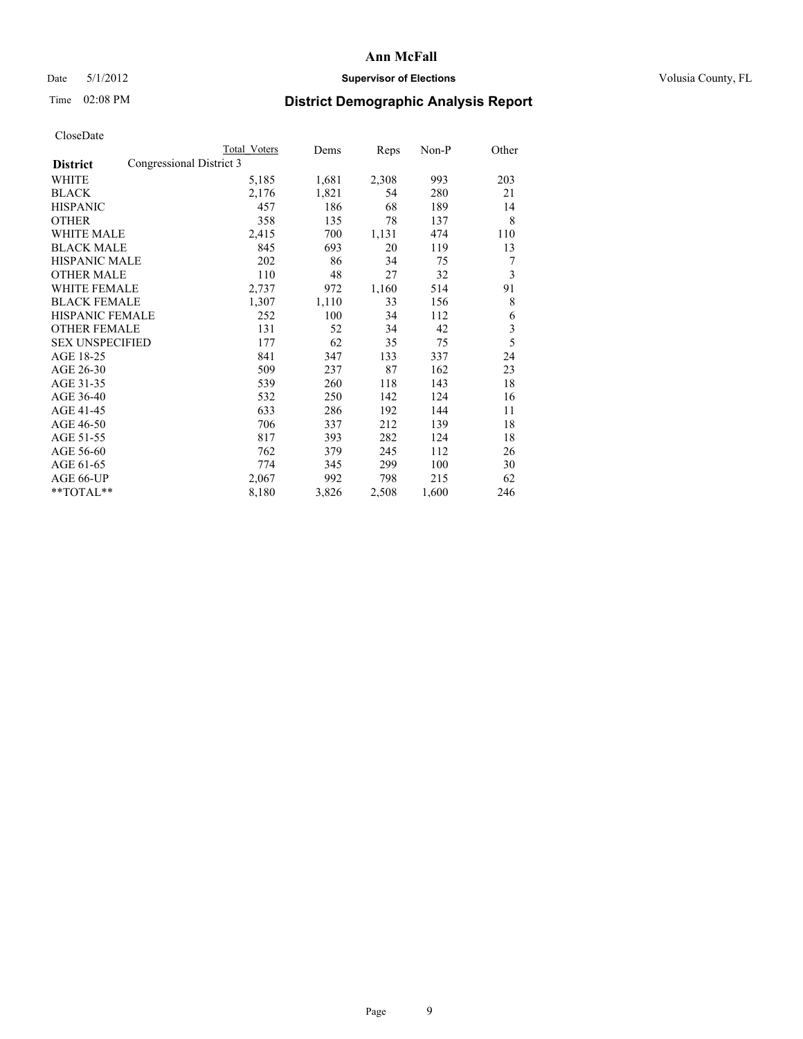**Ann McFall**

Date 5/1/2012 **Supervisor of Elections** Volusia County, FL

Time 02:08 PM

# District Demographic Analysis Report

CloseDate

| | Total Voters | Dems | Reps | Non-P | Other |
|---|---|---|---|---|---|
| **District** Congressional District 3 | | | | | |
| WHITE | 5,185 | 1,681 | 2,308 | 993 | 203 |
| BLACK | 2,176 | 1,821 | 54 | 280 | 21 |
| HISPANIC | 457 | 186 | 68 | 189 | 14 |
| OTHER | 358 | 135 | 78 | 137 | 8 |
| WHITE MALE | 2,415 | 700 | 1,131 | 474 | 110 |
| BLACK MALE | 845 | 693 | 20 | 119 | 13 |
| HISPANIC MALE | 202 | 86 | 34 | 75 | 7 |
| OTHER MALE | 110 | 48 | 27 | 32 | 3 |
| WHITE FEMALE | 2,737 | 972 | 1,160 | 514 | 91 |
| BLACK FEMALE | 1,307 | 1,110 | 33 | 156 | 8 |
| HISPANIC FEMALE | 252 | 100 | 34 | 112 | 6 |
| OTHER FEMALE | 131 | 52 | 34 | 42 | 3 |
| SEX UNSPECIFIED | 177 | 62 | 35 | 75 | 5 |
| AGE 18-25 | 841 | 347 | 133 | 337 | 24 |
| AGE 26-30 | 509 | 237 | 87 | 162 | 23 |
| AGE 31-35 | 539 | 260 | 118 | 143 | 18 |
| AGE 36-40 | 532 | 250 | 142 | 124 | 16 |
| AGE 41-45 | 633 | 286 | 192 | 144 | 11 |
| AGE 46-50 | 706 | 337 | 212 | 139 | 18 |
| AGE 51-55 | 817 | 393 | 282 | 124 | 18 |
| AGE 56-60 | 762 | 379 | 245 | 112 | 26 |
| AGE 61-65 | 774 | 345 | 299 | 100 | 30 |
| AGE 66-UP | 2,067 | 992 | 798 | 215 | 62 |
| **TOTAL** | 8,180 | 3,826 | 2,508 | 1,600 | 246 |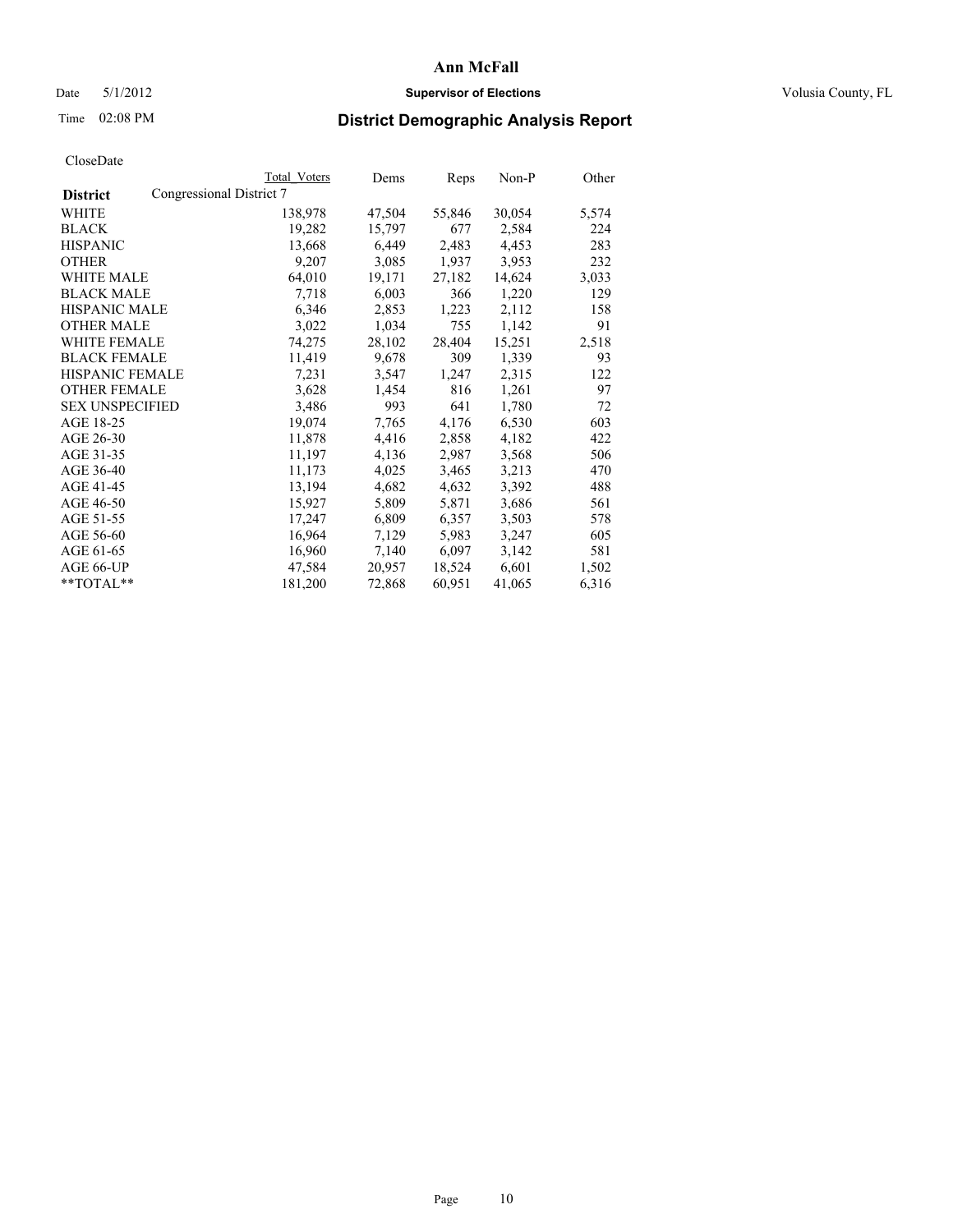# Ann McFall

Date 5/1/2012 **Supervisor of Elections** Volusia County, FL

Time 02:08 PM

## District Demographic Analysis Report

CloseDate

| District | Congressional District 7 | Total Voters | Dems | Reps | Non-P | Other |
|---|---|---|---|---|---|---|
| WHITE | | 138,978 | 47,504 | 55,846 | 30,054 | 5,574 |
| BLACK | | 19,282 | 15,797 | 677 | 2,584 | 224 |
| HISPANIC | | 13,668 | 6,449 | 2,483 | 4,453 | 283 |
| OTHER | | 9,207 | 3,085 | 1,937 | 3,953 | 232 |
| WHITE MALE | | 64,010 | 19,171 | 27,182 | 14,624 | 3,033 |
| BLACK MALE | | 7,718 | 6,003 | 366 | 1,220 | 129 |
| HISPANIC MALE | | 6,346 | 2,853 | 1,223 | 2,112 | 158 |
| OTHER MALE | | 3,022 | 1,034 | 755 | 1,142 | 91 |
| WHITE FEMALE | | 74,275 | 28,102 | 28,404 | 15,251 | 2,518 |
| BLACK FEMALE | | 11,419 | 9,678 | 309 | 1,339 | 93 |
| HISPANIC FEMALE | | 7,231 | 3,547 | 1,247 | 2,315 | 122 |
| OTHER FEMALE | | 3,628 | 1,454 | 816 | 1,261 | 97 |
| SEX UNSPECIFIED | | 3,486 | 993 | 641 | 1,780 | 72 |
| AGE 18-25 | | 19,074 | 7,765 | 4,176 | 6,530 | 603 |
| AGE 26-30 | | 11,878 | 4,416 | 2,858 | 4,182 | 422 |
| AGE 31-35 | | 11,197 | 4,136 | 2,987 | 3,568 | 506 |
| AGE 36-40 | | 11,173 | 4,025 | 3,465 | 3,213 | 470 |
| AGE 41-45 | | 13,194 | 4,682 | 4,632 | 3,392 | 488 |
| AGE 46-50 | | 15,927 | 5,809 | 5,871 | 3,686 | 561 |
| AGE 51-55 | | 17,247 | 6,809 | 6,357 | 3,503 | 578 |
| AGE 56-60 | | 16,964 | 7,129 | 5,983 | 3,247 | 605 |
| AGE 61-65 | | 16,960 | 7,140 | 6,097 | 3,142 | 581 |
| AGE 66-UP | | 47,584 | 20,957 | 18,524 | 6,601 | 1,502 |
| **TOTAL** | | 181,200 | 72,868 | 60,951 | 41,065 | 6,316 |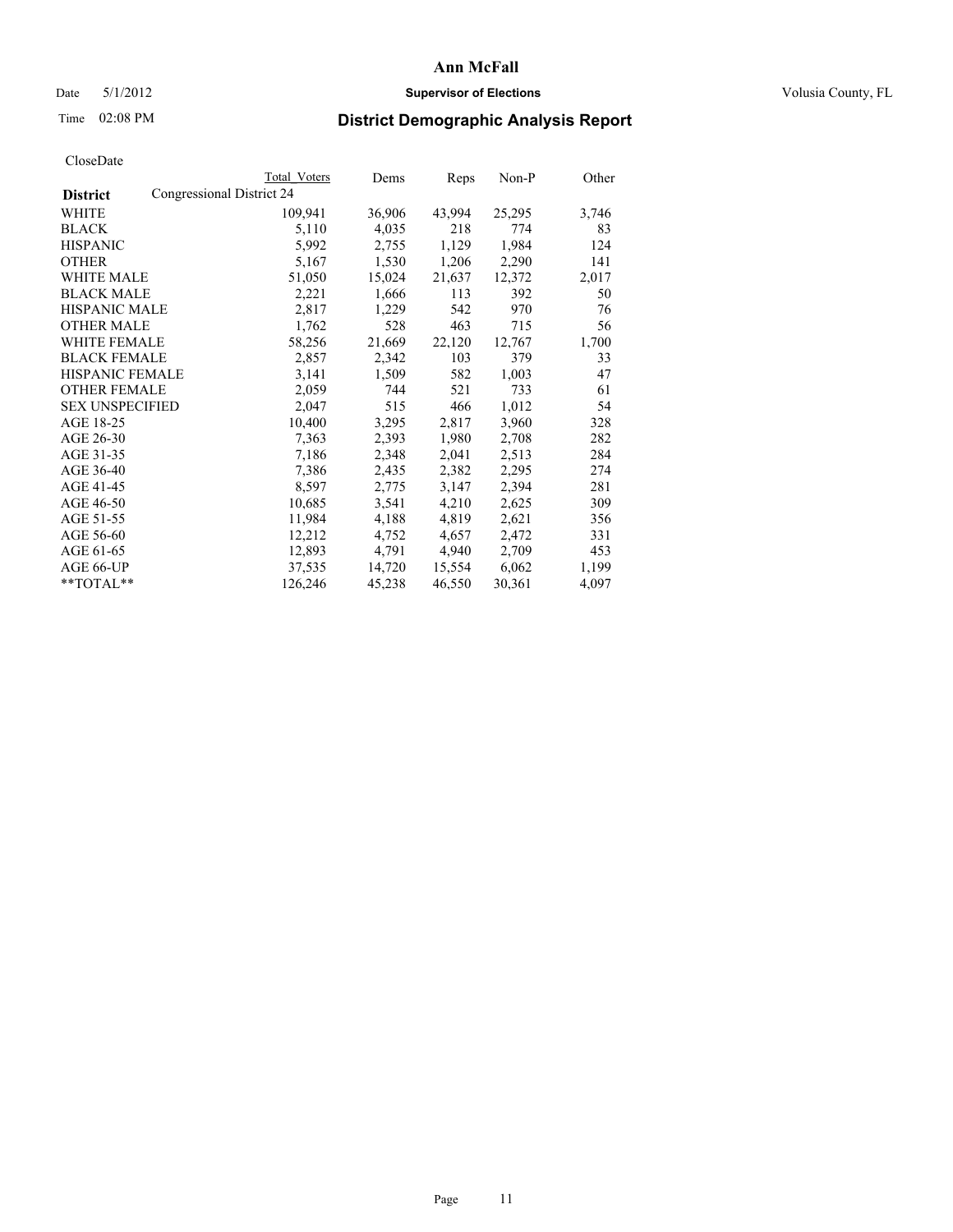# Ann McFall

Date 5/1/2012 **Supervisor of Elections** Volusia County, FL

Time 02:08 PM

## District Demographic Analysis Report

CloseDate

| **District** | Total Voters | Dems | Reps | Non-P | Other |
|---|---|---|---|---|---|
| Congressional District 24 | | | | | |
| WHITE | 109,941 | 36,906 | 43,994 | 25,295 | 3,746 |
| BLACK | 5,110 | 4,035 | 218 | 774 | 83 |
| HISPANIC | 5,992 | 2,755 | 1,129 | 1,984 | 124 |
| OTHER | 5,167 | 1,530 | 1,206 | 2,290 | 141 |
| WHITE MALE | 51,050 | 15,024 | 21,637 | 12,372 | 2,017 |
| BLACK MALE | 2,221 | 1,666 | 113 | 392 | 50 |
| HISPANIC MALE | 2,817 | 1,229 | 542 | 970 | 76 |
| OTHER MALE | 1,762 | 528 | 463 | 715 | 56 |
| WHITE FEMALE | 58,256 | 21,669 | 22,120 | 12,767 | 1,700 |
| BLACK FEMALE | 2,857 | 2,342 | 103 | 379 | 33 |
| HISPANIC FEMALE | 3,141 | 1,509 | 582 | 1,003 | 47 |
| OTHER FEMALE | 2,059 | 744 | 521 | 733 | 61 |
| SEX UNSPECIFIED | 2,047 | 515 | 466 | 1,012 | 54 |
| AGE 18-25 | 10,400 | 3,295 | 2,817 | 3,960 | 328 |
| AGE 26-30 | 7,363 | 2,393 | 1,980 | 2,708 | 282 |
| AGE 31-35 | 7,186 | 2,348 | 2,041 | 2,513 | 284 |
| AGE 36-40 | 7,386 | 2,435 | 2,382 | 2,295 | 274 |
| AGE 41-45 | 8,597 | 2,775 | 3,147 | 2,394 | 281 |
| AGE 46-50 | 10,685 | 3,541 | 4,210 | 2,625 | 309 |
| AGE 51-55 | 11,984 | 4,188 | 4,819 | 2,621 | 356 |
| AGE 56-60 | 12,212 | 4,752 | 4,657 | 2,472 | 331 |
| AGE 61-65 | 12,893 | 4,791 | 4,940 | 2,709 | 453 |
| AGE 66-UP | 37,535 | 14,720 | 15,554 | 6,062 | 1,199 |
| **TOTAL** | 126,246 | 45,238 | 46,550 | 30,361 | 4,097 |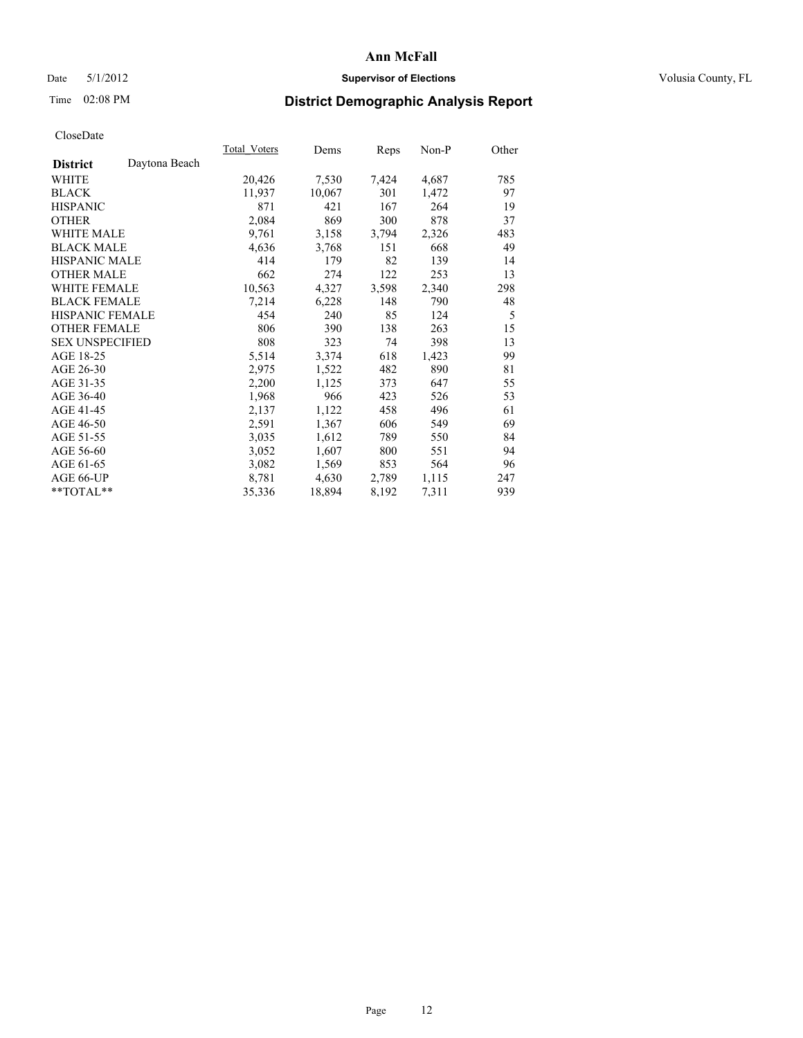# Ann McFall

Date 5/1/2012 **Supervisor of Elections** Volusia County, FL

Time 02:08 PM **District Demographic Analysis Report**

CloseDate

| **District** Daytona Beach | Total_Voters | Dems | Reps | Non-P | Other |
|---|---|---|---|---|---|
| WHITE | 20,426 | 7,530 | 7,424 | 4,687 | 785 |
| BLACK | 11,937 | 10,067 | 301 | 1,472 | 97 |
| HISPANIC | 871 | 421 | 167 | 264 | 19 |
| OTHER | 2,084 | 869 | 300 | 878 | 37 |
| WHITE MALE | 9,761 | 3,158 | 3,794 | 2,326 | 483 |
| BLACK MALE | 4,636 | 3,768 | 151 | 668 | 49 |
| HISPANIC MALE | 414 | 179 | 82 | 139 | 14 |
| OTHER MALE | 662 | 274 | 122 | 253 | 13 |
| WHITE FEMALE | 10,563 | 4,327 | 3,598 | 2,340 | 298 |
| BLACK FEMALE | 7,214 | 6,228 | 148 | 790 | 48 |
| HISPANIC FEMALE | 454 | 240 | 85 | 124 | 5 |
| OTHER FEMALE | 806 | 390 | 138 | 263 | 15 |
| SEX UNSPECIFIED | 808 | 323 | 74 | 398 | 13 |
| AGE 18-25 | 5,514 | 3,374 | 618 | 1,423 | 99 |
| AGE 26-30 | 2,975 | 1,522 | 482 | 890 | 81 |
| AGE 31-35 | 2,200 | 1,125 | 373 | 647 | 55 |
| AGE 36-40 | 1,968 | 966 | 423 | 526 | 53 |
| AGE 41-45 | 2,137 | 1,122 | 458 | 496 | 61 |
| AGE 46-50 | 2,591 | 1,367 | 606 | 549 | 69 |
| AGE 51-55 | 3,035 | 1,612 | 789 | 550 | 84 |
| AGE 56-60 | 3,052 | 1,607 | 800 | 551 | 94 |
| AGE 61-65 | 3,082 | 1,569 | 853 | 564 | 96 |
| AGE 66-UP | 8,781 | 4,630 | 2,789 | 1,115 | 247 |
| **TOTAL** | 35,336 | 18,894 | 8,192 | 7,311 | 939 |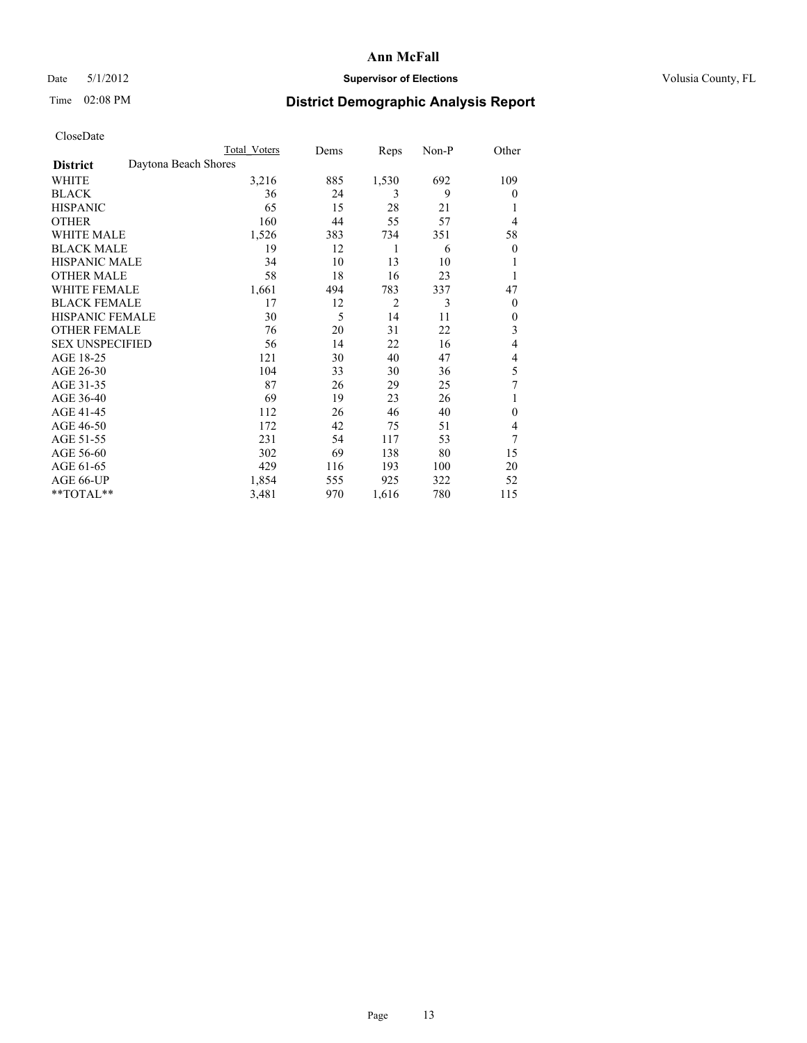# Ann McFall

Date 5/1/2012 **Supervisor of Elections** Volusia County, FL

Time 02:08 PM **District Demographic Analysis Report**

CloseDate

| | Total Voters | Dems | Reps | Non-P | Other |
|---|---|---|---|---|---|
| **District** Daytona Beach Shores | | | | | |
| WHITE | 3,216 | 885 | 1,530 | 692 | 109 |
| BLACK | 36 | 24 | 3 | 9 | 0 |
| HISPANIC | 65 | 15 | 28 | 21 | 1 |
| OTHER | 160 | 44 | 55 | 57 | 4 |
| WHITE MALE | 1,526 | 383 | 734 | 351 | 58 |
| BLACK MALE | 19 | 12 | 1 | 6 | 0 |
| HISPANIC MALE | 34 | 10 | 13 | 10 | 1 |
| OTHER MALE | 58 | 18 | 16 | 23 | 1 |
| WHITE FEMALE | 1,661 | 494 | 783 | 337 | 47 |
| BLACK FEMALE | 17 | 12 | 2 | 3 | 0 |
| HISPANIC FEMALE | 30 | 5 | 14 | 11 | 0 |
| OTHER FEMALE | 76 | 20 | 31 | 22 | 3 |
| SEX UNSPECIFIED | 56 | 14 | 22 | 16 | 4 |
| AGE 18-25 | 121 | 30 | 40 | 47 | 4 |
| AGE 26-30 | 104 | 33 | 30 | 36 | 5 |
| AGE 31-35 | 87 | 26 | 29 | 25 | 7 |
| AGE 36-40 | 69 | 19 | 23 | 26 | 1 |
| AGE 41-45 | 112 | 26 | 46 | 40 | 0 |
| AGE 46-50 | 172 | 42 | 75 | 51 | 4 |
| AGE 51-55 | 231 | 54 | 117 | 53 | 7 |
| AGE 56-60 | 302 | 69 | 138 | 80 | 15 |
| AGE 61-65 | 429 | 116 | 193 | 100 | 20 |
| AGE 66-UP | 1,854 | 555 | 925 | 322 | 52 |
| **TOTAL** | 3,481 | 970 | 1,616 | 780 | 115 |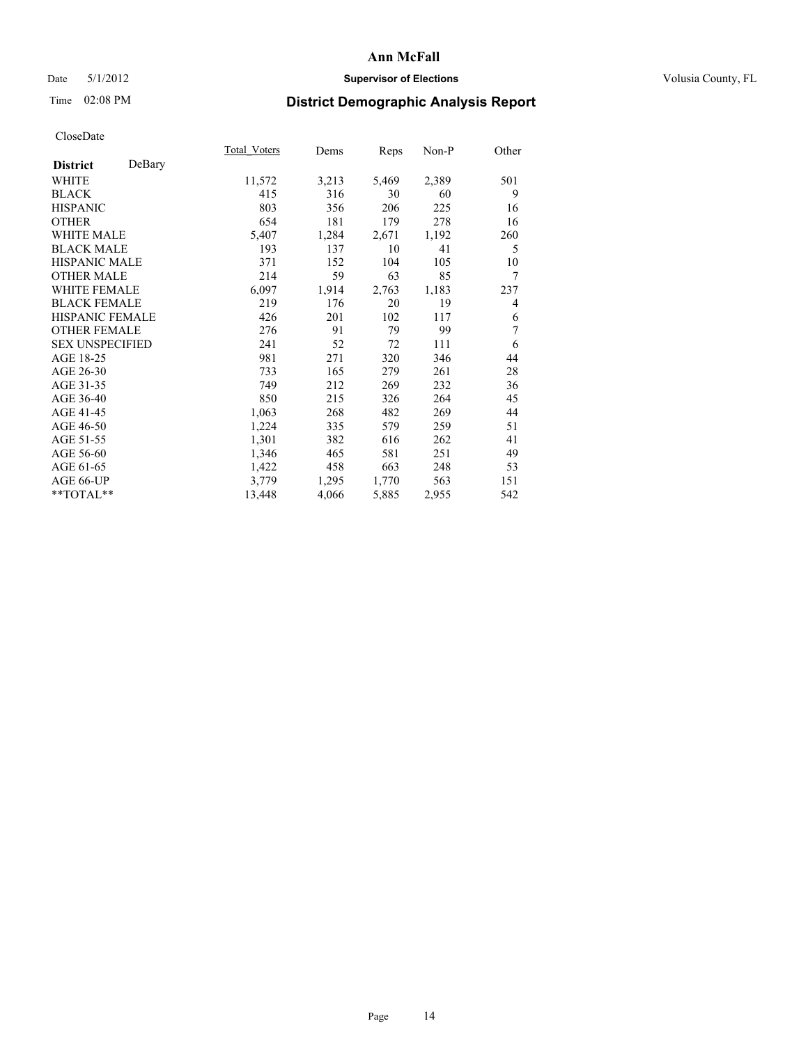# Ann McFall

Date 5/1/2012 **Supervisor of Elections** Volusia County, FL

Time 02:08 PM **District Demographic Analysis Report**

CloseDate

| **District** DeBary | Total_Voters | Dems | Reps | Non-P | Other |
|---|---|---|---|---|---|
| WHITE | 11,572 | 3,213 | 5,469 | 2,389 | 501 |
| BLACK | 415 | 316 | 30 | 60 | 9 |
| HISPANIC | 803 | 356 | 206 | 225 | 16 |
| OTHER | 654 | 181 | 179 | 278 | 16 |
| WHITE MALE | 5,407 | 1,284 | 2,671 | 1,192 | 260 |
| BLACK MALE | 193 | 137 | 10 | 41 | 5 |
| HISPANIC MALE | 371 | 152 | 104 | 105 | 10 |
| OTHER MALE | 214 | 59 | 63 | 85 | 7 |
| WHITE FEMALE | 6,097 | 1,914 | 2,763 | 1,183 | 237 |
| BLACK FEMALE | 219 | 176 | 20 | 19 | 4 |
| HISPANIC FEMALE | 426 | 201 | 102 | 117 | 6 |
| OTHER FEMALE | 276 | 91 | 79 | 99 | 7 |
| SEX UNSPECIFIED | 241 | 52 | 72 | 111 | 6 |
| AGE 18-25 | 981 | 271 | 320 | 346 | 44 |
| AGE 26-30 | 733 | 165 | 279 | 261 | 28 |
| AGE 31-35 | 749 | 212 | 269 | 232 | 36 |
| AGE 36-40 | 850 | 215 | 326 | 264 | 45 |
| AGE 41-45 | 1,063 | 268 | 482 | 269 | 44 |
| AGE 46-50 | 1,224 | 335 | 579 | 259 | 51 |
| AGE 51-55 | 1,301 | 382 | 616 | 262 | 41 |
| AGE 56-60 | 1,346 | 465 | 581 | 251 | 49 |
| AGE 61-65 | 1,422 | 458 | 663 | 248 | 53 |
| AGE 66-UP | 3,779 | 1,295 | 1,770 | 563 | 151 |
| **TOTAL** | 13,448 | 4,066 | 5,885 | 2,955 | 542 |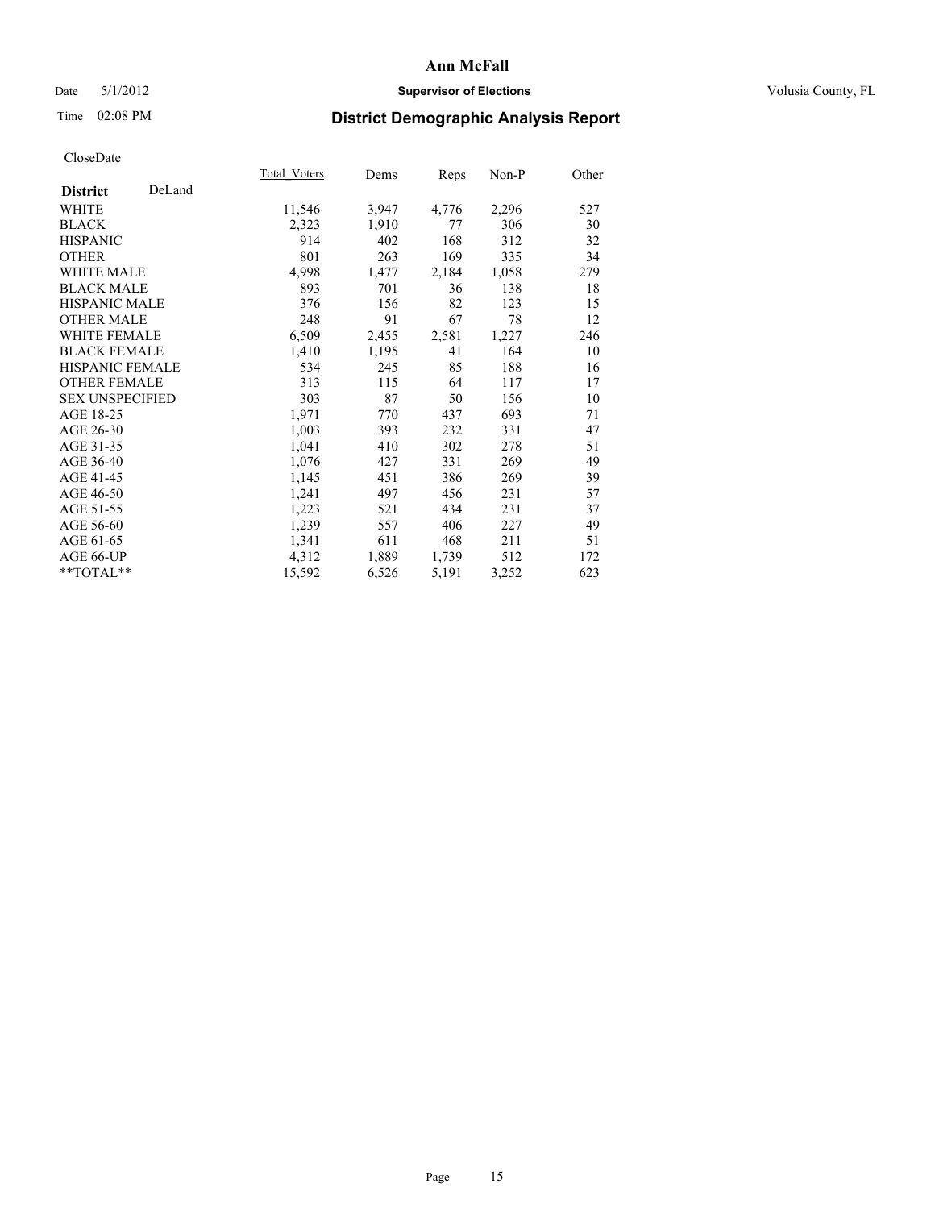**Ann McFall**

Date 5/1/2012 **Supervisor of Elections** Volusia County, FL

Time 02:08 PM

## District Demographic Analysis Report

CloseDate

| **District** DeLand | Total_Voters | Dems | Reps | Non-P | Other |
|---|---|---|---|---|---|
| WHITE | 11,546 | 3,947 | 4,776 | 2,296 | 527 |
| BLACK | 2,323 | 1,910 | 77 | 306 | 30 |
| HISPANIC | 914 | 402 | 168 | 312 | 32 |
| OTHER | 801 | 263 | 169 | 335 | 34 |
| WHITE MALE | 4,998 | 1,477 | 2,184 | 1,058 | 279 |
| BLACK MALE | 893 | 701 | 36 | 138 | 18 |
| HISPANIC MALE | 376 | 156 | 82 | 123 | 15 |
| OTHER MALE | 248 | 91 | 67 | 78 | 12 |
| WHITE FEMALE | 6,509 | 2,455 | 2,581 | 1,227 | 246 |
| BLACK FEMALE | 1,410 | 1,195 | 41 | 164 | 10 |
| HISPANIC FEMALE | 534 | 245 | 85 | 188 | 16 |
| OTHER FEMALE | 313 | 115 | 64 | 117 | 17 |
| SEX UNSPECIFIED | 303 | 87 | 50 | 156 | 10 |
| AGE 18-25 | 1,971 | 770 | 437 | 693 | 71 |
| AGE 26-30 | 1,003 | 393 | 232 | 331 | 47 |
| AGE 31-35 | 1,041 | 410 | 302 | 278 | 51 |
| AGE 36-40 | 1,076 | 427 | 331 | 269 | 49 |
| AGE 41-45 | 1,145 | 451 | 386 | 269 | 39 |
| AGE 46-50 | 1,241 | 497 | 456 | 231 | 57 |
| AGE 51-55 | 1,223 | 521 | 434 | 231 | 37 |
| AGE 56-60 | 1,239 | 557 | 406 | 227 | 49 |
| AGE 61-65 | 1,341 | 611 | 468 | 211 | 51 |
| AGE 66-UP | 4,312 | 1,889 | 1,739 | 512 | 172 |
| **TOTAL** | 15,592 | 6,526 | 5,191 | 3,252 | 623 |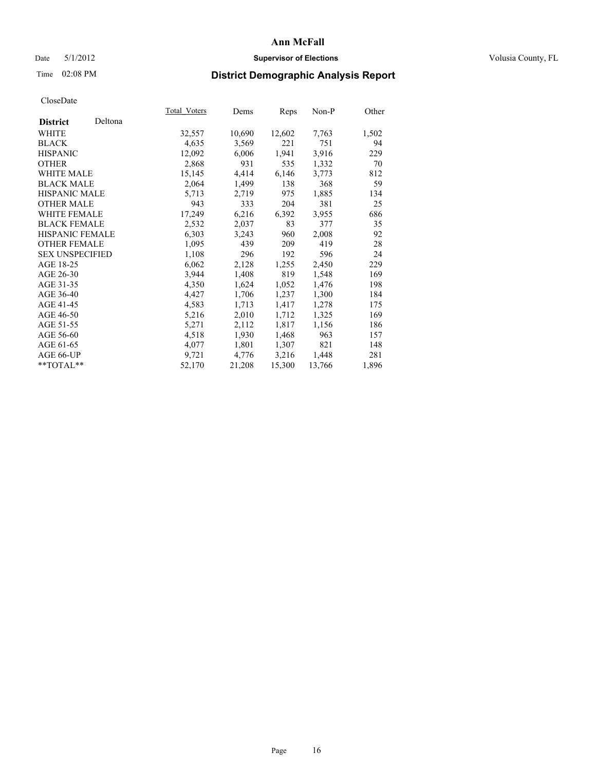# Ann McFall

Date 5/1/2012 **Supervisor of Elections** Volusia County, FL

Time 02:08 PM **District Demographic Analysis Report**

CloseDate

| **District** Deltona | Total_Voters | Dems | Reps | Non-P | Other |
|---|---|---|---|---|---|
| WHITE | 32,557 | 10,690 | 12,602 | 7,763 | 1,502 |
| BLACK | 4,635 | 3,569 | 221 | 751 | 94 |
| HISPANIC | 12,092 | 6,006 | 1,941 | 3,916 | 229 |
| OTHER | 2,868 | 931 | 535 | 1,332 | 70 |
| WHITE MALE | 15,145 | 4,414 | 6,146 | 3,773 | 812 |
| BLACK MALE | 2,064 | 1,499 | 138 | 368 | 59 |
| HISPANIC MALE | 5,713 | 2,719 | 975 | 1,885 | 134 |
| OTHER MALE | 943 | 333 | 204 | 381 | 25 |
| WHITE FEMALE | 17,249 | 6,216 | 6,392 | 3,955 | 686 |
| BLACK FEMALE | 2,532 | 2,037 | 83 | 377 | 35 |
| HISPANIC FEMALE | 6,303 | 3,243 | 960 | 2,008 | 92 |
| OTHER FEMALE | 1,095 | 439 | 209 | 419 | 28 |
| SEX UNSPECIFIED | 1,108 | 296 | 192 | 596 | 24 |
| AGE 18-25 | 6,062 | 2,128 | 1,255 | 2,450 | 229 |
| AGE 26-30 | 3,944 | 1,408 | 819 | 1,548 | 169 |
| AGE 31-35 | 4,350 | 1,624 | 1,052 | 1,476 | 198 |
| AGE 36-40 | 4,427 | 1,706 | 1,237 | 1,300 | 184 |
| AGE 41-45 | 4,583 | 1,713 | 1,417 | 1,278 | 175 |
| AGE 46-50 | 5,216 | 2,010 | 1,712 | 1,325 | 169 |
| AGE 51-55 | 5,271 | 2,112 | 1,817 | 1,156 | 186 |
| AGE 56-60 | 4,518 | 1,930 | 1,468 | 963 | 157 |
| AGE 61-65 | 4,077 | 1,801 | 1,307 | 821 | 148 |
| AGE 66-UP | 9,721 | 4,776 | 3,216 | 1,448 | 281 |
| **TOTAL** | 52,170 | 21,208 | 15,300 | 13,766 | 1,896 |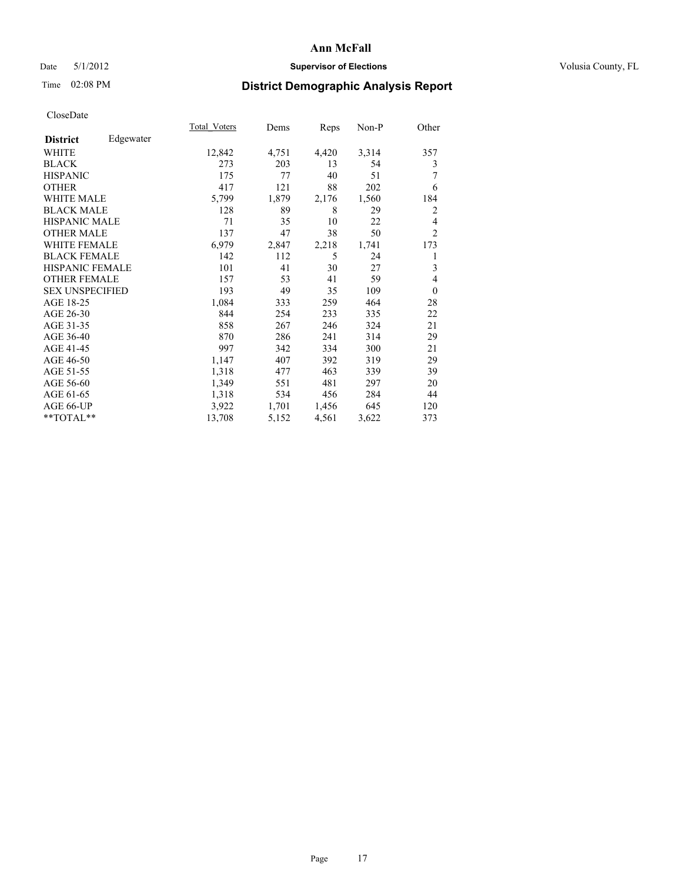# Ann McFall

Date 5/1/2012 **Supervisor of Elections** Volusia County, FL

Time 02:08 PM **District Demographic Analysis Report**

CloseDate

| **District** Edgewater | Total_Voters | Dems | Reps | Non-P | Other |
|---|---|---|---|---|---|
| WHITE | 12,842 | 4,751 | 4,420 | 3,314 | 357 |
| BLACK | 273 | 203 | 13 | 54 | 3 |
| HISPANIC | 175 | 77 | 40 | 51 | 7 |
| OTHER | 417 | 121 | 88 | 202 | 6 |
| WHITE MALE | 5,799 | 1,879 | 2,176 | 1,560 | 184 |
| BLACK MALE | 128 | 89 | 8 | 29 | 2 |
| HISPANIC MALE | 71 | 35 | 10 | 22 | 4 |
| OTHER MALE | 137 | 47 | 38 | 50 | 2 |
| WHITE FEMALE | 6,979 | 2,847 | 2,218 | 1,741 | 173 |
| BLACK FEMALE | 142 | 112 | 5 | 24 | 1 |
| HISPANIC FEMALE | 101 | 41 | 30 | 27 | 3 |
| OTHER FEMALE | 157 | 53 | 41 | 59 | 4 |
| SEX UNSPECIFIED | 193 | 49 | 35 | 109 | 0 |
| AGE 18-25 | 1,084 | 333 | 259 | 464 | 28 |
| AGE 26-30 | 844 | 254 | 233 | 335 | 22 |
| AGE 31-35 | 858 | 267 | 246 | 324 | 21 |
| AGE 36-40 | 870 | 286 | 241 | 314 | 29 |
| AGE 41-45 | 997 | 342 | 334 | 300 | 21 |
| AGE 46-50 | 1,147 | 407 | 392 | 319 | 29 |
| AGE 51-55 | 1,318 | 477 | 463 | 339 | 39 |
| AGE 56-60 | 1,349 | 551 | 481 | 297 | 20 |
| AGE 61-65 | 1,318 | 534 | 456 | 284 | 44 |
| AGE 66-UP | 3,922 | 1,701 | 1,456 | 645 | 120 |
| **TOTAL** | 13,708 | 5,152 | 4,561 | 3,622 | 373 |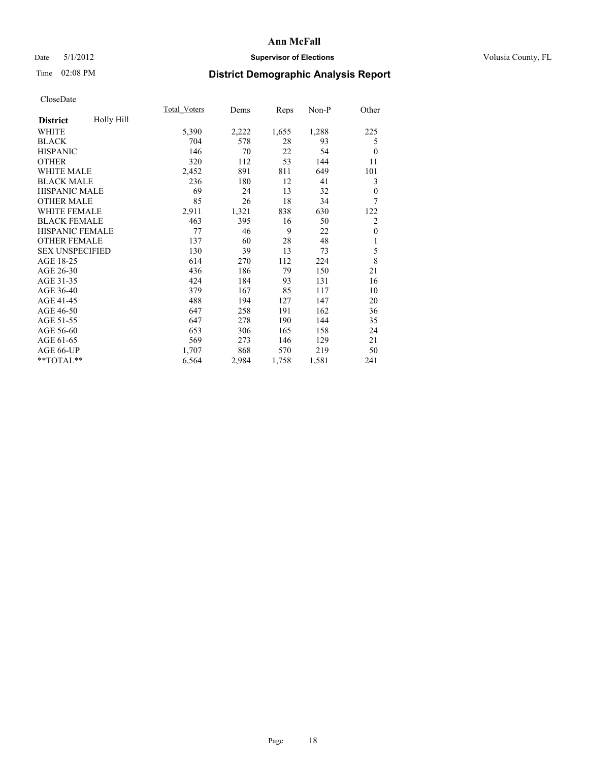# Ann McFall

Date 5/1/2012 **Supervisor of Elections** Volusia County, FL

Time 02:08 PM **District Demographic Analysis Report**

CloseDate

| **District** Holly Hill | Total Voters | Dems | Reps | Non-P | Other |
|---|---|---|---|---|---|
| WHITE | 5,390 | 2,222 | 1,655 | 1,288 | 225 |
| BLACK | 704 | 578 | 28 | 93 | 5 |
| HISPANIC | 146 | 70 | 22 | 54 | 0 |
| OTHER | 320 | 112 | 53 | 144 | 11 |
| WHITE MALE | 2,452 | 891 | 811 | 649 | 101 |
| BLACK MALE | 236 | 180 | 12 | 41 | 3 |
| HISPANIC MALE | 69 | 24 | 13 | 32 | 0 |
| OTHER MALE | 85 | 26 | 18 | 34 | 7 |
| WHITE FEMALE | 2,911 | 1,321 | 838 | 630 | 122 |
| BLACK FEMALE | 463 | 395 | 16 | 50 | 2 |
| HISPANIC FEMALE | 77 | 46 | 9 | 22 | 0 |
| OTHER FEMALE | 137 | 60 | 28 | 48 | 1 |
| SEX UNSPECIFIED | 130 | 39 | 13 | 73 | 5 |
| AGE 18-25 | 614 | 270 | 112 | 224 | 8 |
| AGE 26-30 | 436 | 186 | 79 | 150 | 21 |
| AGE 31-35 | 424 | 184 | 93 | 131 | 16 |
| AGE 36-40 | 379 | 167 | 85 | 117 | 10 |
| AGE 41-45 | 488 | 194 | 127 | 147 | 20 |
| AGE 46-50 | 647 | 258 | 191 | 162 | 36 |
| AGE 51-55 | 647 | 278 | 190 | 144 | 35 |
| AGE 56-60 | 653 | 306 | 165 | 158 | 24 |
| AGE 61-65 | 569 | 273 | 146 | 129 | 21 |
| AGE 66-UP | 1,707 | 868 | 570 | 219 | 50 |
| **TOTAL** | 6,564 | 2,984 | 1,758 | 1,581 | 241 |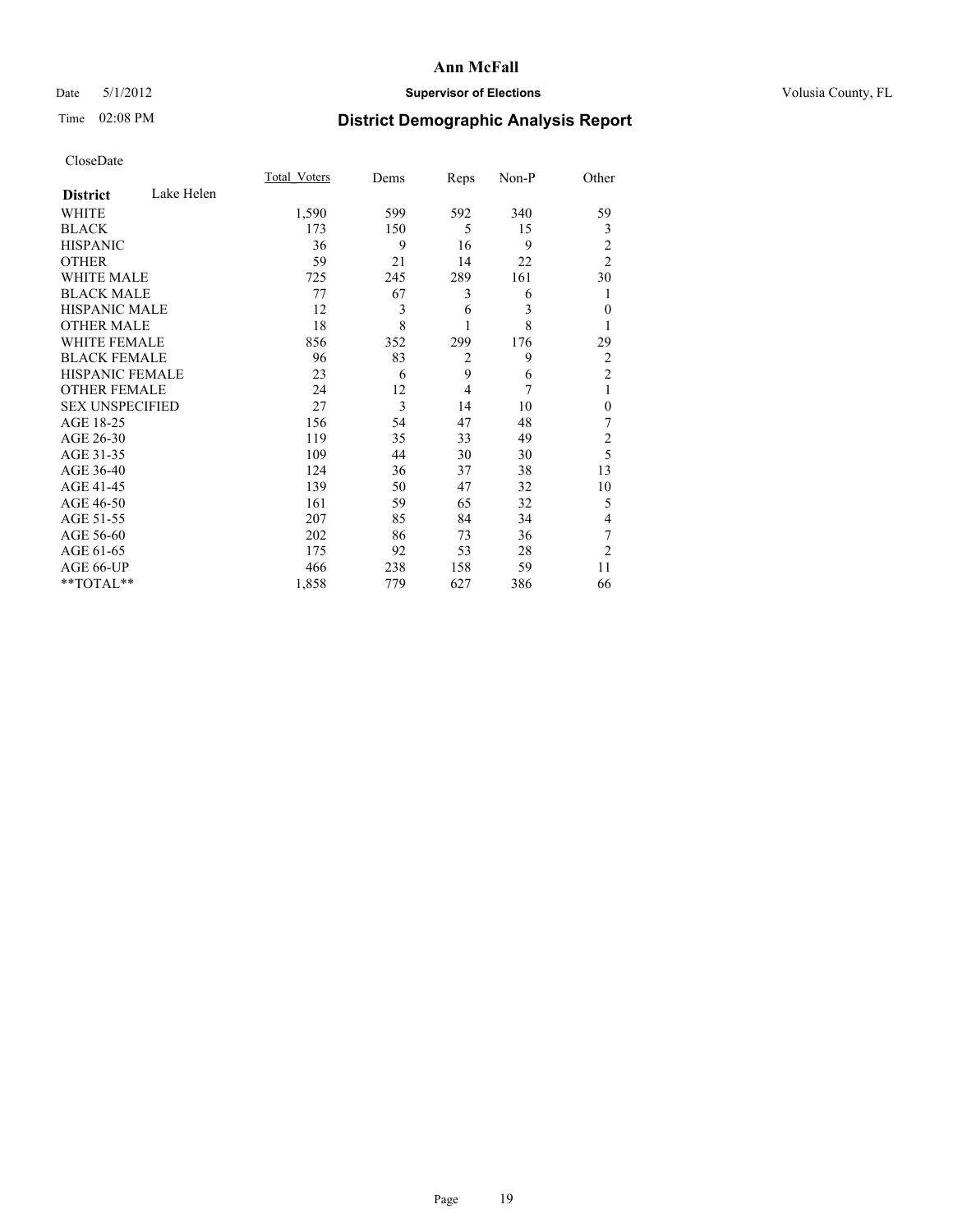# Ann McFall

Date 5/1/2012 **Supervisor of Elections** Volusia County, FL

Time 02:08 PM **District Demographic Analysis Report**

CloseDate

| **District** Lake Helen | Total_Voters | Dems | Reps | Non-P | Other |
|---|---|---|---|---|---|
| WHITE | 1,590 | 599 | 592 | 340 | 59 |
| BLACK | 173 | 150 | 5 | 15 | 3 |
| HISPANIC | 36 | 9 | 16 | 9 | 2 |
| OTHER | 59 | 21 | 14 | 22 | 2 |
| WHITE MALE | 725 | 245 | 289 | 161 | 30 |
| BLACK MALE | 77 | 67 | 3 | 6 | 1 |
| HISPANIC MALE | 12 | 3 | 6 | 3 | 0 |
| OTHER MALE | 18 | 8 | 1 | 8 | 1 |
| WHITE FEMALE | 856 | 352 | 299 | 176 | 29 |
| BLACK FEMALE | 96 | 83 | 2 | 9 | 2 |
| HISPANIC FEMALE | 23 | 6 | 9 | 6 | 2 |
| OTHER FEMALE | 24 | 12 | 4 | 7 | 1 |
| SEX UNSPECIFIED | 27 | 3 | 14 | 10 | 0 |
| AGE 18-25 | 156 | 54 | 47 | 48 | 7 |
| AGE 26-30 | 119 | 35 | 33 | 49 | 2 |
| AGE 31-35 | 109 | 44 | 30 | 30 | 5 |
| AGE 36-40 | 124 | 36 | 37 | 38 | 13 |
| AGE 41-45 | 139 | 50 | 47 | 32 | 10 |
| AGE 46-50 | 161 | 59 | 65 | 32 | 5 |
| AGE 51-55 | 207 | 85 | 84 | 34 | 4 |
| AGE 56-60 | 202 | 86 | 73 | 36 | 7 |
| AGE 61-65 | 175 | 92 | 53 | 28 | 2 |
| AGE 66-UP | 466 | 238 | 158 | 59 | 11 |
| **TOTAL** | 1,858 | 779 | 627 | 386 | 66 |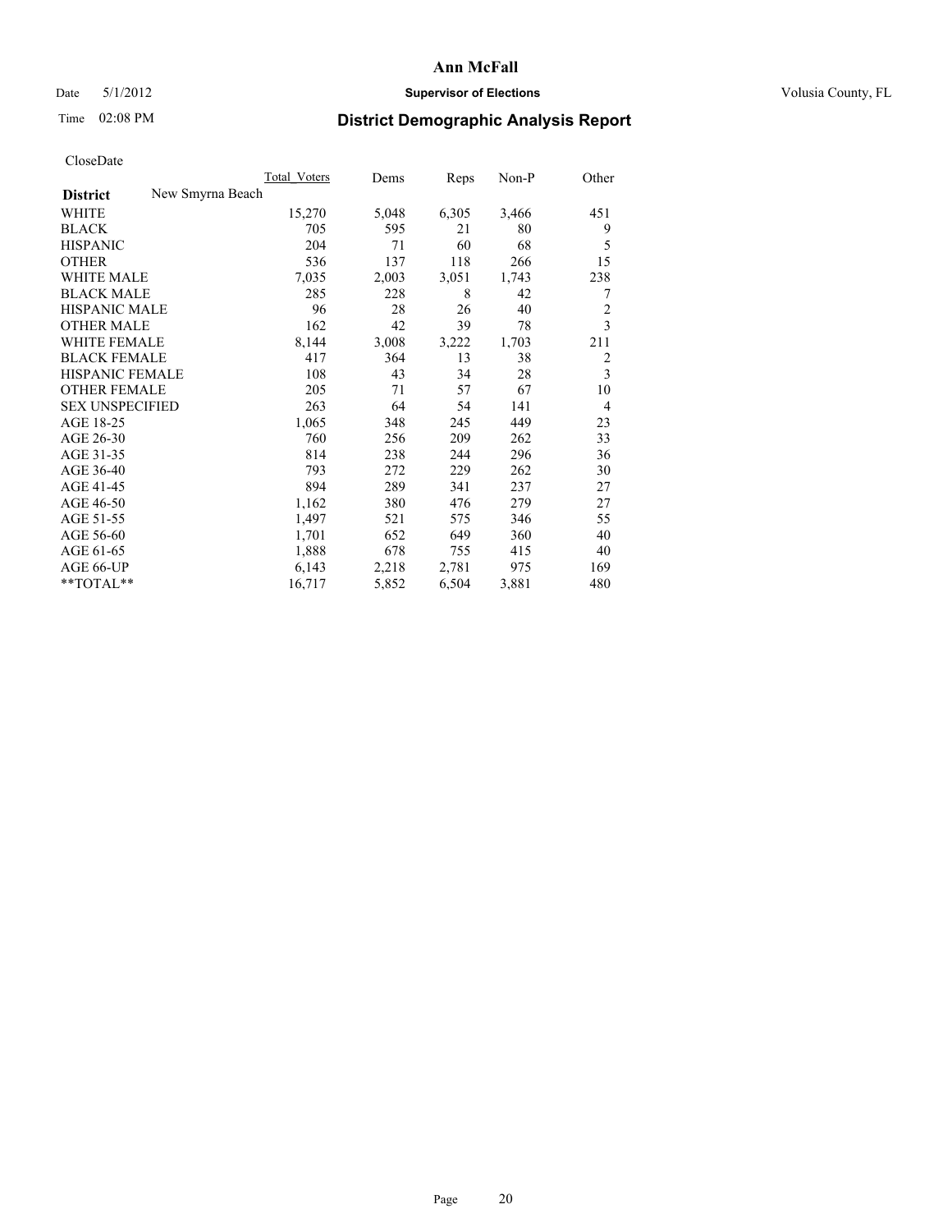# Ann McFall

Date 5/1/2012 **Supervisor of Elections** Volusia County, FL

Time 02:08 PM **District Demographic Analysis Report**

CloseDate

| **District** New Smyrna Beach | Total_Voters | Dems | Reps | Non-P | Other |
|---|---|---|---|---|---|
| WHITE | 15,270 | 5,048 | 6,305 | 3,466 | 451 |
| BLACK | 705 | 595 | 21 | 80 | 9 |
| HISPANIC | 204 | 71 | 60 | 68 | 5 |
| OTHER | 536 | 137 | 118 | 266 | 15 |
| WHITE MALE | 7,035 | 2,003 | 3,051 | 1,743 | 238 |
| BLACK MALE | 285 | 228 | 8 | 42 | 7 |
| HISPANIC MALE | 96 | 28 | 26 | 40 | 2 |
| OTHER MALE | 162 | 42 | 39 | 78 | 3 |
| WHITE FEMALE | 8,144 | 3,008 | 3,222 | 1,703 | 211 |
| BLACK FEMALE | 417 | 364 | 13 | 38 | 2 |
| HISPANIC FEMALE | 108 | 43 | 34 | 28 | 3 |
| OTHER FEMALE | 205 | 71 | 57 | 67 | 10 |
| SEX UNSPECIFIED | 263 | 64 | 54 | 141 | 4 |
| AGE 18-25 | 1,065 | 348 | 245 | 449 | 23 |
| AGE 26-30 | 760 | 256 | 209 | 262 | 33 |
| AGE 31-35 | 814 | 238 | 244 | 296 | 36 |
| AGE 36-40 | 793 | 272 | 229 | 262 | 30 |
| AGE 41-45 | 894 | 289 | 341 | 237 | 27 |
| AGE 46-50 | 1,162 | 380 | 476 | 279 | 27 |
| AGE 51-55 | 1,497 | 521 | 575 | 346 | 55 |
| AGE 56-60 | 1,701 | 652 | 649 | 360 | 40 |
| AGE 61-65 | 1,888 | 678 | 755 | 415 | 40 |
| AGE 66-UP | 6,143 | 2,218 | 2,781 | 975 | 169 |
| **TOTAL** | 16,717 | 5,852 | 6,504 | 3,881 | 480 |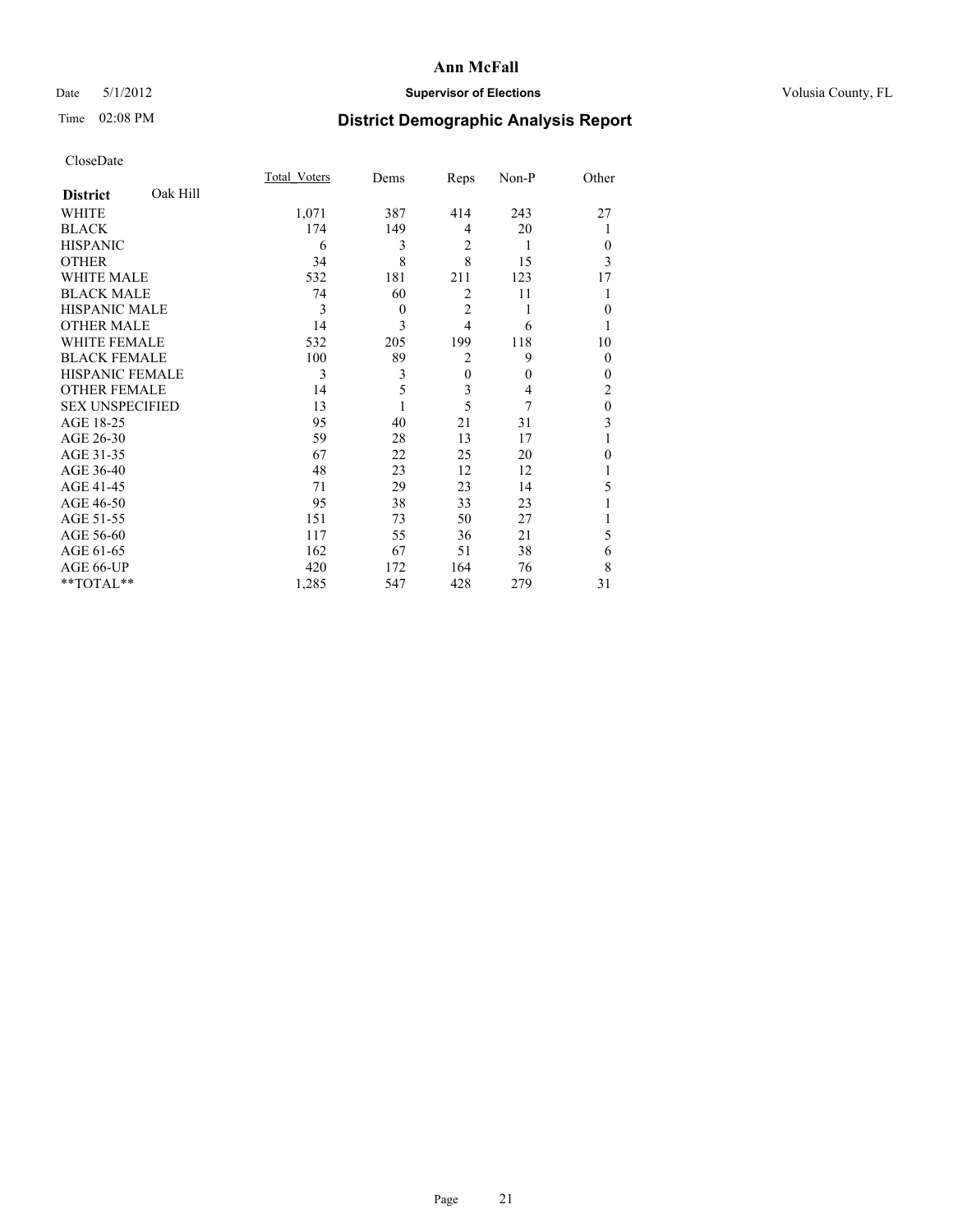# Ann McFall

Date 5/1/2012 **Supervisor of Elections** Volusia County, FL

Time 02:08 PM **District Demographic Analysis Report**

CloseDate

| **District** Oak Hill | Total_Voters | Dems | Reps | Non-P | Other |
|---|---|---|---|---|---|
| WHITE | 1,071 | 387 | 414 | 243 | 27 |
| BLACK | 174 | 149 | 4 | 20 | 1 |
| HISPANIC | 6 | 3 | 2 | 1 | 0 |
| OTHER | 34 | 8 | 8 | 15 | 3 |
| WHITE MALE | 532 | 181 | 211 | 123 | 17 |
| BLACK MALE | 74 | 60 | 2 | 11 | 1 |
| HISPANIC MALE | 3 | 0 | 2 | 1 | 0 |
| OTHER MALE | 14 | 3 | 4 | 6 | 1 |
| WHITE FEMALE | 532 | 205 | 199 | 118 | 10 |
| BLACK FEMALE | 100 | 89 | 2 | 9 | 0 |
| HISPANIC FEMALE | 3 | 3 | 0 | 0 | 0 |
| OTHER FEMALE | 14 | 5 | 3 | 4 | 2 |
| SEX UNSPECIFIED | 13 | 1 | 5 | 7 | 0 |
| AGE 18-25 | 95 | 40 | 21 | 31 | 3 |
| AGE 26-30 | 59 | 28 | 13 | 17 | 1 |
| AGE 31-35 | 67 | 22 | 25 | 20 | 0 |
| AGE 36-40 | 48 | 23 | 12 | 12 | 1 |
| AGE 41-45 | 71 | 29 | 23 | 14 | 5 |
| AGE 46-50 | 95 | 38 | 33 | 23 | 1 |
| AGE 51-55 | 151 | 73 | 50 | 27 | 1 |
| AGE 56-60 | 117 | 55 | 36 | 21 | 5 |
| AGE 61-65 | 162 | 67 | 51 | 38 | 6 |
| AGE 66-UP | 420 | 172 | 164 | 76 | 8 |
| **TOTAL** | 1,285 | 547 | 428 | 279 | 31 |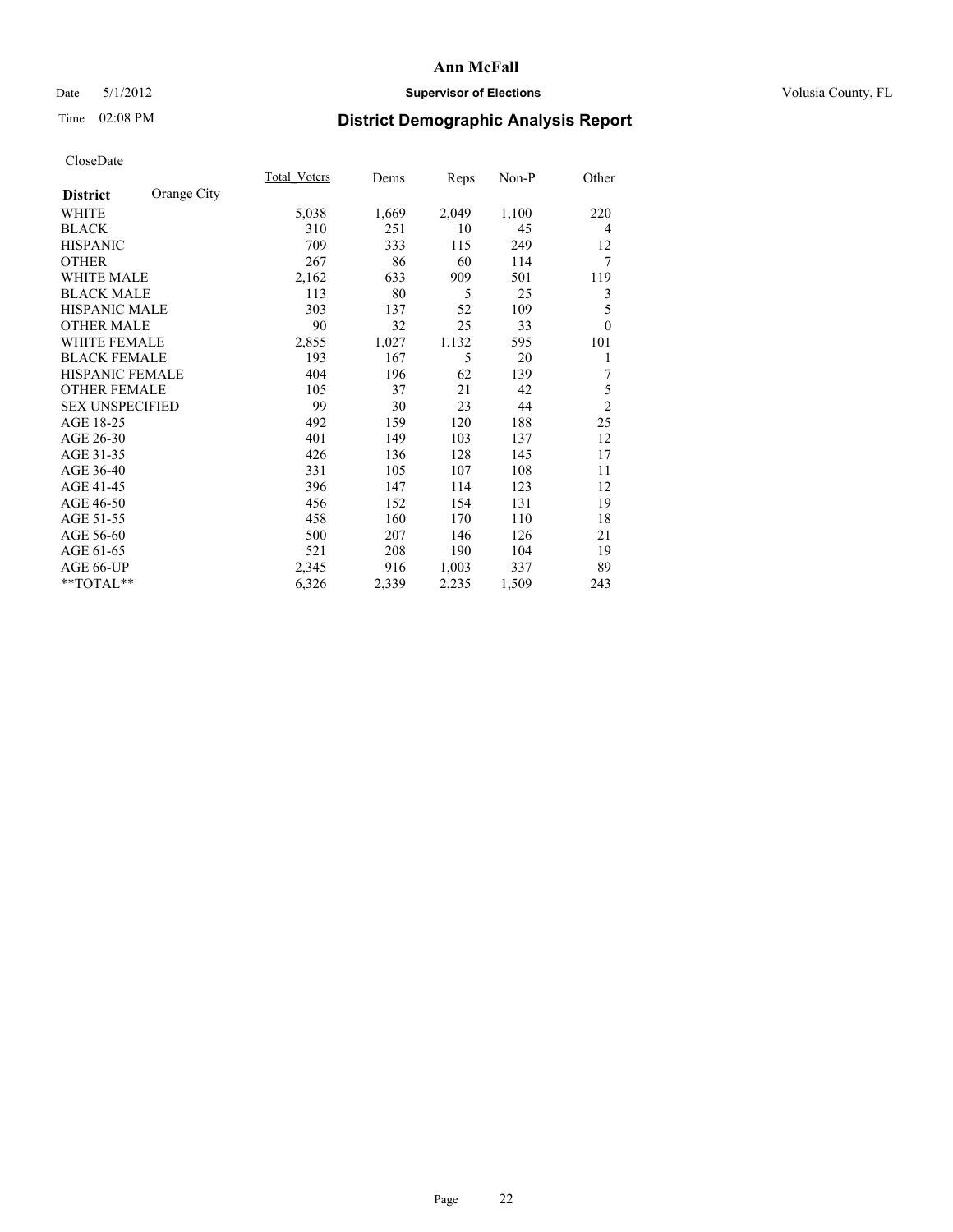# Ann McFall

Date 5/1/2012 **Supervisor of Elections** Volusia County, FL

Time 02:08 PM **District Demographic Analysis Report**

CloseDate

| **District** Orange City | Total_Voters | Dems | Reps | Non-P | Other |
|---|---|---|---|---|---|
| WHITE | 5,038 | 1,669 | 2,049 | 1,100 | 220 |
| BLACK | 310 | 251 | 10 | 45 | 4 |
| HISPANIC | 709 | 333 | 115 | 249 | 12 |
| OTHER | 267 | 86 | 60 | 114 | 7 |
| WHITE MALE | 2,162 | 633 | 909 | 501 | 119 |
| BLACK MALE | 113 | 80 | 5 | 25 | 3 |
| HISPANIC MALE | 303 | 137 | 52 | 109 | 5 |
| OTHER MALE | 90 | 32 | 25 | 33 | 0 |
| WHITE FEMALE | 2,855 | 1,027 | 1,132 | 595 | 101 |
| BLACK FEMALE | 193 | 167 | 5 | 20 | 1 |
| HISPANIC FEMALE | 404 | 196 | 62 | 139 | 7 |
| OTHER FEMALE | 105 | 37 | 21 | 42 | 5 |
| SEX UNSPECIFIED | 99 | 30 | 23 | 44 | 2 |
| AGE 18-25 | 492 | 159 | 120 | 188 | 25 |
| AGE 26-30 | 401 | 149 | 103 | 137 | 12 |
| AGE 31-35 | 426 | 136 | 128 | 145 | 17 |
| AGE 36-40 | 331 | 105 | 107 | 108 | 11 |
| AGE 41-45 | 396 | 147 | 114 | 123 | 12 |
| AGE 46-50 | 456 | 152 | 154 | 131 | 19 |
| AGE 51-55 | 458 | 160 | 170 | 110 | 18 |
| AGE 56-60 | 500 | 207 | 146 | 126 | 21 |
| AGE 61-65 | 521 | 208 | 190 | 104 | 19 |
| AGE 66-UP | 2,345 | 916 | 1,003 | 337 | 89 |
| **TOTAL** | 6,326 | 2,339 | 2,235 | 1,509 | 243 |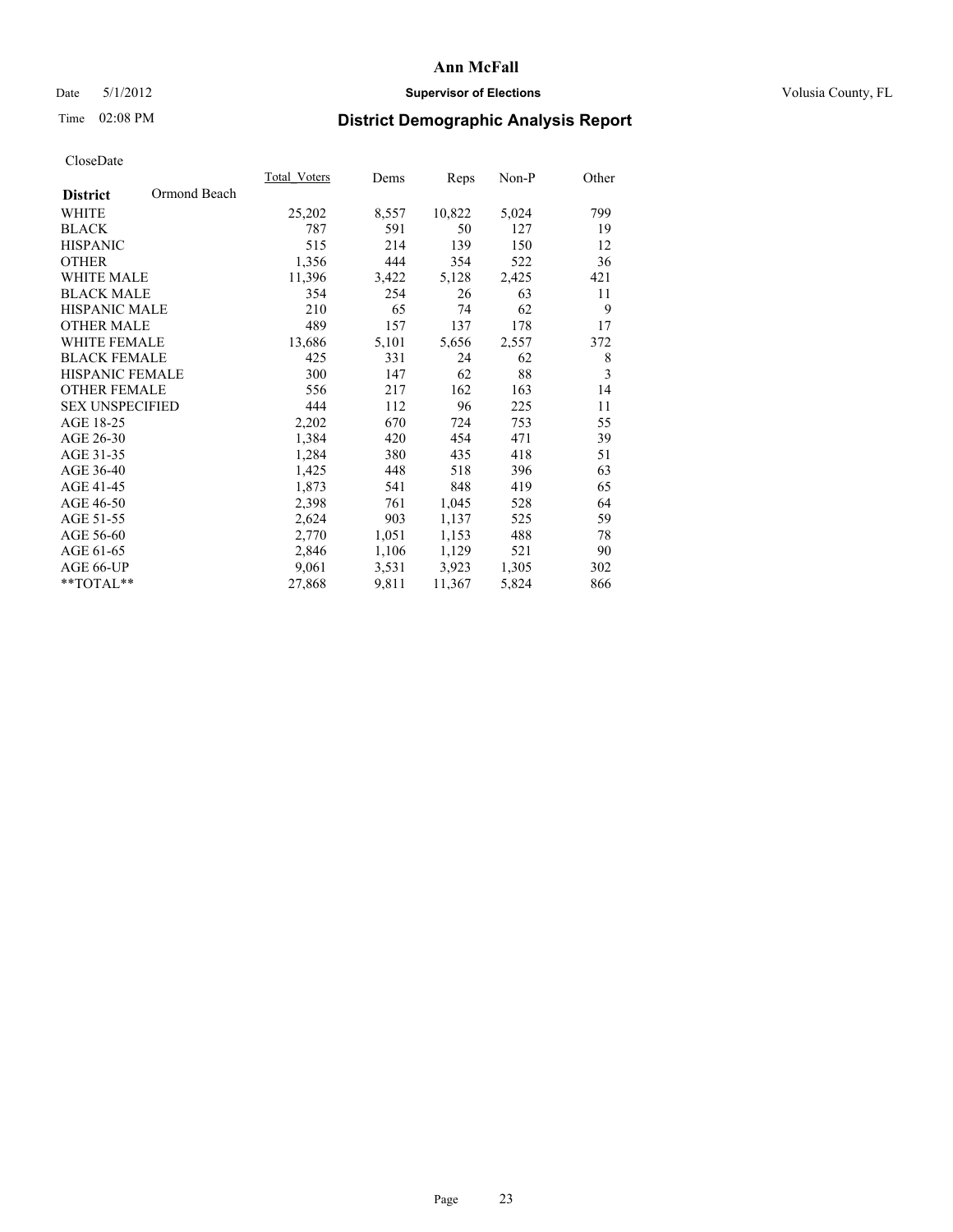# Ann McFall

Date 5/1/2012 **Supervisor of Elections** Volusia County, FL

Time 02:08 PM **District Demographic Analysis Report**

CloseDate

| **District** Ormond Beach | Total_Voters | Dems | Reps | Non-P | Other |
|---|---|---|---|---|---|
| WHITE | 25,202 | 8,557 | 10,822 | 5,024 | 799 |
| BLACK | 787 | 591 | 50 | 127 | 19 |
| HISPANIC | 515 | 214 | 139 | 150 | 12 |
| OTHER | 1,356 | 444 | 354 | 522 | 36 |
| WHITE MALE | 11,396 | 3,422 | 5,128 | 2,425 | 421 |
| BLACK MALE | 354 | 254 | 26 | 63 | 11 |
| HISPANIC MALE | 210 | 65 | 74 | 62 | 9 |
| OTHER MALE | 489 | 157 | 137 | 178 | 17 |
| WHITE FEMALE | 13,686 | 5,101 | 5,656 | 2,557 | 372 |
| BLACK FEMALE | 425 | 331 | 24 | 62 | 8 |
| HISPANIC FEMALE | 300 | 147 | 62 | 88 | 3 |
| OTHER FEMALE | 556 | 217 | 162 | 163 | 14 |
| SEX UNSPECIFIED | 444 | 112 | 96 | 225 | 11 |
| AGE 18-25 | 2,202 | 670 | 724 | 753 | 55 |
| AGE 26-30 | 1,384 | 420 | 454 | 471 | 39 |
| AGE 31-35 | 1,284 | 380 | 435 | 418 | 51 |
| AGE 36-40 | 1,425 | 448 | 518 | 396 | 63 |
| AGE 41-45 | 1,873 | 541 | 848 | 419 | 65 |
| AGE 46-50 | 2,398 | 761 | 1,045 | 528 | 64 |
| AGE 51-55 | 2,624 | 903 | 1,137 | 525 | 59 |
| AGE 56-60 | 2,770 | 1,051 | 1,153 | 488 | 78 |
| AGE 61-65 | 2,846 | 1,106 | 1,129 | 521 | 90 |
| AGE 66-UP | 9,061 | 3,531 | 3,923 | 1,305 | 302 |
| **TOTAL** | 27,868 | 9,811 | 11,367 | 5,824 | 866 |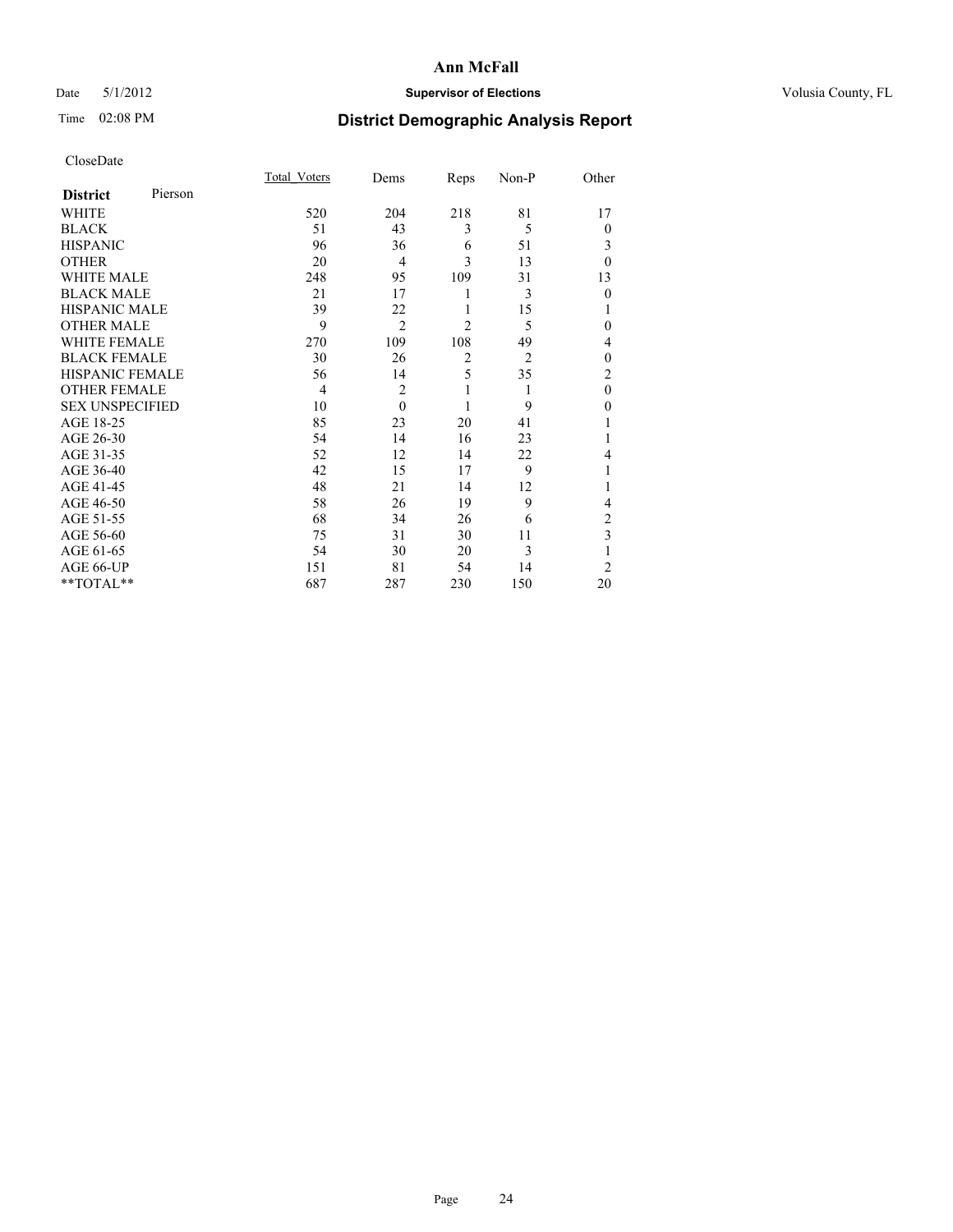**Ann McFall**

Date 5/1/2012 **Supervisor of Elections** Volusia County, FL

Time 02:08 PM **District Demographic Analysis Report**

CloseDate

| **District** Pierson | Total_Voters | Dems | Reps | Non-P | Other |
|---|---|---|---|---|---|
| WHITE | 520 | 204 | 218 | 81 | 17 |
| BLACK | 51 | 43 | 3 | 5 | 0 |
| HISPANIC | 96 | 36 | 6 | 51 | 3 |
| OTHER | 20 | 4 | 3 | 13 | 0 |
| WHITE MALE | 248 | 95 | 109 | 31 | 13 |
| BLACK MALE | 21 | 17 | 1 | 3 | 0 |
| HISPANIC MALE | 39 | 22 | 1 | 15 | 1 |
| OTHER MALE | 9 | 2 | 2 | 5 | 0 |
| WHITE FEMALE | 270 | 109 | 108 | 49 | 4 |
| BLACK FEMALE | 30 | 26 | 2 | 2 | 0 |
| HISPANIC FEMALE | 56 | 14 | 5 | 35 | 2 |
| OTHER FEMALE | 4 | 2 | 1 | 1 | 0 |
| SEX UNSPECIFIED | 10 | 0 | 1 | 9 | 0 |
| AGE 18-25 | 85 | 23 | 20 | 41 | 1 |
| AGE 26-30 | 54 | 14 | 16 | 23 | 1 |
| AGE 31-35 | 52 | 12 | 14 | 22 | 4 |
| AGE 36-40 | 42 | 15 | 17 | 9 | 1 |
| AGE 41-45 | 48 | 21 | 14 | 12 | 1 |
| AGE 46-50 | 58 | 26 | 19 | 9 | 4 |
| AGE 51-55 | 68 | 34 | 26 | 6 | 2 |
| AGE 56-60 | 75 | 31 | 30 | 11 | 3 |
| AGE 61-65 | 54 | 30 | 20 | 3 | 1 |
| AGE 66-UP | 151 | 81 | 54 | 14 | 2 |
| **TOTAL** | 687 | 287 | 230 | 150 | 20 |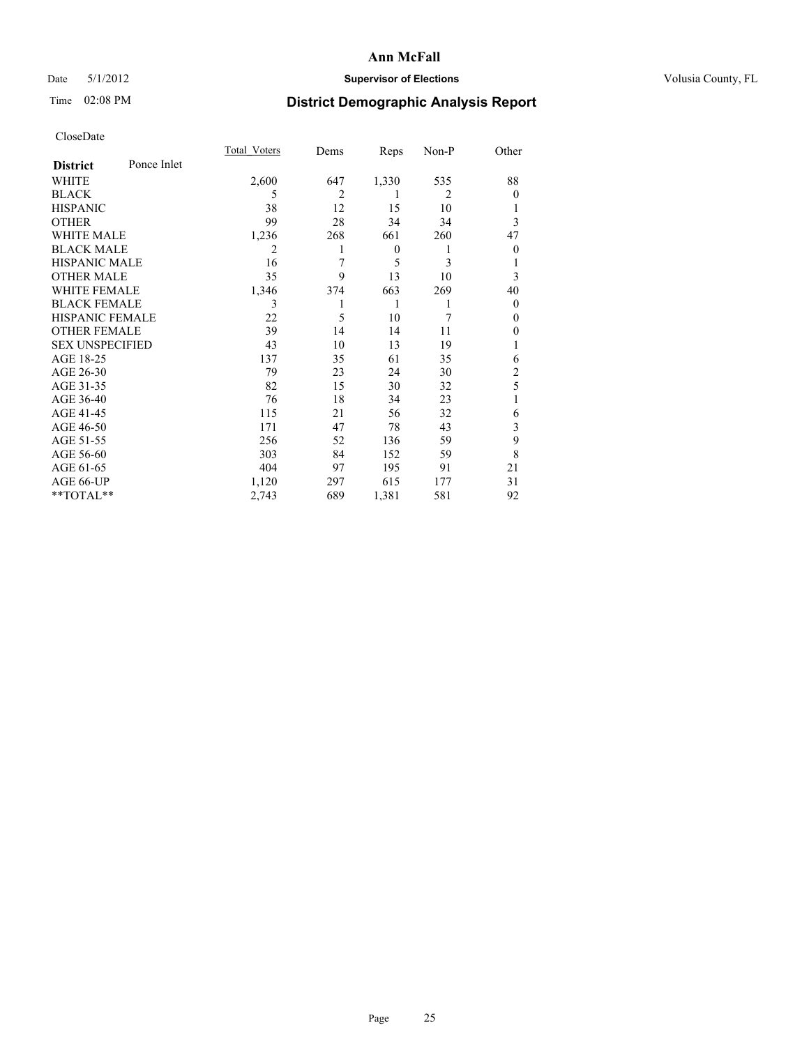**Ann McFall**

Date 5/1/2012 **Supervisor of Elections** Volusia County, FL

Time 02:08 PM

# District Demographic Analysis Report

CloseDate

| **District** Ponce Inlet | Total_Voters | Dems | Reps | Non-P | Other |
|---|---|---|---|---|---|
| WHITE | 2,600 | 647 | 1,330 | 535 | 88 |
| BLACK | 5 | 2 | 1 | 2 | 0 |
| HISPANIC | 38 | 12 | 15 | 10 | 1 |
| OTHER | 99 | 28 | 34 | 34 | 3 |
| WHITE MALE | 1,236 | 268 | 661 | 260 | 47 |
| BLACK MALE | 2 | 1 | 0 | 1 | 0 |
| HISPANIC MALE | 16 | 7 | 5 | 3 | 1 |
| OTHER MALE | 35 | 9 | 13 | 10 | 3 |
| WHITE FEMALE | 1,346 | 374 | 663 | 269 | 40 |
| BLACK FEMALE | 3 | 1 | 1 | 1 | 0 |
| HISPANIC FEMALE | 22 | 5 | 10 | 7 | 0 |
| OTHER FEMALE | 39 | 14 | 14 | 11 | 0 |
| SEX UNSPECIFIED | 43 | 10 | 13 | 19 | 1 |
| AGE 18-25 | 137 | 35 | 61 | 35 | 6 |
| AGE 26-30 | 79 | 23 | 24 | 30 | 2 |
| AGE 31-35 | 82 | 15 | 30 | 32 | 5 |
| AGE 36-40 | 76 | 18 | 34 | 23 | 1 |
| AGE 41-45 | 115 | 21 | 56 | 32 | 6 |
| AGE 46-50 | 171 | 47 | 78 | 43 | 3 |
| AGE 51-55 | 256 | 52 | 136 | 59 | 9 |
| AGE 56-60 | 303 | 84 | 152 | 59 | 8 |
| AGE 61-65 | 404 | 97 | 195 | 91 | 21 |
| AGE 66-UP | 1,120 | 297 | 615 | 177 | 31 |
| **TOTAL** | 2,743 | 689 | 1,381 | 581 | 92 |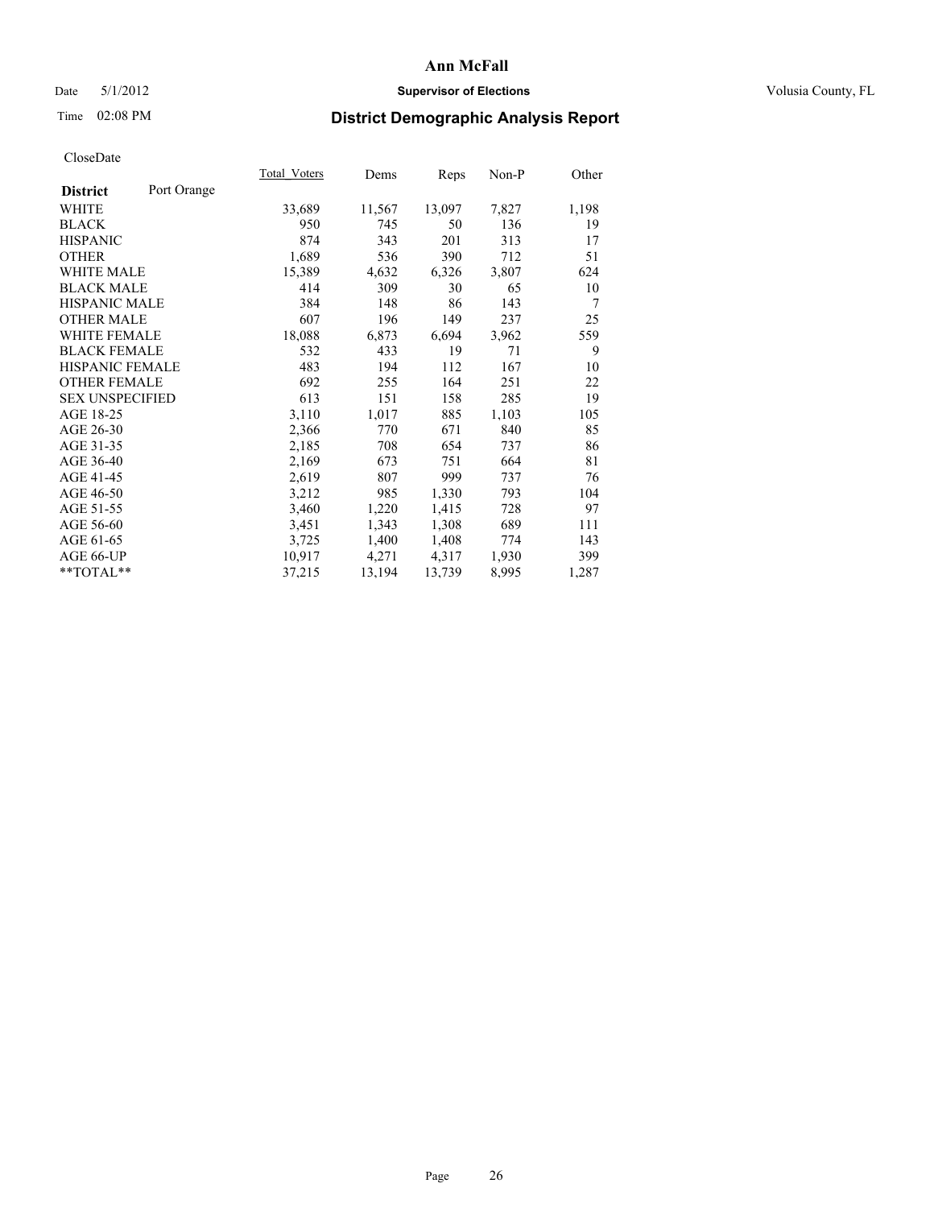# Ann McFall

Date 5/1/2012 **Supervisor of Elections** Volusia County, FL

Time 02:08 PM

## District Demographic Analysis Report

CloseDate

| **District** Port Orange | Total_Voters | Dems | Reps | Non-P | Other |
|---|---|---|---|---|---|
| WHITE | 33,689 | 11,567 | 13,097 | 7,827 | 1,198 |
| BLACK | 950 | 745 | 50 | 136 | 19 |
| HISPANIC | 874 | 343 | 201 | 313 | 17 |
| OTHER | 1,689 | 536 | 390 | 712 | 51 |
| WHITE MALE | 15,389 | 4,632 | 6,326 | 3,807 | 624 |
| BLACK MALE | 414 | 309 | 30 | 65 | 10 |
| HISPANIC MALE | 384 | 148 | 86 | 143 | 7 |
| OTHER MALE | 607 | 196 | 149 | 237 | 25 |
| WHITE FEMALE | 18,088 | 6,873 | 6,694 | 3,962 | 559 |
| BLACK FEMALE | 532 | 433 | 19 | 71 | 9 |
| HISPANIC FEMALE | 483 | 194 | 112 | 167 | 10 |
| OTHER FEMALE | 692 | 255 | 164 | 251 | 22 |
| SEX UNSPECIFIED | 613 | 151 | 158 | 285 | 19 |
| AGE 18-25 | 3,110 | 1,017 | 885 | 1,103 | 105 |
| AGE 26-30 | 2,366 | 770 | 671 | 840 | 85 |
| AGE 31-35 | 2,185 | 708 | 654 | 737 | 86 |
| AGE 36-40 | 2,169 | 673 | 751 | 664 | 81 |
| AGE 41-45 | 2,619 | 807 | 999 | 737 | 76 |
| AGE 46-50 | 3,212 | 985 | 1,330 | 793 | 104 |
| AGE 51-55 | 3,460 | 1,220 | 1,415 | 728 | 97 |
| AGE 56-60 | 3,451 | 1,343 | 1,308 | 689 | 111 |
| AGE 61-65 | 3,725 | 1,400 | 1,408 | 774 | 143 |
| AGE 66-UP | 10,917 | 4,271 | 4,317 | 1,930 | 399 |
| **TOTAL** | 37,215 | 13,194 | 13,739 | 8,995 | 1,287 |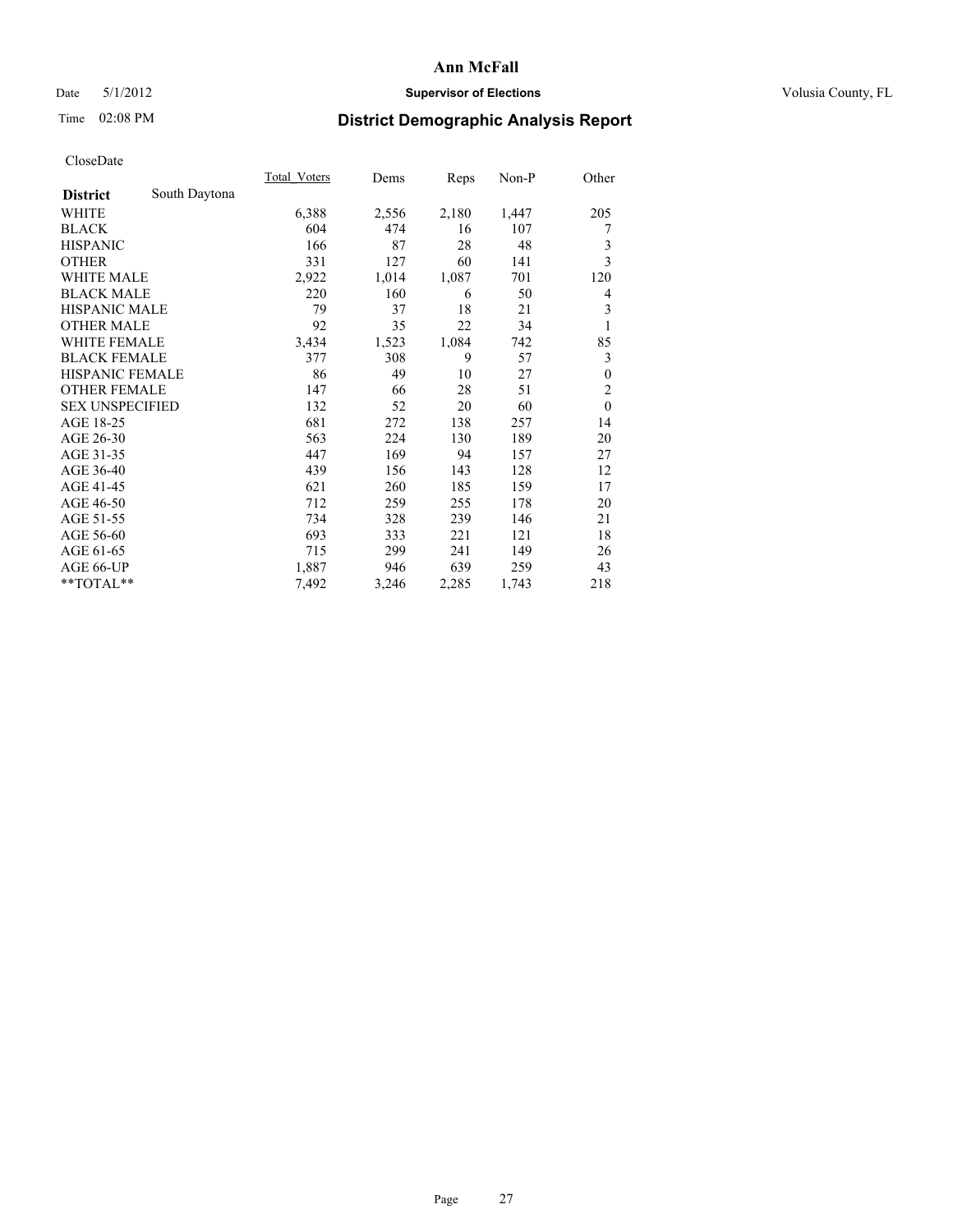**Ann McFall**

Date 5/1/2012 **Supervisor of Elections** Volusia County, FL

Time 02:08 PM

## District Demographic Analysis Report

CloseDate

| **District** South Daytona | Total_Voters | Dems | Reps | Non-P | Other |
|---|---|---|---|---|---|
| WHITE | 6,388 | 2,556 | 2,180 | 1,447 | 205 |
| BLACK | 604 | 474 | 16 | 107 | 7 |
| HISPANIC | 166 | 87 | 28 | 48 | 3 |
| OTHER | 331 | 127 | 60 | 141 | 3 |
| WHITE MALE | 2,922 | 1,014 | 1,087 | 701 | 120 |
| BLACK MALE | 220 | 160 | 6 | 50 | 4 |
| HISPANIC MALE | 79 | 37 | 18 | 21 | 3 |
| OTHER MALE | 92 | 35 | 22 | 34 | 1 |
| WHITE FEMALE | 3,434 | 1,523 | 1,084 | 742 | 85 |
| BLACK FEMALE | 377 | 308 | 9 | 57 | 3 |
| HISPANIC FEMALE | 86 | 49 | 10 | 27 | 0 |
| OTHER FEMALE | 147 | 66 | 28 | 51 | 2 |
| SEX UNSPECIFIED | 132 | 52 | 20 | 60 | 0 |
| AGE 18-25 | 681 | 272 | 138 | 257 | 14 |
| AGE 26-30 | 563 | 224 | 130 | 189 | 20 |
| AGE 31-35 | 447 | 169 | 94 | 157 | 27 |
| AGE 36-40 | 439 | 156 | 143 | 128 | 12 |
| AGE 41-45 | 621 | 260 | 185 | 159 | 17 |
| AGE 46-50 | 712 | 259 | 255 | 178 | 20 |
| AGE 51-55 | 734 | 328 | 239 | 146 | 21 |
| AGE 56-60 | 693 | 333 | 221 | 121 | 18 |
| AGE 61-65 | 715 | 299 | 241 | 149 | 26 |
| AGE 66-UP | 1,887 | 946 | 639 | 259 | 43 |
| **TOTAL** | 7,492 | 3,246 | 2,285 | 1,743 | 218 |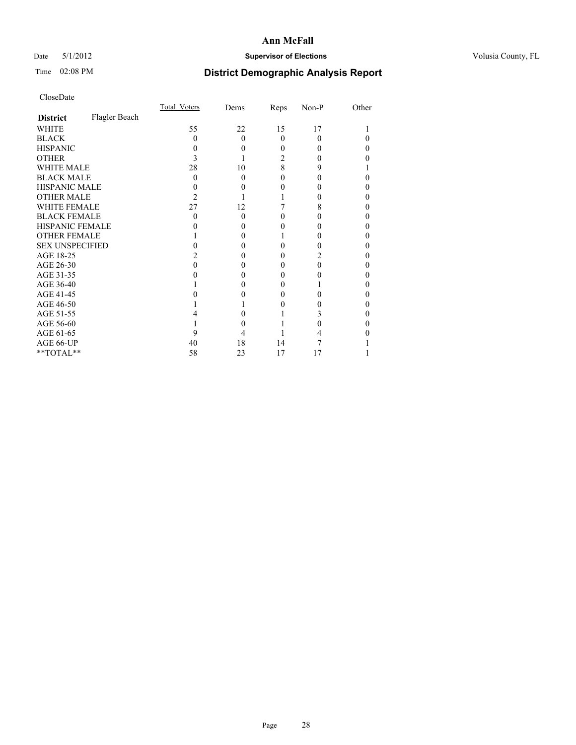# Ann McFall

Date 5/1/2012 **Supervisor of Elections** Volusia County, FL

Time 02:08 PM **District Demographic Analysis Report**

CloseDate

| **District** Flagler Beach | Total_Voters | Dems | Reps | Non-P | Other |
|---|---|---|---|---|---|
| WHITE | 55 | 22 | 15 | 17 | 1 |
| BLACK | 0 | 0 | 0 | 0 | 0 |
| HISPANIC | 0 | 0 | 0 | 0 | 0 |
| OTHER | 3 | 1 | 2 | 0 | 0 |
| WHITE MALE | 28 | 10 | 8 | 9 | 1 |
| BLACK MALE | 0 | 0 | 0 | 0 | 0 |
| HISPANIC MALE | 0 | 0 | 0 | 0 | 0 |
| OTHER MALE | 2 | 1 | 1 | 0 | 0 |
| WHITE FEMALE | 27 | 12 | 7 | 8 | 0 |
| BLACK FEMALE | 0 | 0 | 0 | 0 | 0 |
| HISPANIC FEMALE | 0 | 0 | 0 | 0 | 0 |
| OTHER FEMALE | 1 | 0 | 1 | 0 | 0 |
| SEX UNSPECIFIED | 0 | 0 | 0 | 0 | 0 |
| AGE 18-25 | 2 | 0 | 0 | 2 | 0 |
| AGE 26-30 | 0 | 0 | 0 | 0 | 0 |
| AGE 31-35 | 0 | 0 | 0 | 0 | 0 |
| AGE 36-40 | 1 | 0 | 0 | 1 | 0 |
| AGE 41-45 | 0 | 0 | 0 | 0 | 0 |
| AGE 46-50 | 1 | 1 | 0 | 0 | 0 |
| AGE 51-55 | 4 | 0 | 1 | 3 | 0 |
| AGE 56-60 | 1 | 0 | 1 | 0 | 0 |
| AGE 61-65 | 9 | 4 | 1 | 4 | 0 |
| AGE 66-UP | 40 | 18 | 14 | 7 | 1 |
| **TOTAL** | 58 | 23 | 17 | 17 | 1 |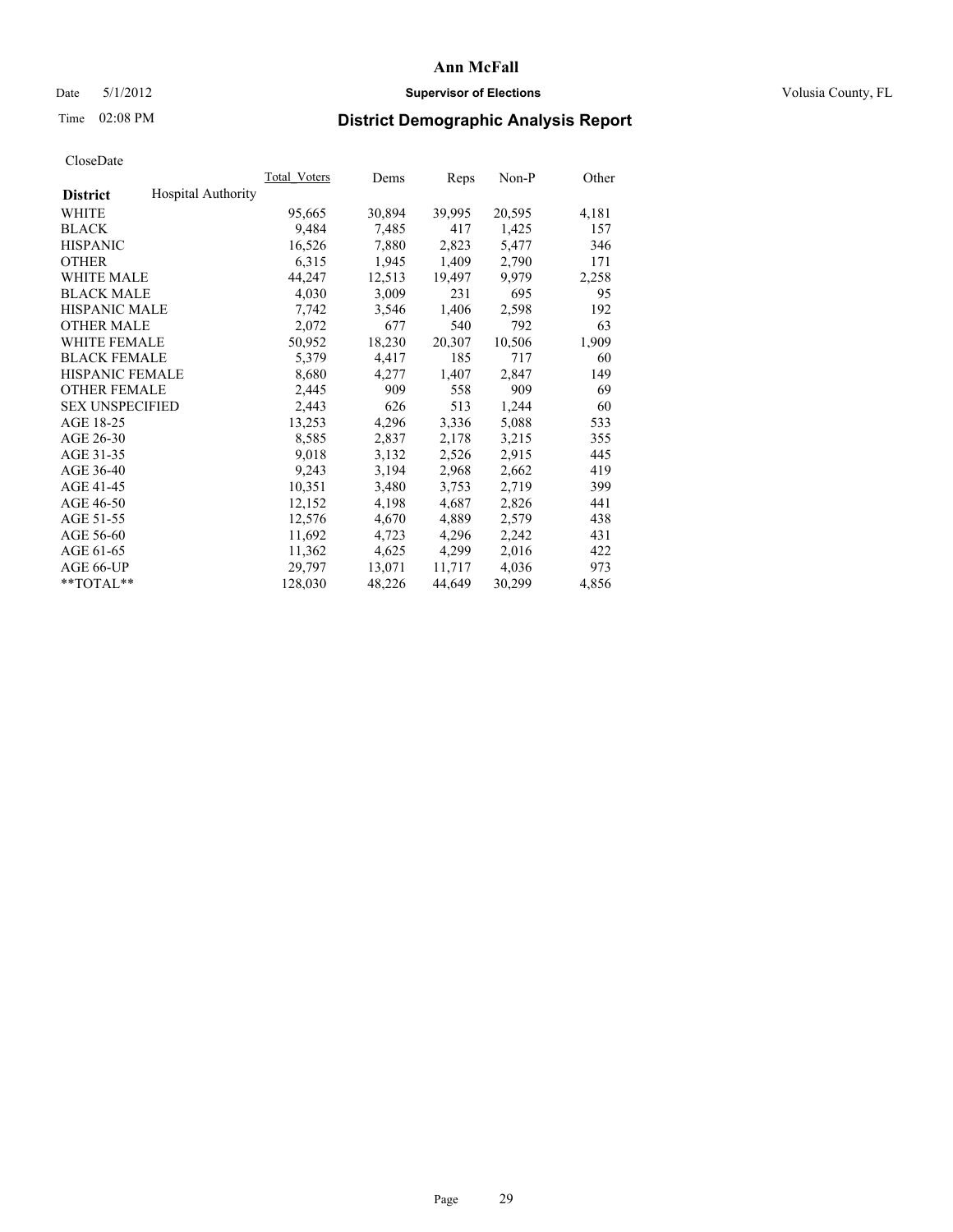# Ann McFall

Date 5/1/2012 **Supervisor of Elections** Volusia County, FL

Time 02:08 PM

## District Demographic Analysis Report

CloseDate

| District | Hospital Authority | Total_Voters | Dems | Reps | Non-P | Other |
|---|---|---|---|---|---|---|
| WHITE | | 95,665 | 30,894 | 39,995 | 20,595 | 4,181 |
| BLACK | | 9,484 | 7,485 | 417 | 1,425 | 157 |
| HISPANIC | | 16,526 | 7,880 | 2,823 | 5,477 | 346 |
| OTHER | | 6,315 | 1,945 | 1,409 | 2,790 | 171 |
| WHITE MALE | | 44,247 | 12,513 | 19,497 | 9,979 | 2,258 |
| BLACK MALE | | 4,030 | 3,009 | 231 | 695 | 95 |
| HISPANIC MALE | | 7,742 | 3,546 | 1,406 | 2,598 | 192 |
| OTHER MALE | | 2,072 | 677 | 540 | 792 | 63 |
| WHITE FEMALE | | 50,952 | 18,230 | 20,307 | 10,506 | 1,909 |
| BLACK FEMALE | | 5,379 | 4,417 | 185 | 717 | 60 |
| HISPANIC FEMALE | | 8,680 | 4,277 | 1,407 | 2,847 | 149 |
| OTHER FEMALE | | 2,445 | 909 | 558 | 909 | 69 |
| SEX UNSPECIFIED | | 2,443 | 626 | 513 | 1,244 | 60 |
| AGE 18-25 | | 13,253 | 4,296 | 3,336 | 5,088 | 533 |
| AGE 26-30 | | 8,585 | 2,837 | 2,178 | 3,215 | 355 |
| AGE 31-35 | | 9,018 | 3,132 | 2,526 | 2,915 | 445 |
| AGE 36-40 | | 9,243 | 3,194 | 2,968 | 2,662 | 419 |
| AGE 41-45 | | 10,351 | 3,480 | 3,753 | 2,719 | 399 |
| AGE 46-50 | | 12,152 | 4,198 | 4,687 | 2,826 | 441 |
| AGE 51-55 | | 12,576 | 4,670 | 4,889 | 2,579 | 438 |
| AGE 56-60 | | 11,692 | 4,723 | 4,296 | 2,242 | 431 |
| AGE 61-65 | | 11,362 | 4,625 | 4,299 | 2,016 | 422 |
| AGE 66-UP | | 29,797 | 13,071 | 11,717 | 4,036 | 973 |
| **TOTAL** | | 128,030 | 48,226 | 44,649 | 30,299 | 4,856 |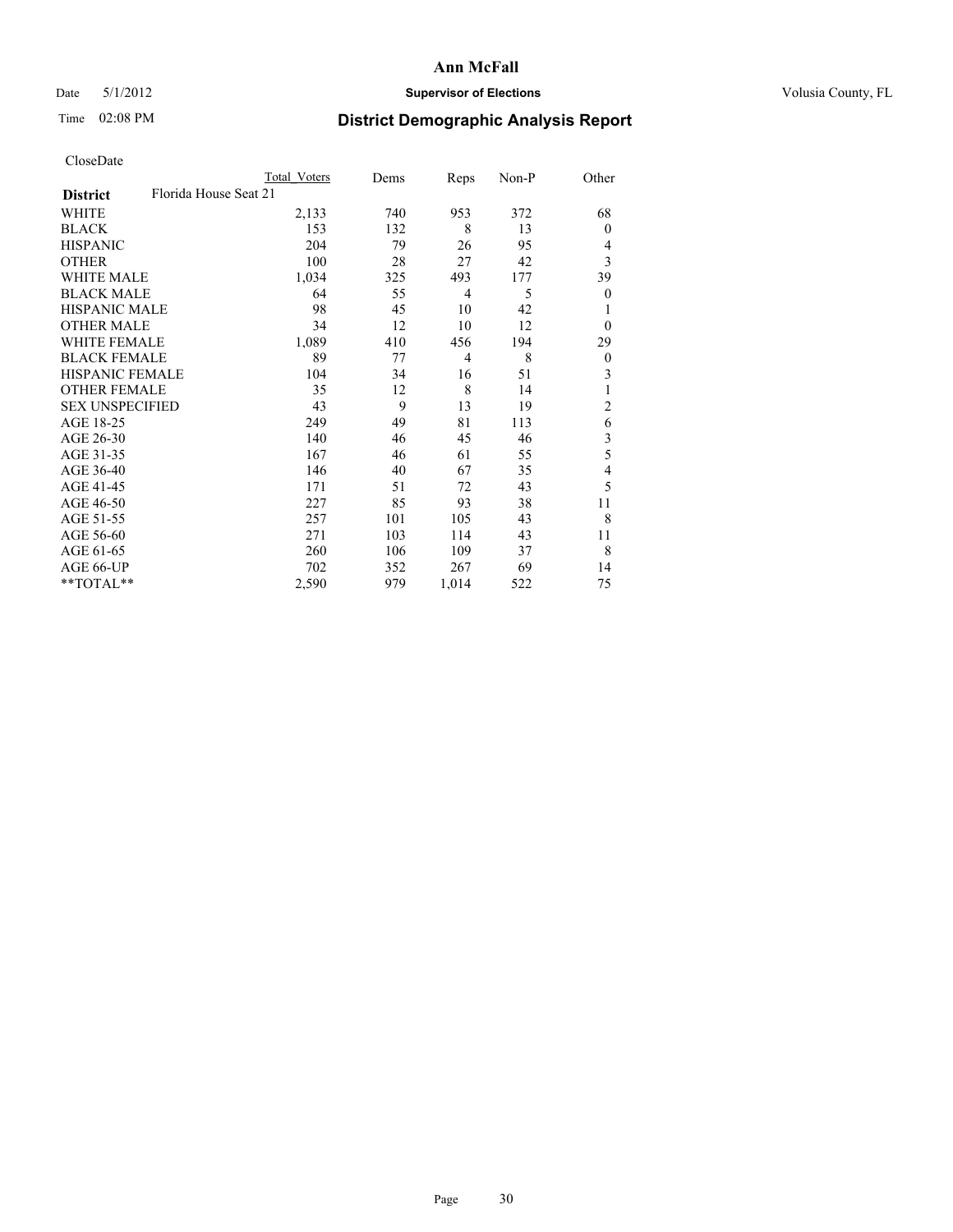**Ann McFall**

Date 5/1/2012 **Supervisor of Elections** Volusia County, FL

Time 02:08 PM **District Demographic Analysis Report**

CloseDate

| | Total Voters | Dems | Reps | Non-P | Other |
|---|---|---|---|---|---|
| **District** Florida House Seat 21 | | | | | |
| WHITE | 2,133 | 740 | 953 | 372 | 68 |
| BLACK | 153 | 132 | 8 | 13 | 0 |
| HISPANIC | 204 | 79 | 26 | 95 | 4 |
| OTHER | 100 | 28 | 27 | 42 | 3 |
| WHITE MALE | 1,034 | 325 | 493 | 177 | 39 |
| BLACK MALE | 64 | 55 | 4 | 5 | 0 |
| HISPANIC MALE | 98 | 45 | 10 | 42 | 1 |
| OTHER MALE | 34 | 12 | 10 | 12 | 0 |
| WHITE FEMALE | 1,089 | 410 | 456 | 194 | 29 |
| BLACK FEMALE | 89 | 77 | 4 | 8 | 0 |
| HISPANIC FEMALE | 104 | 34 | 16 | 51 | 3 |
| OTHER FEMALE | 35 | 12 | 8 | 14 | 1 |
| SEX UNSPECIFIED | 43 | 9 | 13 | 19 | 2 |
| AGE 18-25 | 249 | 49 | 81 | 113 | 6 |
| AGE 26-30 | 140 | 46 | 45 | 46 | 3 |
| AGE 31-35 | 167 | 46 | 61 | 55 | 5 |
| AGE 36-40 | 146 | 40 | 67 | 35 | 4 |
| AGE 41-45 | 171 | 51 | 72 | 43 | 5 |
| AGE 46-50 | 227 | 85 | 93 | 38 | 11 |
| AGE 51-55 | 257 | 101 | 105 | 43 | 8 |
| AGE 56-60 | 271 | 103 | 114 | 43 | 11 |
| AGE 61-65 | 260 | 106 | 109 | 37 | 8 |
| AGE 66-UP | 702 | 352 | 267 | 69 | 14 |
| **TOTAL** | 2,590 | 979 | 1,014 | 522 | 75 |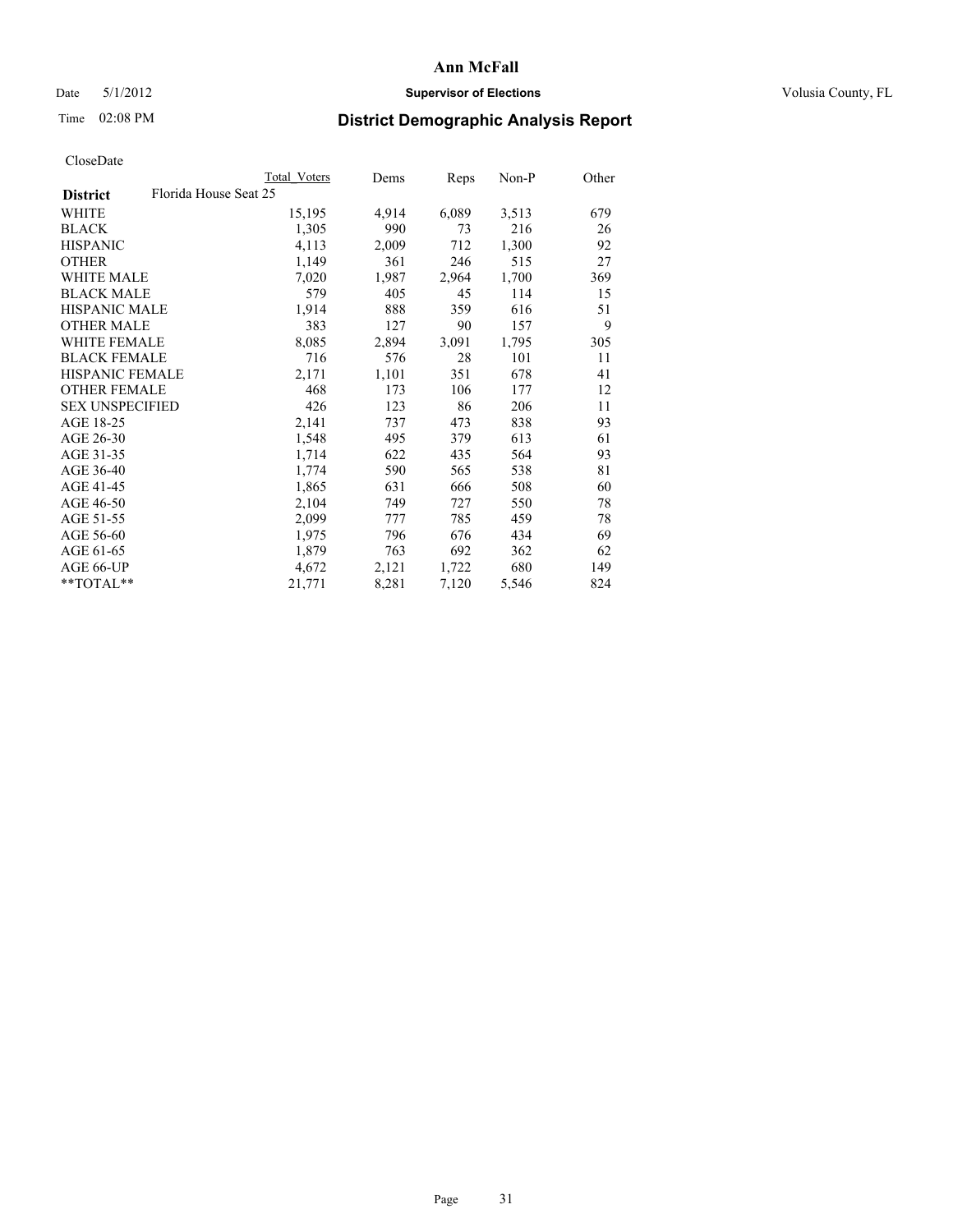# Ann McFall

Date 5/1/2012 **Supervisor of Elections** Volusia County, FL

Time 02:08 PM **District Demographic Analysis Report**

CloseDate

| | Total Voters | Dems | Reps | Non-P | Other |
|---|---|---|---|---|---|
| **District** Florida House Seat 25 | | | | | |
| WHITE | 15,195 | 4,914 | 6,089 | 3,513 | 679 |
| BLACK | 1,305 | 990 | 73 | 216 | 26 |
| HISPANIC | 4,113 | 2,009 | 712 | 1,300 | 92 |
| OTHER | 1,149 | 361 | 246 | 515 | 27 |
| WHITE MALE | 7,020 | 1,987 | 2,964 | 1,700 | 369 |
| BLACK MALE | 579 | 405 | 45 | 114 | 15 |
| HISPANIC MALE | 1,914 | 888 | 359 | 616 | 51 |
| OTHER MALE | 383 | 127 | 90 | 157 | 9 |
| WHITE FEMALE | 8,085 | 2,894 | 3,091 | 1,795 | 305 |
| BLACK FEMALE | 716 | 576 | 28 | 101 | 11 |
| HISPANIC FEMALE | 2,171 | 1,101 | 351 | 678 | 41 |
| OTHER FEMALE | 468 | 173 | 106 | 177 | 12 |
| SEX UNSPECIFIED | 426 | 123 | 86 | 206 | 11 |
| AGE 18-25 | 2,141 | 737 | 473 | 838 | 93 |
| AGE 26-30 | 1,548 | 495 | 379 | 613 | 61 |
| AGE 31-35 | 1,714 | 622 | 435 | 564 | 93 |
| AGE 36-40 | 1,774 | 590 | 565 | 538 | 81 |
| AGE 41-45 | 1,865 | 631 | 666 | 508 | 60 |
| AGE 46-50 | 2,104 | 749 | 727 | 550 | 78 |
| AGE 51-55 | 2,099 | 777 | 785 | 459 | 78 |
| AGE 56-60 | 1,975 | 796 | 676 | 434 | 69 |
| AGE 61-65 | 1,879 | 763 | 692 | 362 | 62 |
| AGE 66-UP | 4,672 | 2,121 | 1,722 | 680 | 149 |
| \*\*TOTAL\*\* | 21,771 | 8,281 | 7,120 | 5,546 | 824 |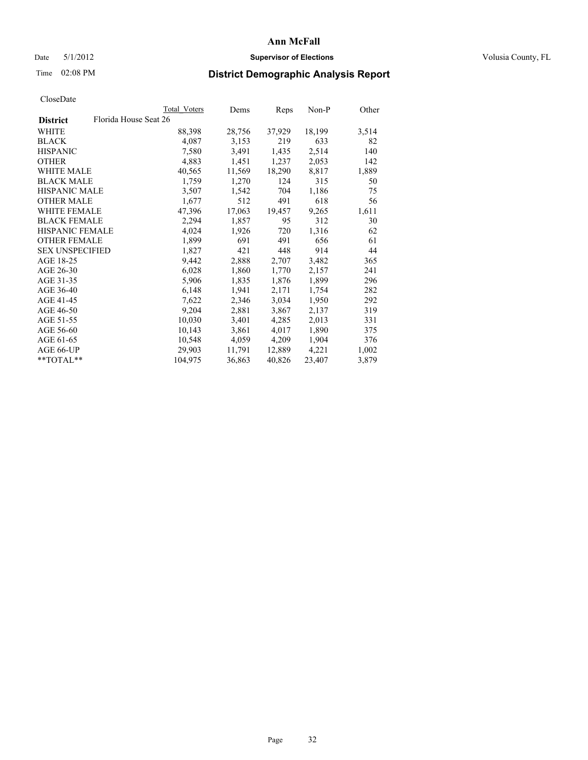**Ann McFall**

Date 5/1/2012 **Supervisor of Elections** Volusia County, FL

Time 02:08 PM **District Demographic Analysis Report**

CloseDate

| **District** Florida House Seat 26 | Total Voters | Dems | Reps | Non-P | Other |
|---|---|---|---|---|---|
| WHITE | 88,398 | 28,756 | 37,929 | 18,199 | 3,514 |
| BLACK | 4,087 | 3,153 | 219 | 633 | 82 |
| HISPANIC | 7,580 | 3,491 | 1,435 | 2,514 | 140 |
| OTHER | 4,883 | 1,451 | 1,237 | 2,053 | 142 |
| WHITE MALE | 40,565 | 11,569 | 18,290 | 8,817 | 1,889 |
| BLACK MALE | 1,759 | 1,270 | 124 | 315 | 50 |
| HISPANIC MALE | 3,507 | 1,542 | 704 | 1,186 | 75 |
| OTHER MALE | 1,677 | 512 | 491 | 618 | 56 |
| WHITE FEMALE | 47,396 | 17,063 | 19,457 | 9,265 | 1,611 |
| BLACK FEMALE | 2,294 | 1,857 | 95 | 312 | 30 |
| HISPANIC FEMALE | 4,024 | 1,926 | 720 | 1,316 | 62 |
| OTHER FEMALE | 1,899 | 691 | 491 | 656 | 61 |
| SEX UNSPECIFIED | 1,827 | 421 | 448 | 914 | 44 |
| AGE 18-25 | 9,442 | 2,888 | 2,707 | 3,482 | 365 |
| AGE 26-30 | 6,028 | 1,860 | 1,770 | 2,157 | 241 |
| AGE 31-35 | 5,906 | 1,835 | 1,876 | 1,899 | 296 |
| AGE 36-40 | 6,148 | 1,941 | 2,171 | 1,754 | 282 |
| AGE 41-45 | 7,622 | 2,346 | 3,034 | 1,950 | 292 |
| AGE 46-50 | 9,204 | 2,881 | 3,867 | 2,137 | 319 |
| AGE 51-55 | 10,030 | 3,401 | 4,285 | 2,013 | 331 |
| AGE 56-60 | 10,143 | 3,861 | 4,017 | 1,890 | 375 |
| AGE 61-65 | 10,548 | 4,059 | 4,209 | 1,904 | 376 |
| AGE 66-UP | 29,903 | 11,791 | 12,889 | 4,221 | 1,002 |
| **TOTAL** | 104,975 | 36,863 | 40,826 | 23,407 | 3,879 |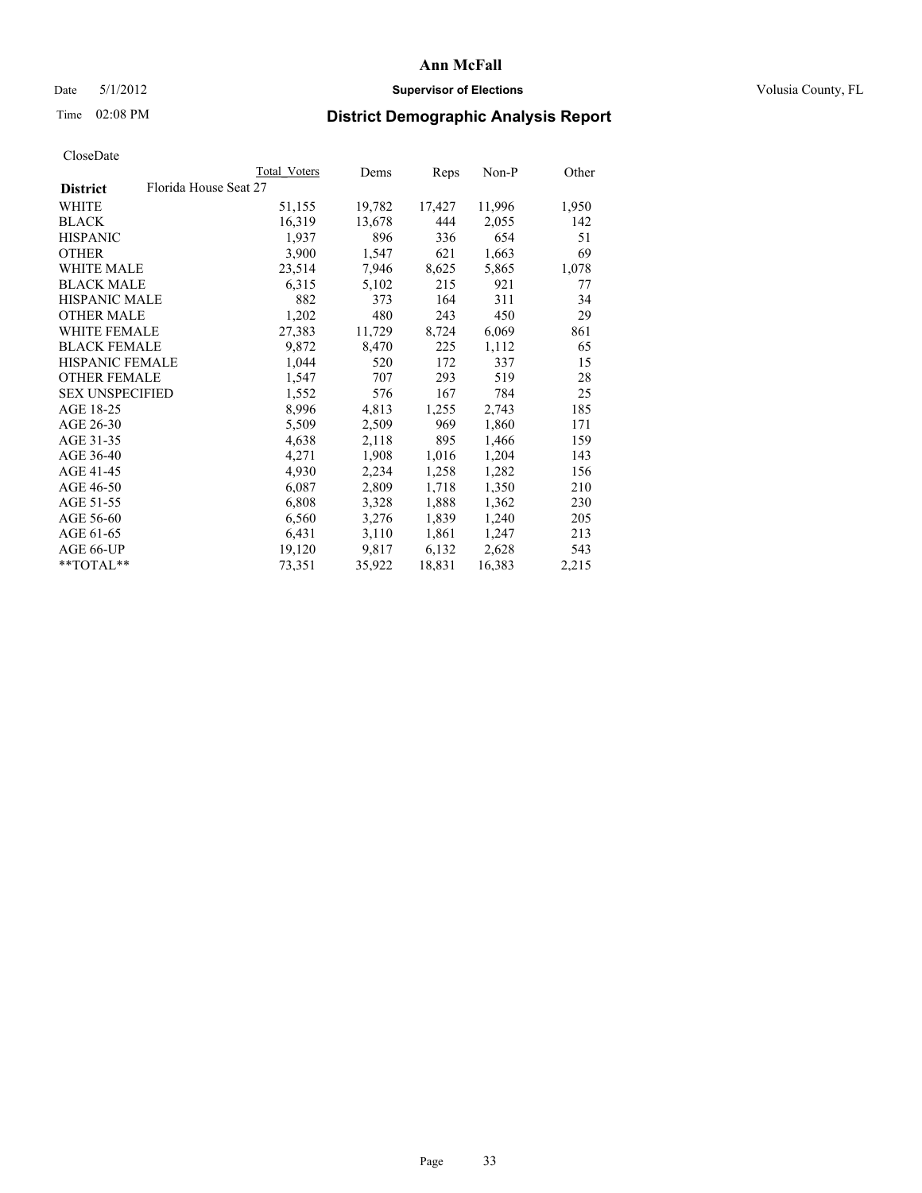**Ann McFall**

Date 5/1/2012 **Supervisor of Elections** Volusia County, FL

Time 02:08 PM

## District Demographic Analysis Report

CloseDate

| District | Florida House Seat 27 | Total Voters | Dems | Reps | Non-P | Other |
|---|---|---|---|---|---|---|
| WHITE | | 51,155 | 19,782 | 17,427 | 11,996 | 1,950 |
| BLACK | | 16,319 | 13,678 | 444 | 2,055 | 142 |
| HISPANIC | | 1,937 | 896 | 336 | 654 | 51 |
| OTHER | | 3,900 | 1,547 | 621 | 1,663 | 69 |
| WHITE MALE | | 23,514 | 7,946 | 8,625 | 5,865 | 1,078 |
| BLACK MALE | | 6,315 | 5,102 | 215 | 921 | 77 |
| HISPANIC MALE | | 882 | 373 | 164 | 311 | 34 |
| OTHER MALE | | 1,202 | 480 | 243 | 450 | 29 |
| WHITE FEMALE | | 27,383 | 11,729 | 8,724 | 6,069 | 861 |
| BLACK FEMALE | | 9,872 | 8,470 | 225 | 1,112 | 65 |
| HISPANIC FEMALE | | 1,044 | 520 | 172 | 337 | 15 |
| OTHER FEMALE | | 1,547 | 707 | 293 | 519 | 28 |
| SEX UNSPECIFIED | | 1,552 | 576 | 167 | 784 | 25 |
| AGE 18-25 | | 8,996 | 4,813 | 1,255 | 2,743 | 185 |
| AGE 26-30 | | 5,509 | 2,509 | 969 | 1,860 | 171 |
| AGE 31-35 | | 4,638 | 2,118 | 895 | 1,466 | 159 |
| AGE 36-40 | | 4,271 | 1,908 | 1,016 | 1,204 | 143 |
| AGE 41-45 | | 4,930 | 2,234 | 1,258 | 1,282 | 156 |
| AGE 46-50 | | 6,087 | 2,809 | 1,718 | 1,350 | 210 |
| AGE 51-55 | | 6,808 | 3,328 | 1,888 | 1,362 | 230 |
| AGE 56-60 | | 6,560 | 3,276 | 1,839 | 1,240 | 205 |
| AGE 61-65 | | 6,431 | 3,110 | 1,861 | 1,247 | 213 |
| AGE 66-UP | | 19,120 | 9,817 | 6,132 | 2,628 | 543 |
| **TOTAL** | | 73,351 | 35,922 | 18,831 | 16,383 | 2,215 |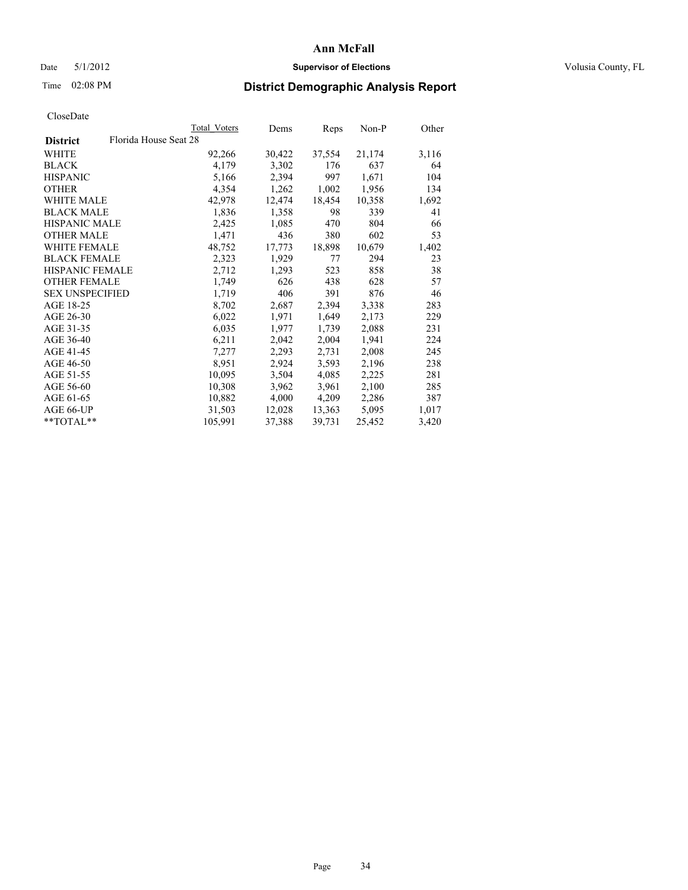# Ann McFall

Date 5/1/2012 **Supervisor of Elections** Volusia County, FL

Time 02:08 PM **District Demographic Analysis Report**

CloseDate

| | Total Voters | Dems | Reps | Non-P | Other |
|---|---|---|---|---|---|
| **District** Florida House Seat 28 | | | | | |
| WHITE | 92,266 | 30,422 | 37,554 | 21,174 | 3,116 |
| BLACK | 4,179 | 3,302 | 176 | 637 | 64 |
| HISPANIC | 5,166 | 2,394 | 997 | 1,671 | 104 |
| OTHER | 4,354 | 1,262 | 1,002 | 1,956 | 134 |
| WHITE MALE | 42,978 | 12,474 | 18,454 | 10,358 | 1,692 |
| BLACK MALE | 1,836 | 1,358 | 98 | 339 | 41 |
| HISPANIC MALE | 2,425 | 1,085 | 470 | 804 | 66 |
| OTHER MALE | 1,471 | 436 | 380 | 602 | 53 |
| WHITE FEMALE | 48,752 | 17,773 | 18,898 | 10,679 | 1,402 |
| BLACK FEMALE | 2,323 | 1,929 | 77 | 294 | 23 |
| HISPANIC FEMALE | 2,712 | 1,293 | 523 | 858 | 38 |
| OTHER FEMALE | 1,749 | 626 | 438 | 628 | 57 |
| SEX UNSPECIFIED | 1,719 | 406 | 391 | 876 | 46 |
| AGE 18-25 | 8,702 | 2,687 | 2,394 | 3,338 | 283 |
| AGE 26-30 | 6,022 | 1,971 | 1,649 | 2,173 | 229 |
| AGE 31-35 | 6,035 | 1,977 | 1,739 | 2,088 | 231 |
| AGE 36-40 | 6,211 | 2,042 | 2,004 | 1,941 | 224 |
| AGE 41-45 | 7,277 | 2,293 | 2,731 | 2,008 | 245 |
| AGE 46-50 | 8,951 | 2,924 | 3,593 | 2,196 | 238 |
| AGE 51-55 | 10,095 | 3,504 | 4,085 | 2,225 | 281 |
| AGE 56-60 | 10,308 | 3,962 | 3,961 | 2,100 | 285 |
| AGE 61-65 | 10,882 | 4,000 | 4,209 | 2,286 | 387 |
| AGE 66-UP | 31,503 | 12,028 | 13,363 | 5,095 | 1,017 |
| **TOTAL** | 105,991 | 37,388 | 39,731 | 25,452 | 3,420 |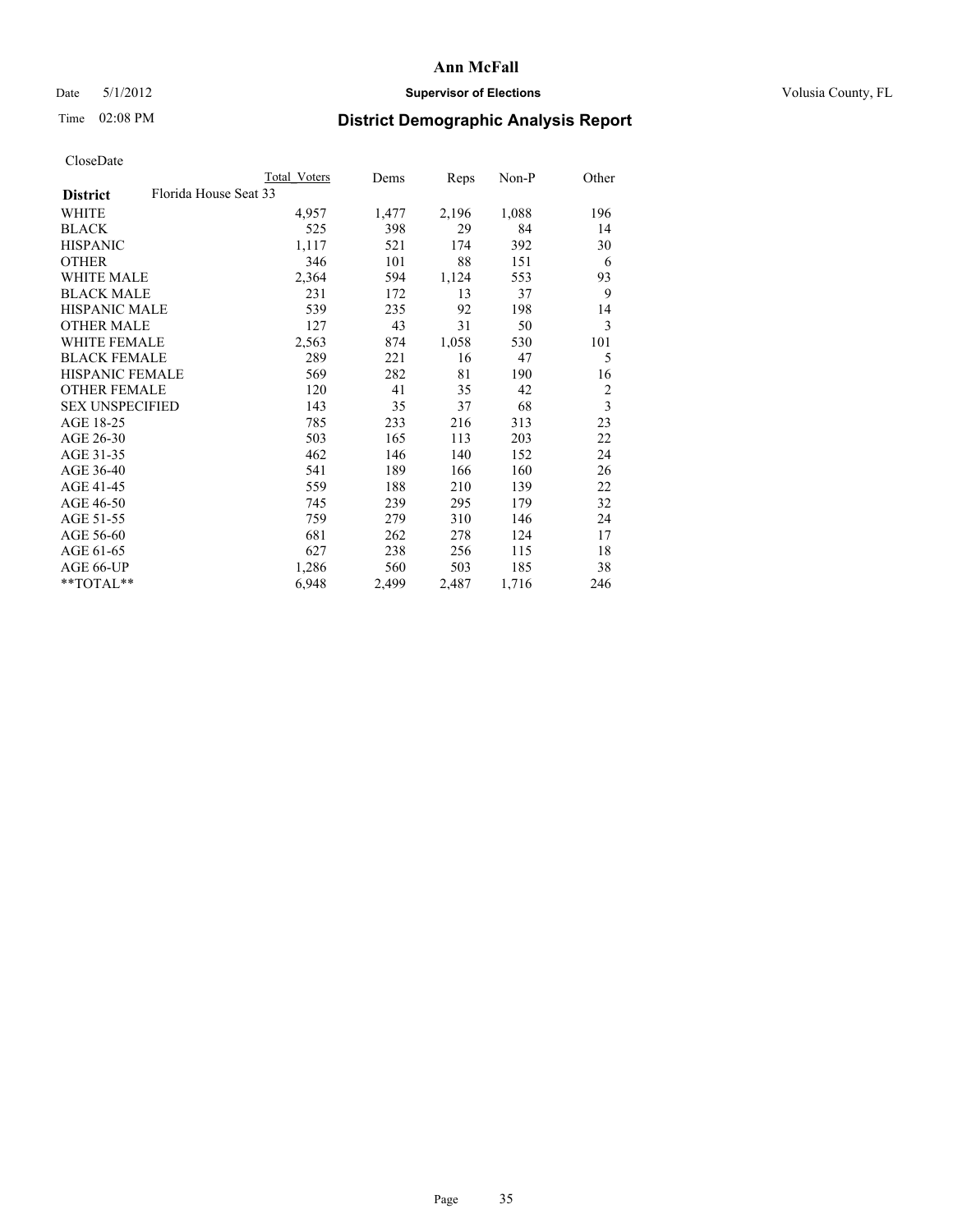# Ann McFall

Date 5/1/2012 **Supervisor of Elections** Volusia County, FL

Time 02:08 PM **District Demographic Analysis Report**

CloseDate

| | Total Voters | Dems | Reps | Non-P | Other |
|---|---|---|---|---|---|
| **District** Florida House Seat 33 | | | | | |
| WHITE | 4,957 | 1,477 | 2,196 | 1,088 | 196 |
| BLACK | 525 | 398 | 29 | 84 | 14 |
| HISPANIC | 1,117 | 521 | 174 | 392 | 30 |
| OTHER | 346 | 101 | 88 | 151 | 6 |
| WHITE MALE | 2,364 | 594 | 1,124 | 553 | 93 |
| BLACK MALE | 231 | 172 | 13 | 37 | 9 |
| HISPANIC MALE | 539 | 235 | 92 | 198 | 14 |
| OTHER MALE | 127 | 43 | 31 | 50 | 3 |
| WHITE FEMALE | 2,563 | 874 | 1,058 | 530 | 101 |
| BLACK FEMALE | 289 | 221 | 16 | 47 | 5 |
| HISPANIC FEMALE | 569 | 282 | 81 | 190 | 16 |
| OTHER FEMALE | 120 | 41 | 35 | 42 | 2 |
| SEX UNSPECIFIED | 143 | 35 | 37 | 68 | 3 |
| AGE 18-25 | 785 | 233 | 216 | 313 | 23 |
| AGE 26-30 | 503 | 165 | 113 | 203 | 22 |
| AGE 31-35 | 462 | 146 | 140 | 152 | 24 |
| AGE 36-40 | 541 | 189 | 166 | 160 | 26 |
| AGE 41-45 | 559 | 188 | 210 | 139 | 22 |
| AGE 46-50 | 745 | 239 | 295 | 179 | 32 |
| AGE 51-55 | 759 | 279 | 310 | 146 | 24 |
| AGE 56-60 | 681 | 262 | 278 | 124 | 17 |
| AGE 61-65 | 627 | 238 | 256 | 115 | 18 |
| AGE 66-UP | 1,286 | 560 | 503 | 185 | 38 |
| **TOTAL** | 6,948 | 2,499 | 2,487 | 1,716 | 246 |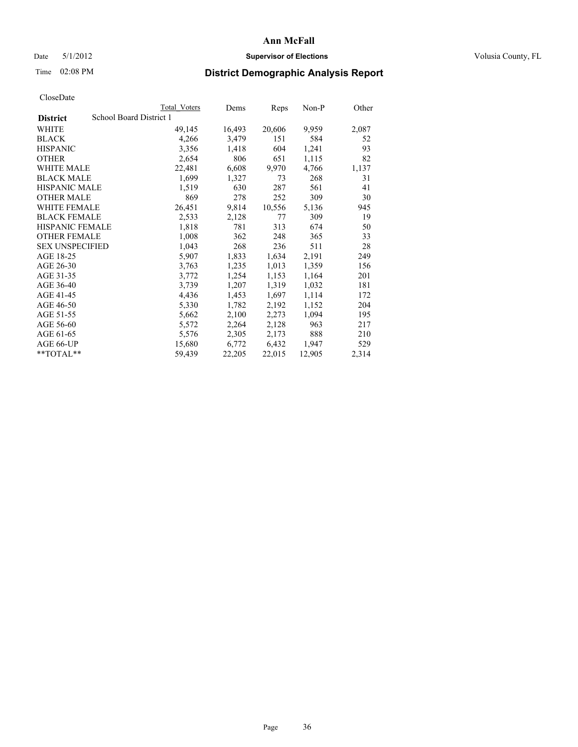# Ann McFall

Date 5/1/2012 **Supervisor of Elections** Volusia County, FL

Time 02:08 PM

## District Demographic Analysis Report

CloseDate

| | Total Voters | Dems | Reps | Non-P | Other |
|---|---|---|---|---|---|
| **District** School Board District 1 | | | | | |
| WHITE | 49,145 | 16,493 | 20,606 | 9,959 | 2,087 |
| BLACK | 4,266 | 3,479 | 151 | 584 | 52 |
| HISPANIC | 3,356 | 1,418 | 604 | 1,241 | 93 |
| OTHER | 2,654 | 806 | 651 | 1,115 | 82 |
| WHITE MALE | 22,481 | 6,608 | 9,970 | 4,766 | 1,137 |
| BLACK MALE | 1,699 | 1,327 | 73 | 268 | 31 |
| HISPANIC MALE | 1,519 | 630 | 287 | 561 | 41 |
| OTHER MALE | 869 | 278 | 252 | 309 | 30 |
| WHITE FEMALE | 26,451 | 9,814 | 10,556 | 5,136 | 945 |
| BLACK FEMALE | 2,533 | 2,128 | 77 | 309 | 19 |
| HISPANIC FEMALE | 1,818 | 781 | 313 | 674 | 50 |
| OTHER FEMALE | 1,008 | 362 | 248 | 365 | 33 |
| SEX UNSPECIFIED | 1,043 | 268 | 236 | 511 | 28 |
| AGE 18-25 | 5,907 | 1,833 | 1,634 | 2,191 | 249 |
| AGE 26-30 | 3,763 | 1,235 | 1,013 | 1,359 | 156 |
| AGE 31-35 | 3,772 | 1,254 | 1,153 | 1,164 | 201 |
| AGE 36-40 | 3,739 | 1,207 | 1,319 | 1,032 | 181 |
| AGE 41-45 | 4,436 | 1,453 | 1,697 | 1,114 | 172 |
| AGE 46-50 | 5,330 | 1,782 | 2,192 | 1,152 | 204 |
| AGE 51-55 | 5,662 | 2,100 | 2,273 | 1,094 | 195 |
| AGE 56-60 | 5,572 | 2,264 | 2,128 | 963 | 217 |
| AGE 61-65 | 5,576 | 2,305 | 2,173 | 888 | 210 |
| AGE 66-UP | 15,680 | 6,772 | 6,432 | 1,947 | 529 |
| **TOTAL** | 59,439 | 22,205 | 22,015 | 12,905 | 2,314 |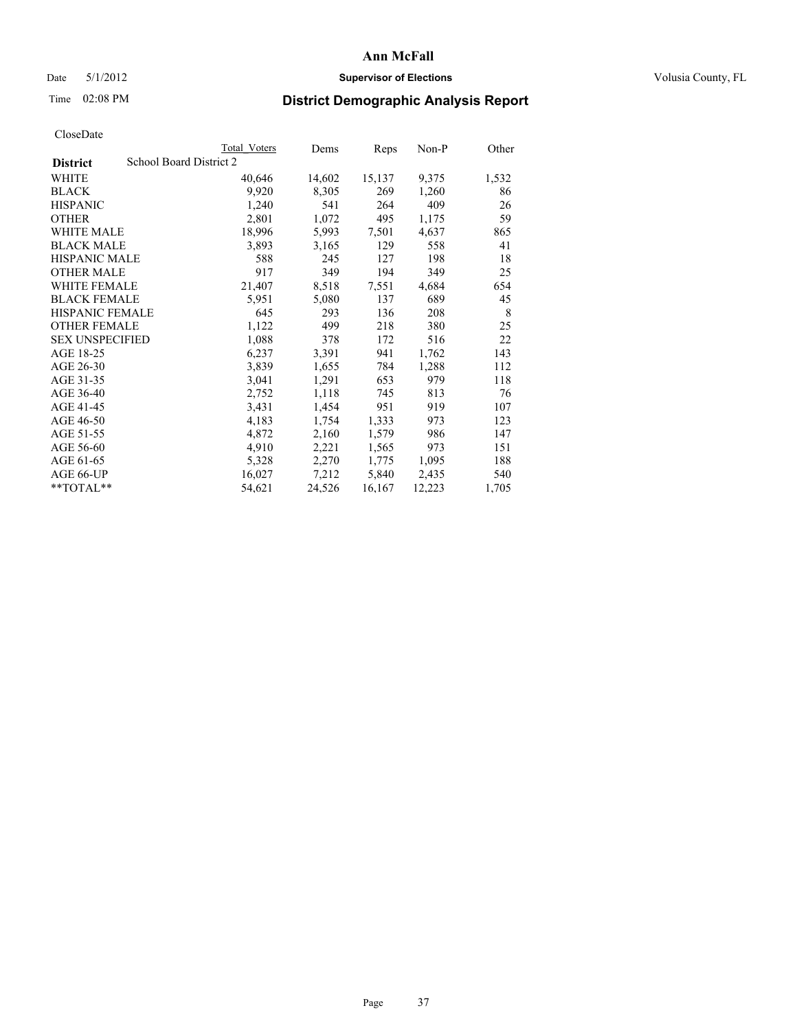CloseDate

| District | School Board District 2 | Total Voters | Dems | Reps | Non-P | Other |
|---|---|---|---|---|---|---|
| WHITE | | 40,646 | 14,602 | 15,137 | 9,375 | 1,532 |
| BLACK | | 9,920 | 8,305 | 269 | 1,260 | 86 |
| HISPANIC | | 1,240 | 541 | 264 | 409 | 26 |
| OTHER | | 2,801 | 1,072 | 495 | 1,175 | 59 |
| WHITE MALE | | 18,996 | 5,993 | 7,501 | 4,637 | 865 |
| BLACK MALE | | 3,893 | 3,165 | 129 | 558 | 41 |
| HISPANIC MALE | | 588 | 245 | 127 | 198 | 18 |
| OTHER MALE | | 917 | 349 | 194 | 349 | 25 |
| WHITE FEMALE | | 21,407 | 8,518 | 7,551 | 4,684 | 654 |
| BLACK FEMALE | | 5,951 | 5,080 | 137 | 689 | 45 |
| HISPANIC FEMALE | | 645 | 293 | 136 | 208 | 8 |
| OTHER FEMALE | | 1,122 | 499 | 218 | 380 | 25 |
| SEX UNSPECIFIED | | 1,088 | 378 | 172 | 516 | 22 |
| AGE 18-25 | | 6,237 | 3,391 | 941 | 1,762 | 143 |
| AGE 26-30 | | 3,839 | 1,655 | 784 | 1,288 | 112 |
| AGE 31-35 | | 3,041 | 1,291 | 653 | 979 | 118 |
| AGE 36-40 | | 2,752 | 1,118 | 745 | 813 | 76 |
| AGE 41-45 | | 3,431 | 1,454 | 951 | 919 | 107 |
| AGE 46-50 | | 4,183 | 1,754 | 1,333 | 973 | 123 |
| AGE 51-55 | | 4,872 | 2,160 | 1,579 | 986 | 147 |
| AGE 56-60 | | 4,910 | 2,221 | 1,565 | 973 | 151 |
| AGE 61-65 | | 5,328 | 2,270 | 1,775 | 1,095 | 188 |
| AGE 66-UP | | 16,027 | 7,212 | 5,840 | 2,435 | 540 |
| **TOTAL** | | 54,621 | 24,526 | 16,167 | 12,223 | 1,705 |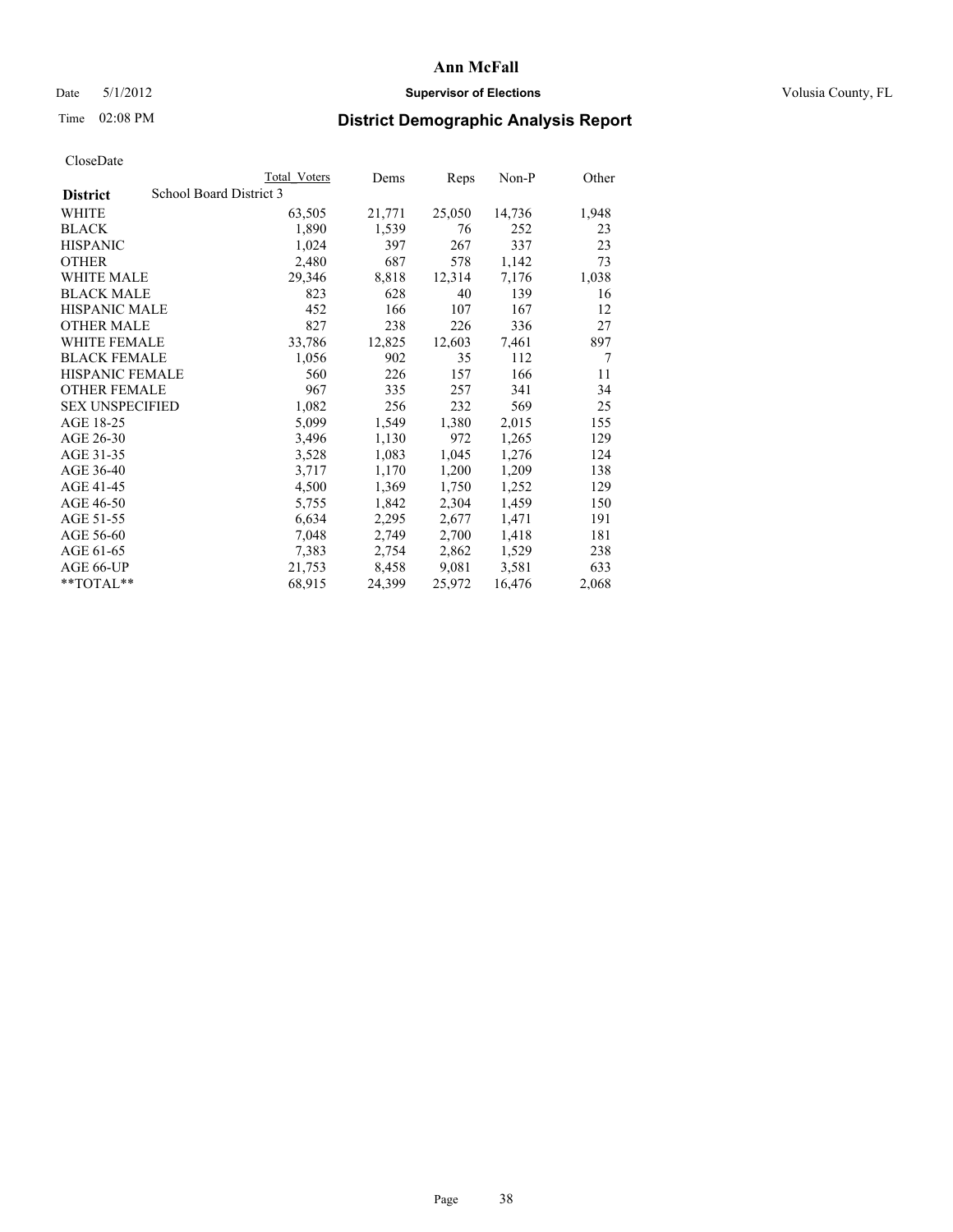# Ann McFall

Date 5/1/2012 **Supervisor of Elections** Volusia County, FL

Time 02:08 PM **District Demographic Analysis Report**

CloseDate

| | Total Voters | Dems | Reps | Non-P | Other |
|---|---|---|---|---|---|
| **District** School Board District 3 | | | | | |
| WHITE | 63,505 | 21,771 | 25,050 | 14,736 | 1,948 |
| BLACK | 1,890 | 1,539 | 76 | 252 | 23 |
| HISPANIC | 1,024 | 397 | 267 | 337 | 23 |
| OTHER | 2,480 | 687 | 578 | 1,142 | 73 |
| WHITE MALE | 29,346 | 8,818 | 12,314 | 7,176 | 1,038 |
| BLACK MALE | 823 | 628 | 40 | 139 | 16 |
| HISPANIC MALE | 452 | 166 | 107 | 167 | 12 |
| OTHER MALE | 827 | 238 | 226 | 336 | 27 |
| WHITE FEMALE | 33,786 | 12,825 | 12,603 | 7,461 | 897 |
| BLACK FEMALE | 1,056 | 902 | 35 | 112 | 7 |
| HISPANIC FEMALE | 560 | 226 | 157 | 166 | 11 |
| OTHER FEMALE | 967 | 335 | 257 | 341 | 34 |
| SEX UNSPECIFIED | 1,082 | 256 | 232 | 569 | 25 |
| AGE 18-25 | 5,099 | 1,549 | 1,380 | 2,015 | 155 |
| AGE 26-30 | 3,496 | 1,130 | 972 | 1,265 | 129 |
| AGE 31-35 | 3,528 | 1,083 | 1,045 | 1,276 | 124 |
| AGE 36-40 | 3,717 | 1,170 | 1,200 | 1,209 | 138 |
| AGE 41-45 | 4,500 | 1,369 | 1,750 | 1,252 | 129 |
| AGE 46-50 | 5,755 | 1,842 | 2,304 | 1,459 | 150 |
| AGE 51-55 | 6,634 | 2,295 | 2,677 | 1,471 | 191 |
| AGE 56-60 | 7,048 | 2,749 | 2,700 | 1,418 | 181 |
| AGE 61-65 | 7,383 | 2,754 | 2,862 | 1,529 | 238 |
| AGE 66-UP | 21,753 | 8,458 | 9,081 | 3,581 | 633 |
| **TOTAL** | 68,915 | 24,399 | 25,972 | 16,476 | 2,068 |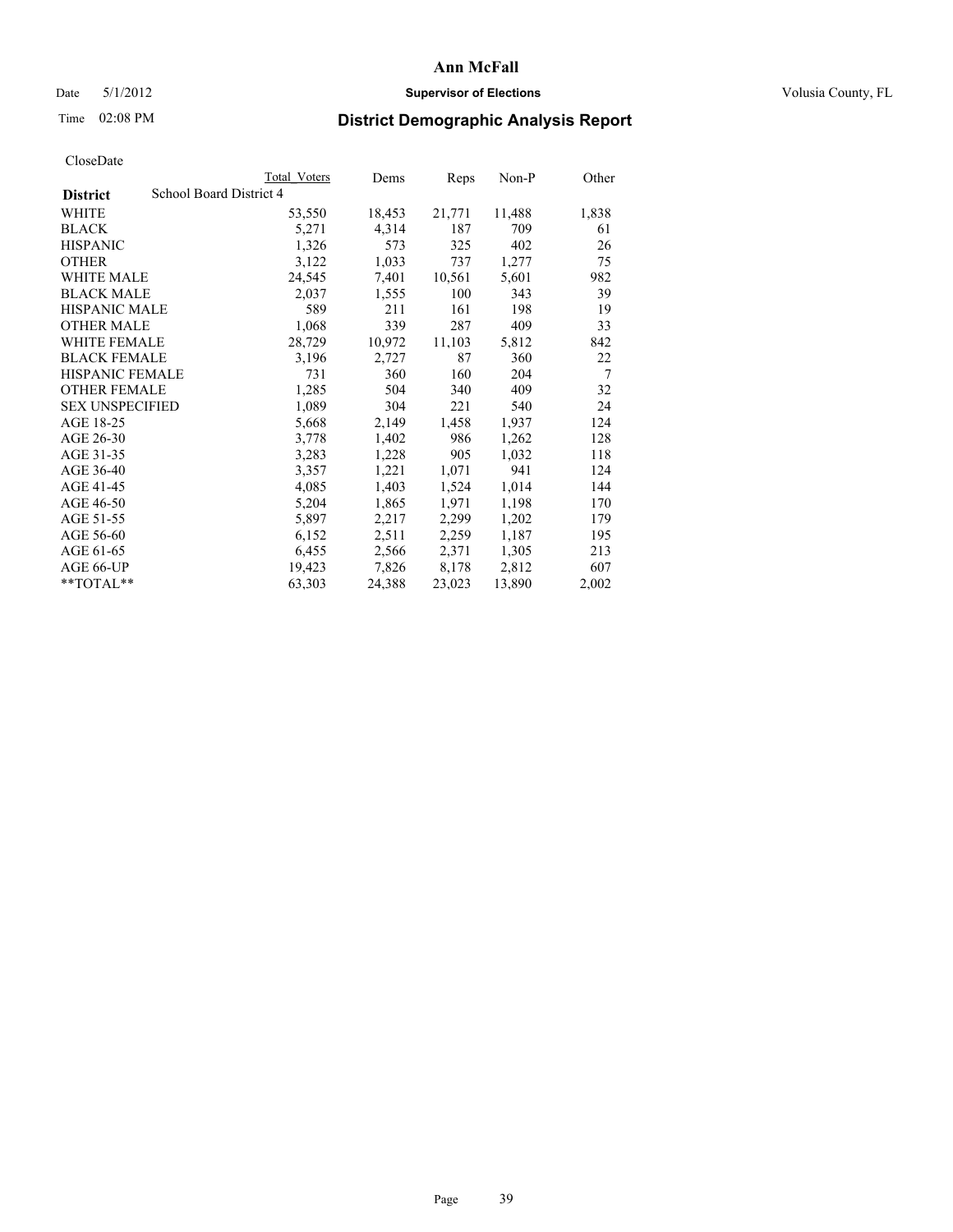# Ann McFall

Date 5/1/2012 **Supervisor of Elections** Volusia County, FL

Time 02:08 PM

## District Demographic Analysis Report

CloseDate

| **District** School Board District 4 | Total Voters | Dems | Reps | Non-P | Other |
|---|---|---|---|---|---|
| WHITE | 53,550 | 18,453 | 21,771 | 11,488 | 1,838 |
| BLACK | 5,271 | 4,314 | 187 | 709 | 61 |
| HISPANIC | 1,326 | 573 | 325 | 402 | 26 |
| OTHER | 3,122 | 1,033 | 737 | 1,277 | 75 |
| WHITE MALE | 24,545 | 7,401 | 10,561 | 5,601 | 982 |
| BLACK MALE | 2,037 | 1,555 | 100 | 343 | 39 |
| HISPANIC MALE | 589 | 211 | 161 | 198 | 19 |
| OTHER MALE | 1,068 | 339 | 287 | 409 | 33 |
| WHITE FEMALE | 28,729 | 10,972 | 11,103 | 5,812 | 842 |
| BLACK FEMALE | 3,196 | 2,727 | 87 | 360 | 22 |
| HISPANIC FEMALE | 731 | 360 | 160 | 204 | 7 |
| OTHER FEMALE | 1,285 | 504 | 340 | 409 | 32 |
| SEX UNSPECIFIED | 1,089 | 304 | 221 | 540 | 24 |
| AGE 18-25 | 5,668 | 2,149 | 1,458 | 1,937 | 124 |
| AGE 26-30 | 3,778 | 1,402 | 986 | 1,262 | 128 |
| AGE 31-35 | 3,283 | 1,228 | 905 | 1,032 | 118 |
| AGE 36-40 | 3,357 | 1,221 | 1,071 | 941 | 124 |
| AGE 41-45 | 4,085 | 1,403 | 1,524 | 1,014 | 144 |
| AGE 46-50 | 5,204 | 1,865 | 1,971 | 1,198 | 170 |
| AGE 51-55 | 5,897 | 2,217 | 2,299 | 1,202 | 179 |
| AGE 56-60 | 6,152 | 2,511 | 2,259 | 1,187 | 195 |
| AGE 61-65 | 6,455 | 2,566 | 2,371 | 1,305 | 213 |
| AGE 66-UP | 19,423 | 7,826 | 8,178 | 2,812 | 607 |
| **TOTAL** | 63,303 | 24,388 | 23,023 | 13,890 | 2,002 |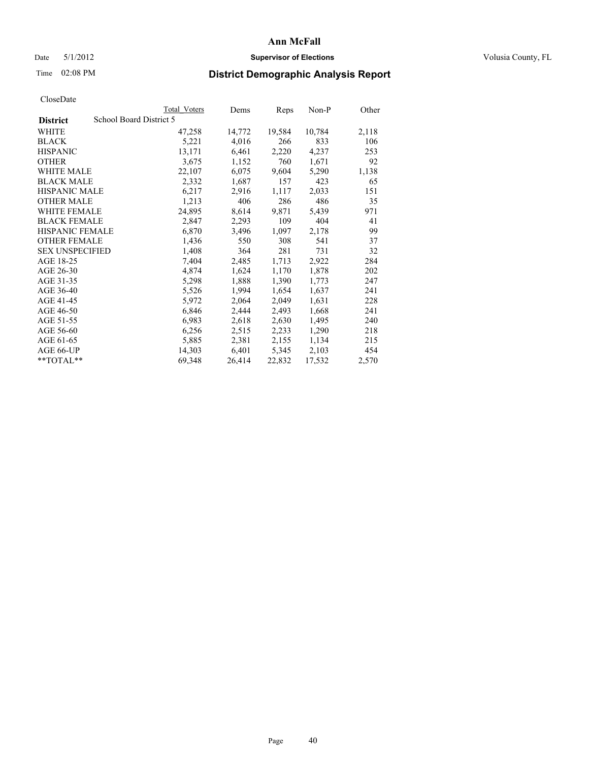# Ann McFall

Date 5/1/2012 **Supervisor of Elections** Volusia County, FL

Time 02:08 PM **District Demographic Analysis Report**

CloseDate

| | Total Voters | Dems | Reps | Non-P | Other |
|---|---|---|---|---|---|
| **District** School Board District 5 | | | | | |
| WHITE | 47,258 | 14,772 | 19,584 | 10,784 | 2,118 |
| BLACK | 5,221 | 4,016 | 266 | 833 | 106 |
| HISPANIC | 13,171 | 6,461 | 2,220 | 4,237 | 253 |
| OTHER | 3,675 | 1,152 | 760 | 1,671 | 92 |
| WHITE MALE | 22,107 | 6,075 | 9,604 | 5,290 | 1,138 |
| BLACK MALE | 2,332 | 1,687 | 157 | 423 | 65 |
| HISPANIC MALE | 6,217 | 2,916 | 1,117 | 2,033 | 151 |
| OTHER MALE | 1,213 | 406 | 286 | 486 | 35 |
| WHITE FEMALE | 24,895 | 8,614 | 9,871 | 5,439 | 971 |
| BLACK FEMALE | 2,847 | 2,293 | 109 | 404 | 41 |
| HISPANIC FEMALE | 6,870 | 3,496 | 1,097 | 2,178 | 99 |
| OTHER FEMALE | 1,436 | 550 | 308 | 541 | 37 |
| SEX UNSPECIFIED | 1,408 | 364 | 281 | 731 | 32 |
| AGE 18-25 | 7,404 | 2,485 | 1,713 | 2,922 | 284 |
| AGE 26-30 | 4,874 | 1,624 | 1,170 | 1,878 | 202 |
| AGE 31-35 | 5,298 | 1,888 | 1,390 | 1,773 | 247 |
| AGE 36-40 | 5,526 | 1,994 | 1,654 | 1,637 | 241 |
| AGE 41-45 | 5,972 | 2,064 | 2,049 | 1,631 | 228 |
| AGE 46-50 | 6,846 | 2,444 | 2,493 | 1,668 | 241 |
| AGE 51-55 | 6,983 | 2,618 | 2,630 | 1,495 | 240 |
| AGE 56-60 | 6,256 | 2,515 | 2,233 | 1,290 | 218 |
| AGE 61-65 | 5,885 | 2,381 | 2,155 | 1,134 | 215 |
| AGE 66-UP | 14,303 | 6,401 | 5,345 | 2,103 | 454 |
| **TOTAL** | 69,348 | 26,414 | 22,832 | 17,532 | 2,570 |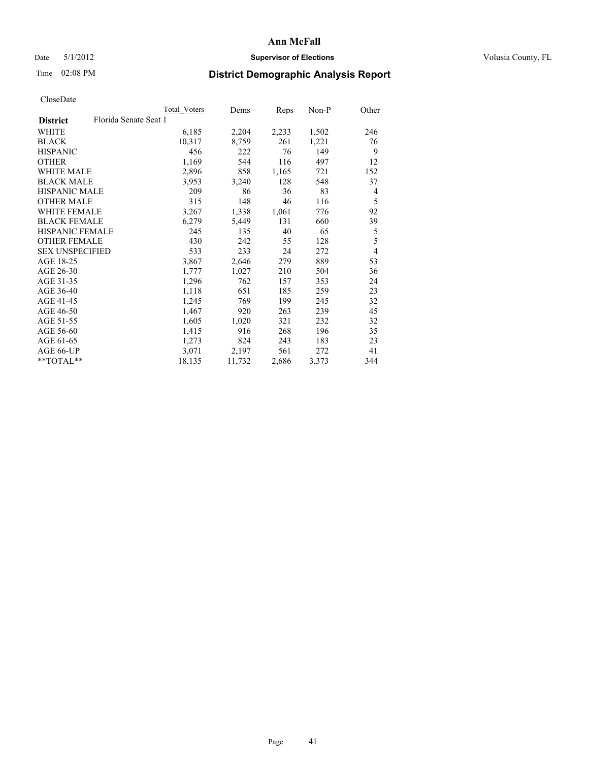# Ann McFall

Date 5/1/2012 **Supervisor of Elections** Volusia County, FL

Time 02:08 PM **District Demographic Analysis Report**

CloseDate

| | Total Voters | Dems | Reps | Non-P | Other |
|---|---|---|---|---|---|
| **District** Florida Senate Seat 1 | | | | | |
| WHITE | 6,185 | 2,204 | 2,233 | 1,502 | 246 |
| BLACK | 10,317 | 8,759 | 261 | 1,221 | 76 |
| HISPANIC | 456 | 222 | 76 | 149 | 9 |
| OTHER | 1,169 | 544 | 116 | 497 | 12 |
| WHITE MALE | 2,896 | 858 | 1,165 | 721 | 152 |
| BLACK MALE | 3,953 | 3,240 | 128 | 548 | 37 |
| HISPANIC MALE | 209 | 86 | 36 | 83 | 4 |
| OTHER MALE | 315 | 148 | 46 | 116 | 5 |
| WHITE FEMALE | 3,267 | 1,338 | 1,061 | 776 | 92 |
| BLACK FEMALE | 6,279 | 5,449 | 131 | 660 | 39 |
| HISPANIC FEMALE | 245 | 135 | 40 | 65 | 5 |
| OTHER FEMALE | 430 | 242 | 55 | 128 | 5 |
| SEX UNSPECIFIED | 533 | 233 | 24 | 272 | 4 |
| AGE 18-25 | 3,867 | 2,646 | 279 | 889 | 53 |
| AGE 26-30 | 1,777 | 1,027 | 210 | 504 | 36 |
| AGE 31-35 | 1,296 | 762 | 157 | 353 | 24 |
| AGE 36-40 | 1,118 | 651 | 185 | 259 | 23 |
| AGE 41-45 | 1,245 | 769 | 199 | 245 | 32 |
| AGE 46-50 | 1,467 | 920 | 263 | 239 | 45 |
| AGE 51-55 | 1,605 | 1,020 | 321 | 232 | 32 |
| AGE 56-60 | 1,415 | 916 | 268 | 196 | 35 |
| AGE 61-65 | 1,273 | 824 | 243 | 183 | 23 |
| AGE 66-UP | 3,071 | 2,197 | 561 | 272 | 41 |
| **TOTAL** | 18,135 | 11,732 | 2,686 | 3,373 | 344 |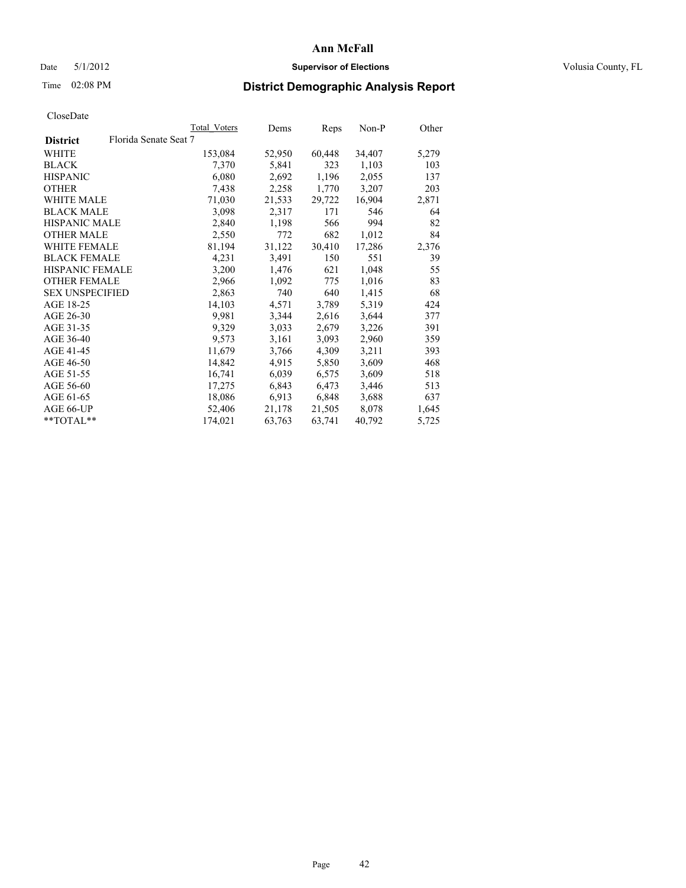**Ann McFall**

Date 5/1/2012 **Supervisor of Elections** Volusia County, FL

Time 02:08 PM

# District Demographic Analysis Report

CloseDate

| District | Florida Senate Seat 7 | Total_Voters | Dems | Reps | Non-P | Other |
|---|---|---|---|---|---|---|
| WHITE | | 153,084 | 52,950 | 60,448 | 34,407 | 5,279 |
| BLACK | | 7,370 | 5,841 | 323 | 1,103 | 103 |
| HISPANIC | | 6,080 | 2,692 | 1,196 | 2,055 | 137 |
| OTHER | | 7,438 | 2,258 | 1,770 | 3,207 | 203 |
| WHITE MALE | | 71,030 | 21,533 | 29,722 | 16,904 | 2,871 |
| BLACK MALE | | 3,098 | 2,317 | 171 | 546 | 64 |
| HISPANIC MALE | | 2,840 | 1,198 | 566 | 994 | 82 |
| OTHER MALE | | 2,550 | 772 | 682 | 1,012 | 84 |
| WHITE FEMALE | | 81,194 | 31,122 | 30,410 | 17,286 | 2,376 |
| BLACK FEMALE | | 4,231 | 3,491 | 150 | 551 | 39 |
| HISPANIC FEMALE | | 3,200 | 1,476 | 621 | 1,048 | 55 |
| OTHER FEMALE | | 2,966 | 1,092 | 775 | 1,016 | 83 |
| SEX UNSPECIFIED | | 2,863 | 740 | 640 | 1,415 | 68 |
| AGE 18-25 | | 14,103 | 4,571 | 3,789 | 5,319 | 424 |
| AGE 26-30 | | 9,981 | 3,344 | 2,616 | 3,644 | 377 |
| AGE 31-35 | | 9,329 | 3,033 | 2,679 | 3,226 | 391 |
| AGE 36-40 | | 9,573 | 3,161 | 3,093 | 2,960 | 359 |
| AGE 41-45 | | 11,679 | 3,766 | 4,309 | 3,211 | 393 |
| AGE 46-50 | | 14,842 | 4,915 | 5,850 | 3,609 | 468 |
| AGE 51-55 | | 16,741 | 6,039 | 6,575 | 3,609 | 518 |
| AGE 56-60 | | 17,275 | 6,843 | 6,473 | 3,446 | 513 |
| AGE 61-65 | | 18,086 | 6,913 | 6,848 | 3,688 | 637 |
| AGE 66-UP | | 52,406 | 21,178 | 21,505 | 8,078 | 1,645 |
| **TOTAL** | | 174,021 | 63,763 | 63,741 | 40,792 | 5,725 |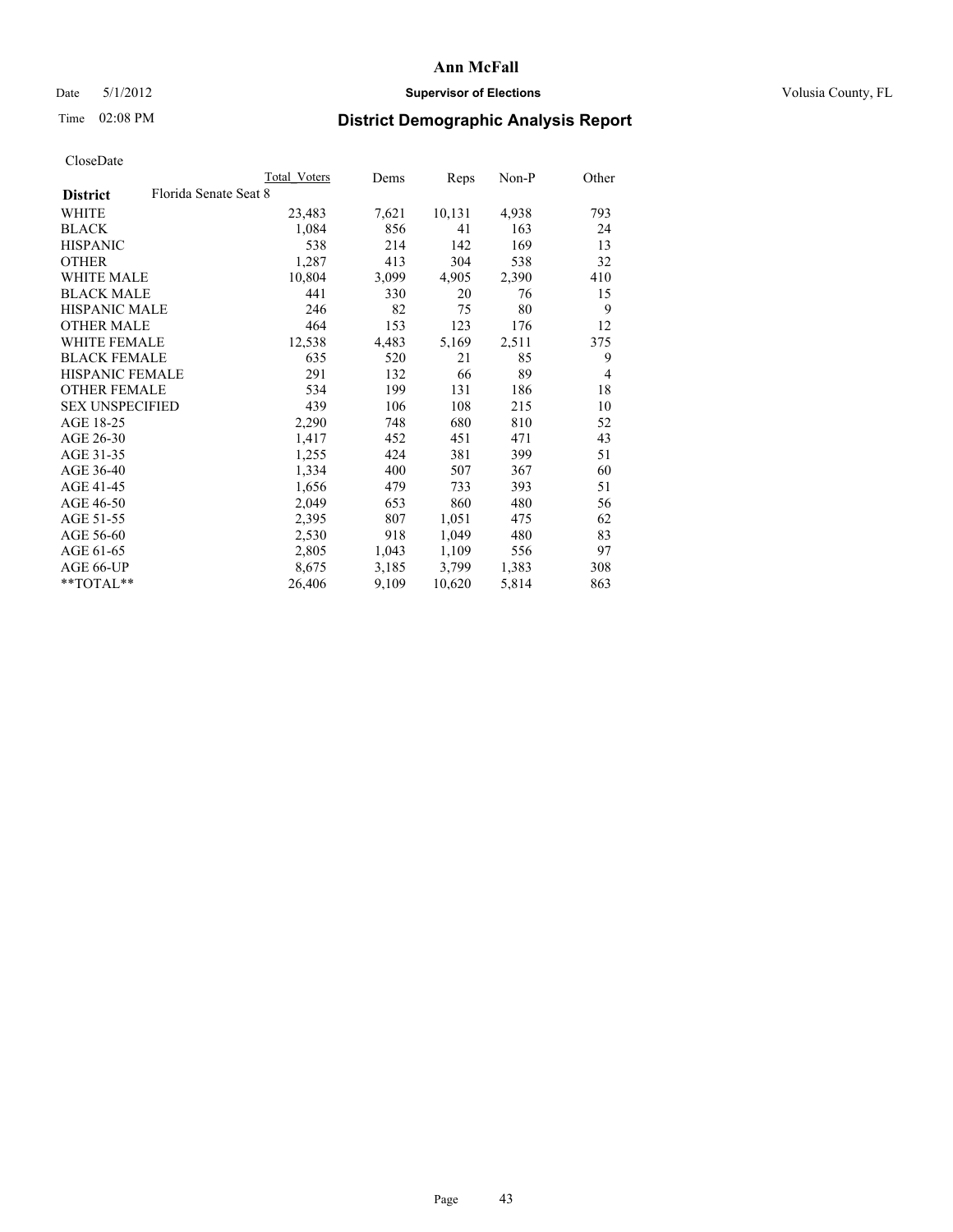**Ann McFall**

Date 5/1/2012 **Supervisor of Elections** Volusia County, FL

Time 02:08 PM **District Demographic Analysis Report**

CloseDate

| **District** Florida Senate Seat 8 | Total Voters | Dems | Reps | Non-P | Other |
|---|---|---|---|---|---|
| WHITE | 23,483 | 7,621 | 10,131 | 4,938 | 793 |
| BLACK | 1,084 | 856 | 41 | 163 | 24 |
| HISPANIC | 538 | 214 | 142 | 169 | 13 |
| OTHER | 1,287 | 413 | 304 | 538 | 32 |
| WHITE MALE | 10,804 | 3,099 | 4,905 | 2,390 | 410 |
| BLACK MALE | 441 | 330 | 20 | 76 | 15 |
| HISPANIC MALE | 246 | 82 | 75 | 80 | 9 |
| OTHER MALE | 464 | 153 | 123 | 176 | 12 |
| WHITE FEMALE | 12,538 | 4,483 | 5,169 | 2,511 | 375 |
| BLACK FEMALE | 635 | 520 | 21 | 85 | 9 |
| HISPANIC FEMALE | 291 | 132 | 66 | 89 | 4 |
| OTHER FEMALE | 534 | 199 | 131 | 186 | 18 |
| SEX UNSPECIFIED | 439 | 106 | 108 | 215 | 10 |
| AGE 18-25 | 2,290 | 748 | 680 | 810 | 52 |
| AGE 26-30 | 1,417 | 452 | 451 | 471 | 43 |
| AGE 31-35 | 1,255 | 424 | 381 | 399 | 51 |
| AGE 36-40 | 1,334 | 400 | 507 | 367 | 60 |
| AGE 41-45 | 1,656 | 479 | 733 | 393 | 51 |
| AGE 46-50 | 2,049 | 653 | 860 | 480 | 56 |
| AGE 51-55 | 2,395 | 807 | 1,051 | 475 | 62 |
| AGE 56-60 | 2,530 | 918 | 1,049 | 480 | 83 |
| AGE 61-65 | 2,805 | 1,043 | 1,109 | 556 | 97 |
| AGE 66-UP | 8,675 | 3,185 | 3,799 | 1,383 | 308 |
| **TOTAL** | 26,406 | 9,109 | 10,620 | 5,814 | 863 |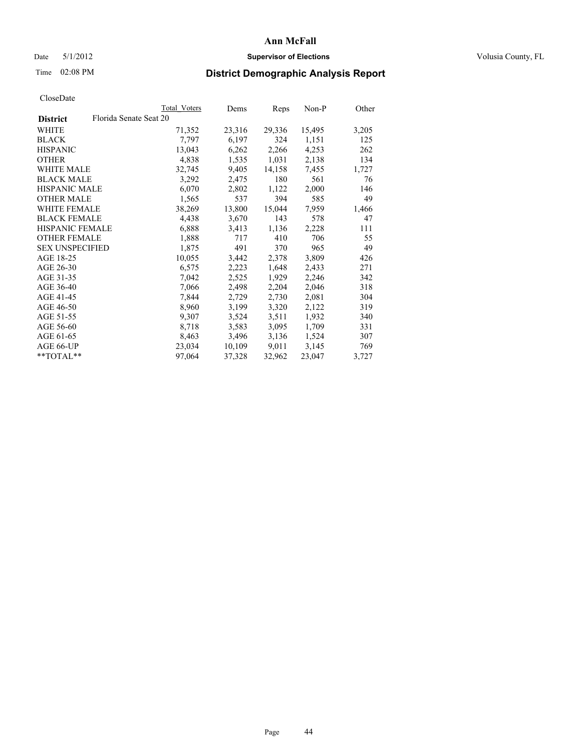# Ann McFall

Date 5/1/2012 **Supervisor of Elections** Volusia County, FL

Time 02:08 PM **District Demographic Analysis Report**

CloseDate

| **District** Florida Senate Seat 20 | Total Voters | Dems | Reps | Non-P | Other |
|---|---|---|---|---|---|
| WHITE | 71,352 | 23,316 | 29,336 | 15,495 | 3,205 |
| BLACK | 7,797 | 6,197 | 324 | 1,151 | 125 |
| HISPANIC | 13,043 | 6,262 | 2,266 | 4,253 | 262 |
| OTHER | 4,838 | 1,535 | 1,031 | 2,138 | 134 |
| WHITE MALE | 32,745 | 9,405 | 14,158 | 7,455 | 1,727 |
| BLACK MALE | 3,292 | 2,475 | 180 | 561 | 76 |
| HISPANIC MALE | 6,070 | 2,802 | 1,122 | 2,000 | 146 |
| OTHER MALE | 1,565 | 537 | 394 | 585 | 49 |
| WHITE FEMALE | 38,269 | 13,800 | 15,044 | 7,959 | 1,466 |
| BLACK FEMALE | 4,438 | 3,670 | 143 | 578 | 47 |
| HISPANIC FEMALE | 6,888 | 3,413 | 1,136 | 2,228 | 111 |
| OTHER FEMALE | 1,888 | 717 | 410 | 706 | 55 |
| SEX UNSPECIFIED | 1,875 | 491 | 370 | 965 | 49 |
| AGE 18-25 | 10,055 | 3,442 | 2,378 | 3,809 | 426 |
| AGE 26-30 | 6,575 | 2,223 | 1,648 | 2,433 | 271 |
| AGE 31-35 | 7,042 | 2,525 | 1,929 | 2,246 | 342 |
| AGE 36-40 | 7,066 | 2,498 | 2,204 | 2,046 | 318 |
| AGE 41-45 | 7,844 | 2,729 | 2,730 | 2,081 | 304 |
| AGE 46-50 | 8,960 | 3,199 | 3,320 | 2,122 | 319 |
| AGE 51-55 | 9,307 | 3,524 | 3,511 | 1,932 | 340 |
| AGE 56-60 | 8,718 | 3,583 | 3,095 | 1,709 | 331 |
| AGE 61-65 | 8,463 | 3,496 | 3,136 | 1,524 | 307 |
| AGE 66-UP | 23,034 | 10,109 | 9,011 | 3,145 | 769 |
| **TOTAL** | 97,064 | 37,328 | 32,962 | 23,047 | 3,727 |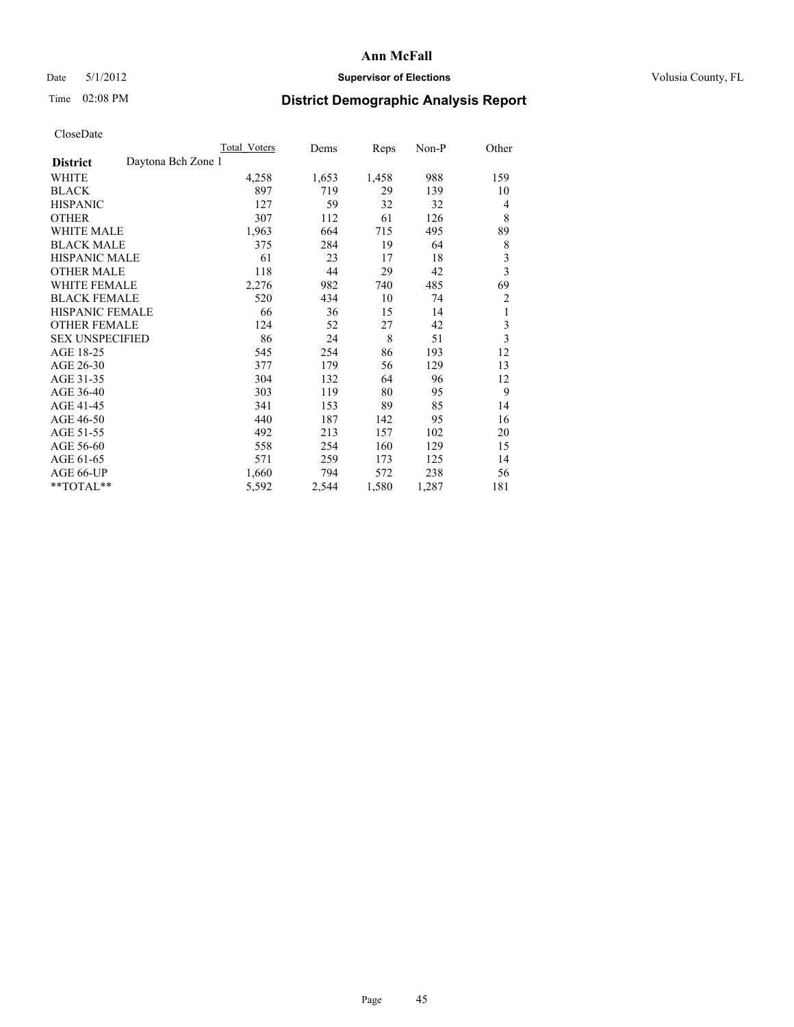# Ann McFall

Date 5/1/2012 **Supervisor of Elections** Volusia County, FL

Time 02:08 PM **District Demographic Analysis Report**

CloseDate

| | Total_Voters | Dems | Reps | Non-P | Other |
|---|---|---|---|---|---|
| **District** Daytona Bch Zone 1 | | | | | |
| WHITE | 4,258 | 1,653 | 1,458 | 988 | 159 |
| BLACK | 897 | 719 | 29 | 139 | 10 |
| HISPANIC | 127 | 59 | 32 | 32 | 4 |
| OTHER | 307 | 112 | 61 | 126 | 8 |
| WHITE MALE | 1,963 | 664 | 715 | 495 | 89 |
| BLACK MALE | 375 | 284 | 19 | 64 | 8 |
| HISPANIC MALE | 61 | 23 | 17 | 18 | 3 |
| OTHER MALE | 118 | 44 | 29 | 42 | 3 |
| WHITE FEMALE | 2,276 | 982 | 740 | 485 | 69 |
| BLACK FEMALE | 520 | 434 | 10 | 74 | 2 |
| HISPANIC FEMALE | 66 | 36 | 15 | 14 | 1 |
| OTHER FEMALE | 124 | 52 | 27 | 42 | 3 |
| SEX UNSPECIFIED | 86 | 24 | 8 | 51 | 3 |
| AGE 18-25 | 545 | 254 | 86 | 193 | 12 |
| AGE 26-30 | 377 | 179 | 56 | 129 | 13 |
| AGE 31-35 | 304 | 132 | 64 | 96 | 12 |
| AGE 36-40 | 303 | 119 | 80 | 95 | 9 |
| AGE 41-45 | 341 | 153 | 89 | 85 | 14 |
| AGE 46-50 | 440 | 187 | 142 | 95 | 16 |
| AGE 51-55 | 492 | 213 | 157 | 102 | 20 |
| AGE 56-60 | 558 | 254 | 160 | 129 | 15 |
| AGE 61-65 | 571 | 259 | 173 | 125 | 14 |
| AGE 66-UP | 1,660 | 794 | 572 | 238 | 56 |
| **TOTAL** | 5,592 | 2,544 | 1,580 | 1,287 | 181 |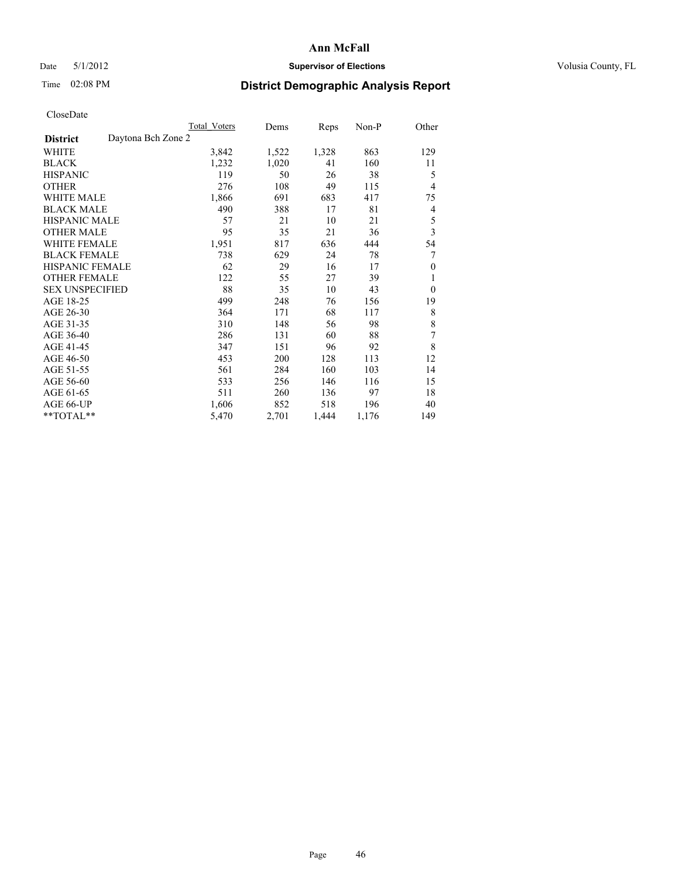# Ann McFall

Date 5/1/2012 **Supervisor of Elections** Volusia County, FL

Time 02:08 PM **District Demographic Analysis Report**

CloseDate

| **District** Daytona Bch Zone 2 | Total Voters | Dems | Reps | Non-P | Other |
|---|---|---|---|---|---|
| WHITE | 3,842 | 1,522 | 1,328 | 863 | 129 |
| BLACK | 1,232 | 1,020 | 41 | 160 | 11 |
| HISPANIC | 119 | 50 | 26 | 38 | 5 |
| OTHER | 276 | 108 | 49 | 115 | 4 |
| WHITE MALE | 1,866 | 691 | 683 | 417 | 75 |
| BLACK MALE | 490 | 388 | 17 | 81 | 4 |
| HISPANIC MALE | 57 | 21 | 10 | 21 | 5 |
| OTHER MALE | 95 | 35 | 21 | 36 | 3 |
| WHITE FEMALE | 1,951 | 817 | 636 | 444 | 54 |
| BLACK FEMALE | 738 | 629 | 24 | 78 | 7 |
| HISPANIC FEMALE | 62 | 29 | 16 | 17 | 0 |
| OTHER FEMALE | 122 | 55 | 27 | 39 | 1 |
| SEX UNSPECIFIED | 88 | 35 | 10 | 43 | 0 |
| AGE 18-25 | 499 | 248 | 76 | 156 | 19 |
| AGE 26-30 | 364 | 171 | 68 | 117 | 8 |
| AGE 31-35 | 310 | 148 | 56 | 98 | 8 |
| AGE 36-40 | 286 | 131 | 60 | 88 | 7 |
| AGE 41-45 | 347 | 151 | 96 | 92 | 8 |
| AGE 46-50 | 453 | 200 | 128 | 113 | 12 |
| AGE 51-55 | 561 | 284 | 160 | 103 | 14 |
| AGE 56-60 | 533 | 256 | 146 | 116 | 15 |
| AGE 61-65 | 511 | 260 | 136 | 97 | 18 |
| AGE 66-UP | 1,606 | 852 | 518 | 196 | 40 |
| **TOTAL** | 5,470 | 2,701 | 1,444 | 1,176 | 149 |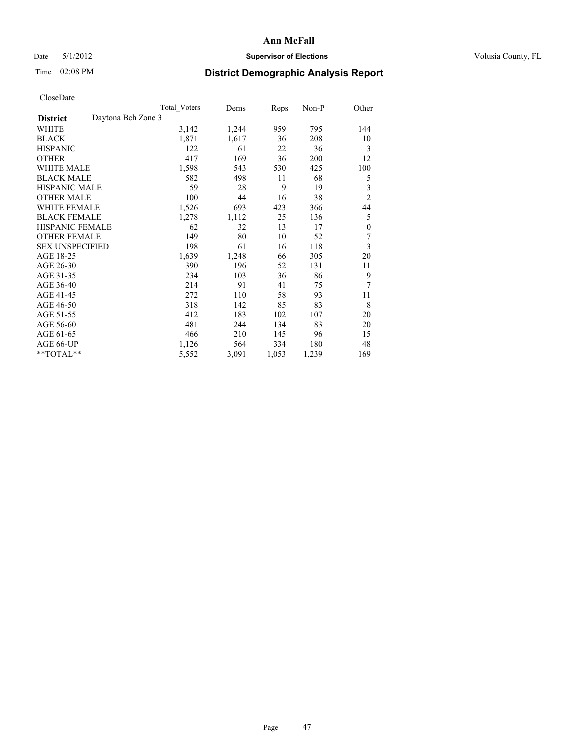# Ann McFall

Date 5/1/2012 **Supervisor of Elections** Volusia County, FL

Time 02:08 PM

## District Demographic Analysis Report

CloseDate

| **District** Daytona Bch Zone 3 | Total Voters | Dems | Reps | Non-P | Other |
|---|---|---|---|---|---|
| WHITE | 3,142 | 1,244 | 959 | 795 | 144 |
| BLACK | 1,871 | 1,617 | 36 | 208 | 10 |
| HISPANIC | 122 | 61 | 22 | 36 | 3 |
| OTHER | 417 | 169 | 36 | 200 | 12 |
| WHITE MALE | 1,598 | 543 | 530 | 425 | 100 |
| BLACK MALE | 582 | 498 | 11 | 68 | 5 |
| HISPANIC MALE | 59 | 28 | 9 | 19 | 3 |
| OTHER MALE | 100 | 44 | 16 | 38 | 2 |
| WHITE FEMALE | 1,526 | 693 | 423 | 366 | 44 |
| BLACK FEMALE | 1,278 | 1,112 | 25 | 136 | 5 |
| HISPANIC FEMALE | 62 | 32 | 13 | 17 | 0 |
| OTHER FEMALE | 149 | 80 | 10 | 52 | 7 |
| SEX UNSPECIFIED | 198 | 61 | 16 | 118 | 3 |
| AGE 18-25 | 1,639 | 1,248 | 66 | 305 | 20 |
| AGE 26-30 | 390 | 196 | 52 | 131 | 11 |
| AGE 31-35 | 234 | 103 | 36 | 86 | 9 |
| AGE 36-40 | 214 | 91 | 41 | 75 | 7 |
| AGE 41-45 | 272 | 110 | 58 | 93 | 11 |
| AGE 46-50 | 318 | 142 | 85 | 83 | 8 |
| AGE 51-55 | 412 | 183 | 102 | 107 | 20 |
| AGE 56-60 | 481 | 244 | 134 | 83 | 20 |
| AGE 61-65 | 466 | 210 | 145 | 96 | 15 |
| AGE 66-UP | 1,126 | 564 | 334 | 180 | 48 |
| **TOTAL** | 5,552 | 3,091 | 1,053 | 1,239 | 169 |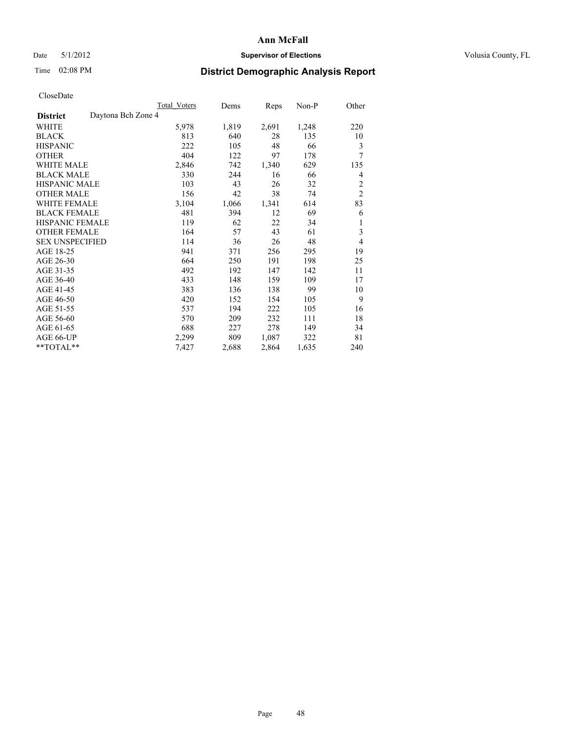# Ann McFall

Date 5/1/2012 **Supervisor of Elections** Volusia County, FL

Time 02:08 PM **District Demographic Analysis Report**

CloseDate

| | Total Voters | Dems | Reps | Non-P | Other |
|---|---|---|---|---|---|
| **District** Daytona Bch Zone 4 | | | | | |
| WHITE | 5,978 | 1,819 | 2,691 | 1,248 | 220 |
| BLACK | 813 | 640 | 28 | 135 | 10 |
| HISPANIC | 222 | 105 | 48 | 66 | 3 |
| OTHER | 404 | 122 | 97 | 178 | 7 |
| WHITE MALE | 2,846 | 742 | 1,340 | 629 | 135 |
| BLACK MALE | 330 | 244 | 16 | 66 | 4 |
| HISPANIC MALE | 103 | 43 | 26 | 32 | 2 |
| OTHER MALE | 156 | 42 | 38 | 74 | 2 |
| WHITE FEMALE | 3,104 | 1,066 | 1,341 | 614 | 83 |
| BLACK FEMALE | 481 | 394 | 12 | 69 | 6 |
| HISPANIC FEMALE | 119 | 62 | 22 | 34 | 1 |
| OTHER FEMALE | 164 | 57 | 43 | 61 | 3 |
| SEX UNSPECIFIED | 114 | 36 | 26 | 48 | 4 |
| AGE 18-25 | 941 | 371 | 256 | 295 | 19 |
| AGE 26-30 | 664 | 250 | 191 | 198 | 25 |
| AGE 31-35 | 492 | 192 | 147 | 142 | 11 |
| AGE 36-40 | 433 | 148 | 159 | 109 | 17 |
| AGE 41-45 | 383 | 136 | 138 | 99 | 10 |
| AGE 46-50 | 420 | 152 | 154 | 105 | 9 |
| AGE 51-55 | 537 | 194 | 222 | 105 | 16 |
| AGE 56-60 | 570 | 209 | 232 | 111 | 18 |
| AGE 61-65 | 688 | 227 | 278 | 149 | 34 |
| AGE 66-UP | 2,299 | 809 | 1,087 | 322 | 81 |
| **TOTAL** | 7,427 | 2,688 | 2,864 | 1,635 | 240 |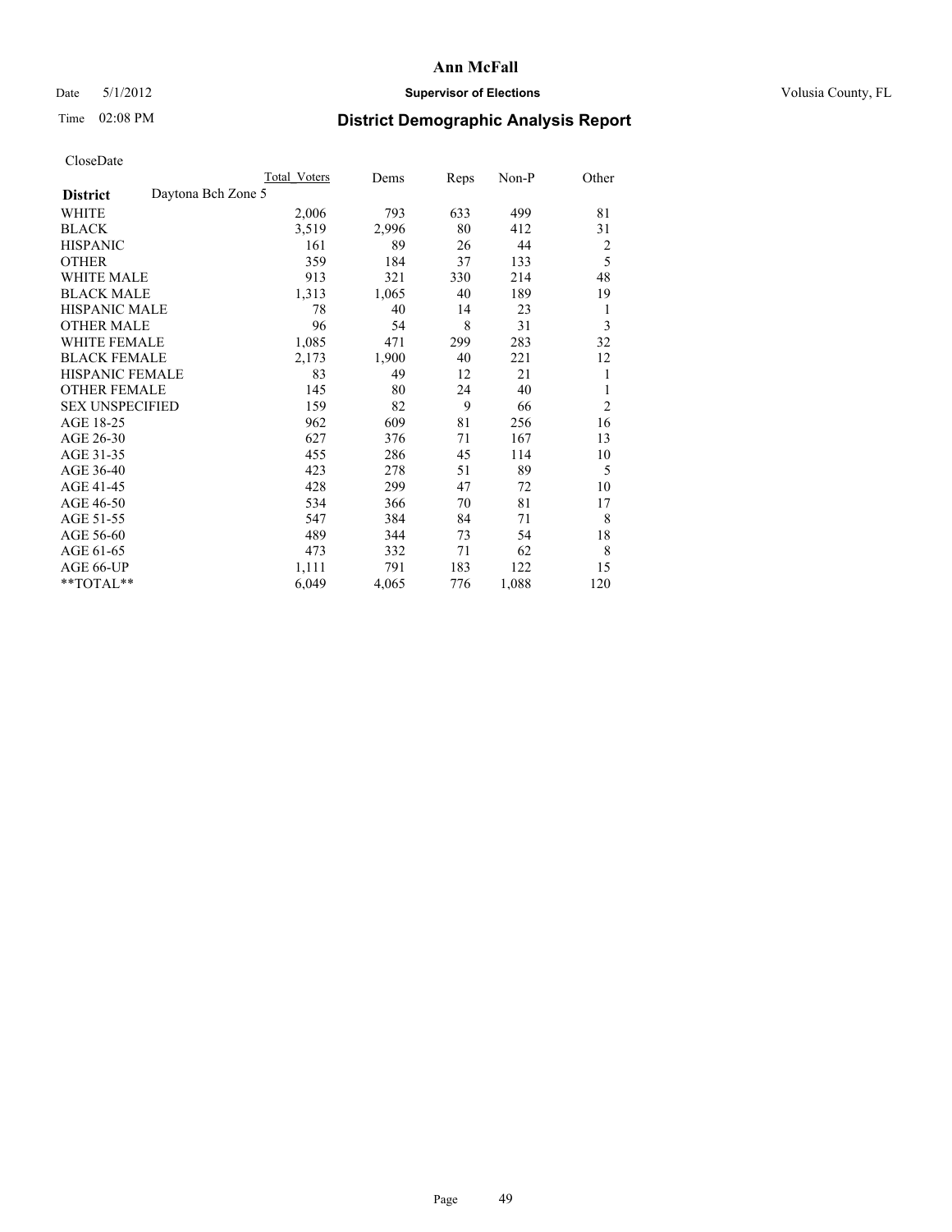**Ann McFall**

Date 5/1/2012 **Supervisor of Elections** Volusia County, FL

Time 02:08 PM

# District Demographic Analysis Report

CloseDate

| **District** Daytona Bch Zone 5 | Total Voters | Dems | Reps | Non-P | Other |
|---|---|---|---|---|---|
| WHITE | 2,006 | 793 | 633 | 499 | 81 |
| BLACK | 3,519 | 2,996 | 80 | 412 | 31 |
| HISPANIC | 161 | 89 | 26 | 44 | 2 |
| OTHER | 359 | 184 | 37 | 133 | 5 |
| WHITE MALE | 913 | 321 | 330 | 214 | 48 |
| BLACK MALE | 1,313 | 1,065 | 40 | 189 | 19 |
| HISPANIC MALE | 78 | 40 | 14 | 23 | 1 |
| OTHER MALE | 96 | 54 | 8 | 31 | 3 |
| WHITE FEMALE | 1,085 | 471 | 299 | 283 | 32 |
| BLACK FEMALE | 2,173 | 1,900 | 40 | 221 | 12 |
| HISPANIC FEMALE | 83 | 49 | 12 | 21 | 1 |
| OTHER FEMALE | 145 | 80 | 24 | 40 | 1 |
| SEX UNSPECIFIED | 159 | 82 | 9 | 66 | 2 |
| AGE 18-25 | 962 | 609 | 81 | 256 | 16 |
| AGE 26-30 | 627 | 376 | 71 | 167 | 13 |
| AGE 31-35 | 455 | 286 | 45 | 114 | 10 |
| AGE 36-40 | 423 | 278 | 51 | 89 | 5 |
| AGE 41-45 | 428 | 299 | 47 | 72 | 10 |
| AGE 46-50 | 534 | 366 | 70 | 81 | 17 |
| AGE 51-55 | 547 | 384 | 84 | 71 | 8 |
| AGE 56-60 | 489 | 344 | 73 | 54 | 18 |
| AGE 61-65 | 473 | 332 | 71 | 62 | 8 |
| AGE 66-UP | 1,111 | 791 | 183 | 122 | 15 |
| **TOTAL** | 6,049 | 4,065 | 776 | 1,088 | 120 |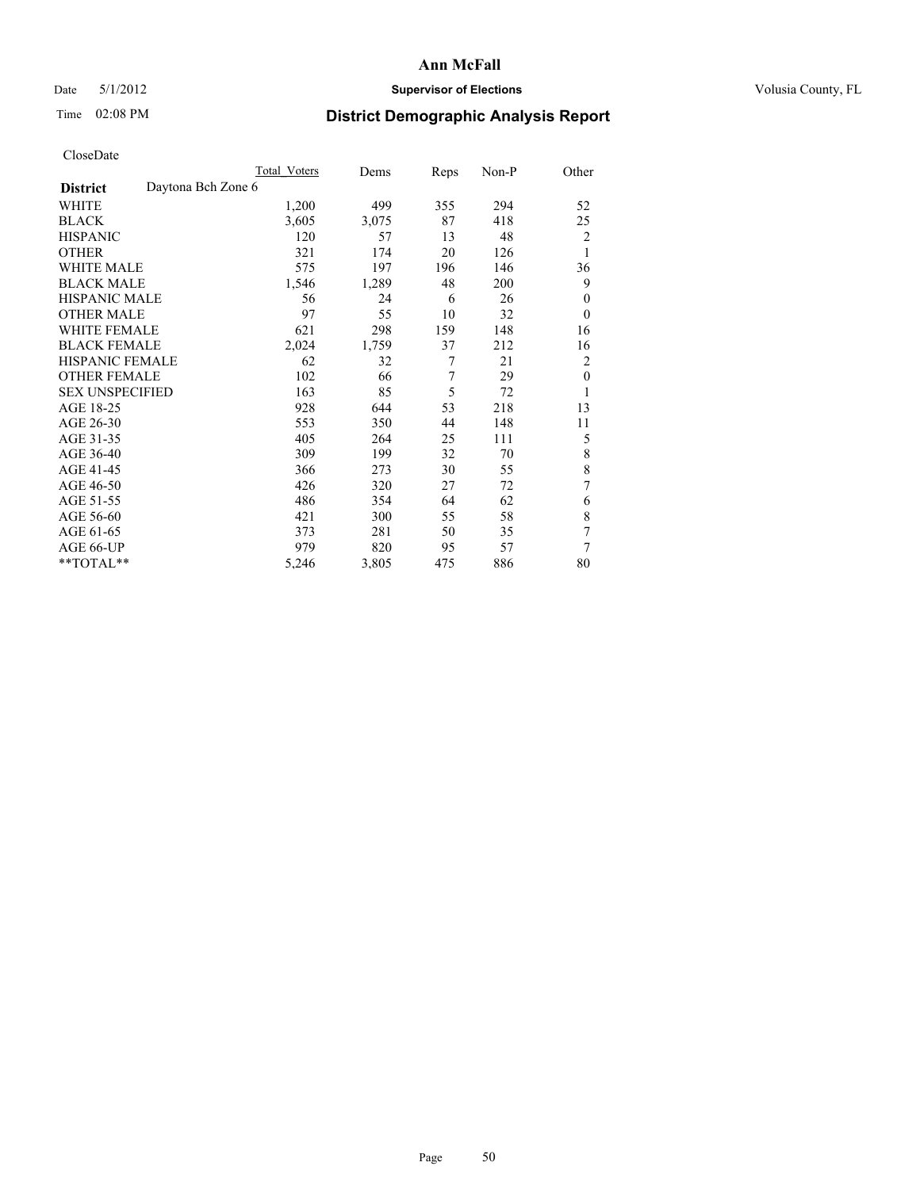# Ann McFall

Date 5/1/2012 **Supervisor of Elections** Volusia County, FL

Time 02:08 PM **District Demographic Analysis Report**

CloseDate

| | Total Voters | Dems | Reps | Non-P | Other |
|---|---|---|---|---|---|
| **District** Daytona Bch Zone 6 | | | | | |
| WHITE | 1,200 | 499 | 355 | 294 | 52 |
| BLACK | 3,605 | 3,075 | 87 | 418 | 25 |
| HISPANIC | 120 | 57 | 13 | 48 | 2 |
| OTHER | 321 | 174 | 20 | 126 | 1 |
| WHITE MALE | 575 | 197 | 196 | 146 | 36 |
| BLACK MALE | 1,546 | 1,289 | 48 | 200 | 9 |
| HISPANIC MALE | 56 | 24 | 6 | 26 | 0 |
| OTHER MALE | 97 | 55 | 10 | 32 | 0 |
| WHITE FEMALE | 621 | 298 | 159 | 148 | 16 |
| BLACK FEMALE | 2,024 | 1,759 | 37 | 212 | 16 |
| HISPANIC FEMALE | 62 | 32 | 7 | 21 | 2 |
| OTHER FEMALE | 102 | 66 | 7 | 29 | 0 |
| SEX UNSPECIFIED | 163 | 85 | 5 | 72 | 1 |
| AGE 18-25 | 928 | 644 | 53 | 218 | 13 |
| AGE 26-30 | 553 | 350 | 44 | 148 | 11 |
| AGE 31-35 | 405 | 264 | 25 | 111 | 5 |
| AGE 36-40 | 309 | 199 | 32 | 70 | 8 |
| AGE 41-45 | 366 | 273 | 30 | 55 | 8 |
| AGE 46-50 | 426 | 320 | 27 | 72 | 7 |
| AGE 51-55 | 486 | 354 | 64 | 62 | 6 |
| AGE 56-60 | 421 | 300 | 55 | 58 | 8 |
| AGE 61-65 | 373 | 281 | 50 | 35 | 7 |
| AGE 66-UP | 979 | 820 | 95 | 57 | 7 |
| **TOTAL** | 5,246 | 3,805 | 475 | 886 | 80 |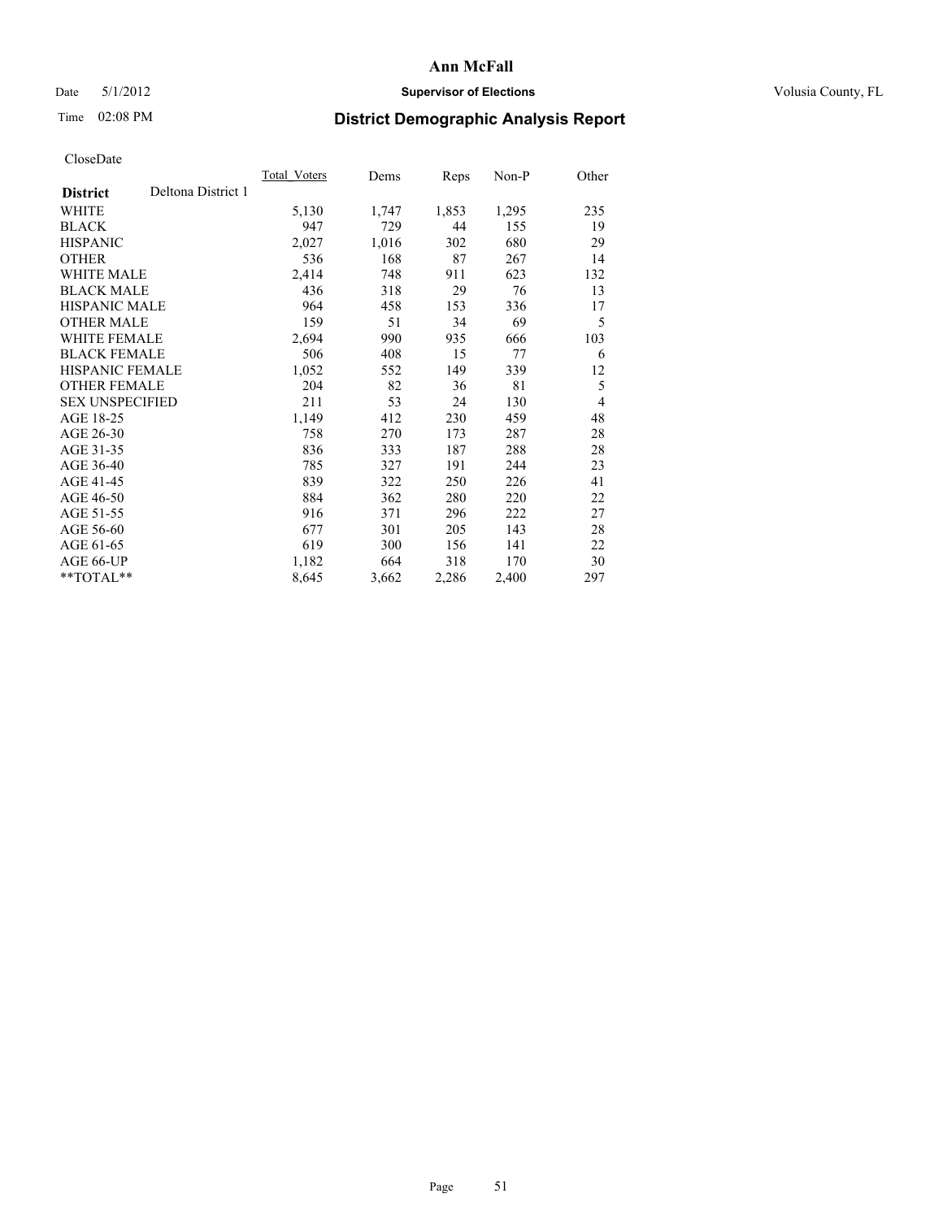# Ann McFall

Date 5/1/2012 **Supervisor of Elections** Volusia County, FL

Time 02:08 PM **District Demographic Analysis Report**

CloseDate

| **District** Deltona District 1 | Total_Voters | Dems | Reps | Non-P | Other |
|---|---|---|---|---|---|
| WHITE | 5,130 | 1,747 | 1,853 | 1,295 | 235 |
| BLACK | 947 | 729 | 44 | 155 | 19 |
| HISPANIC | 2,027 | 1,016 | 302 | 680 | 29 |
| OTHER | 536 | 168 | 87 | 267 | 14 |
| WHITE MALE | 2,414 | 748 | 911 | 623 | 132 |
| BLACK MALE | 436 | 318 | 29 | 76 | 13 |
| HISPANIC MALE | 964 | 458 | 153 | 336 | 17 |
| OTHER MALE | 159 | 51 | 34 | 69 | 5 |
| WHITE FEMALE | 2,694 | 990 | 935 | 666 | 103 |
| BLACK FEMALE | 506 | 408 | 15 | 77 | 6 |
| HISPANIC FEMALE | 1,052 | 552 | 149 | 339 | 12 |
| OTHER FEMALE | 204 | 82 | 36 | 81 | 5 |
| SEX UNSPECIFIED | 211 | 53 | 24 | 130 | 4 |
| AGE 18-25 | 1,149 | 412 | 230 | 459 | 48 |
| AGE 26-30 | 758 | 270 | 173 | 287 | 28 |
| AGE 31-35 | 836 | 333 | 187 | 288 | 28 |
| AGE 36-40 | 785 | 327 | 191 | 244 | 23 |
| AGE 41-45 | 839 | 322 | 250 | 226 | 41 |
| AGE 46-50 | 884 | 362 | 280 | 220 | 22 |
| AGE 51-55 | 916 | 371 | 296 | 222 | 27 |
| AGE 56-60 | 677 | 301 | 205 | 143 | 28 |
| AGE 61-65 | 619 | 300 | 156 | 141 | 22 |
| AGE 66-UP | 1,182 | 664 | 318 | 170 | 30 |
| **TOTAL** | 8,645 | 3,662 | 2,286 | 2,400 | 297 |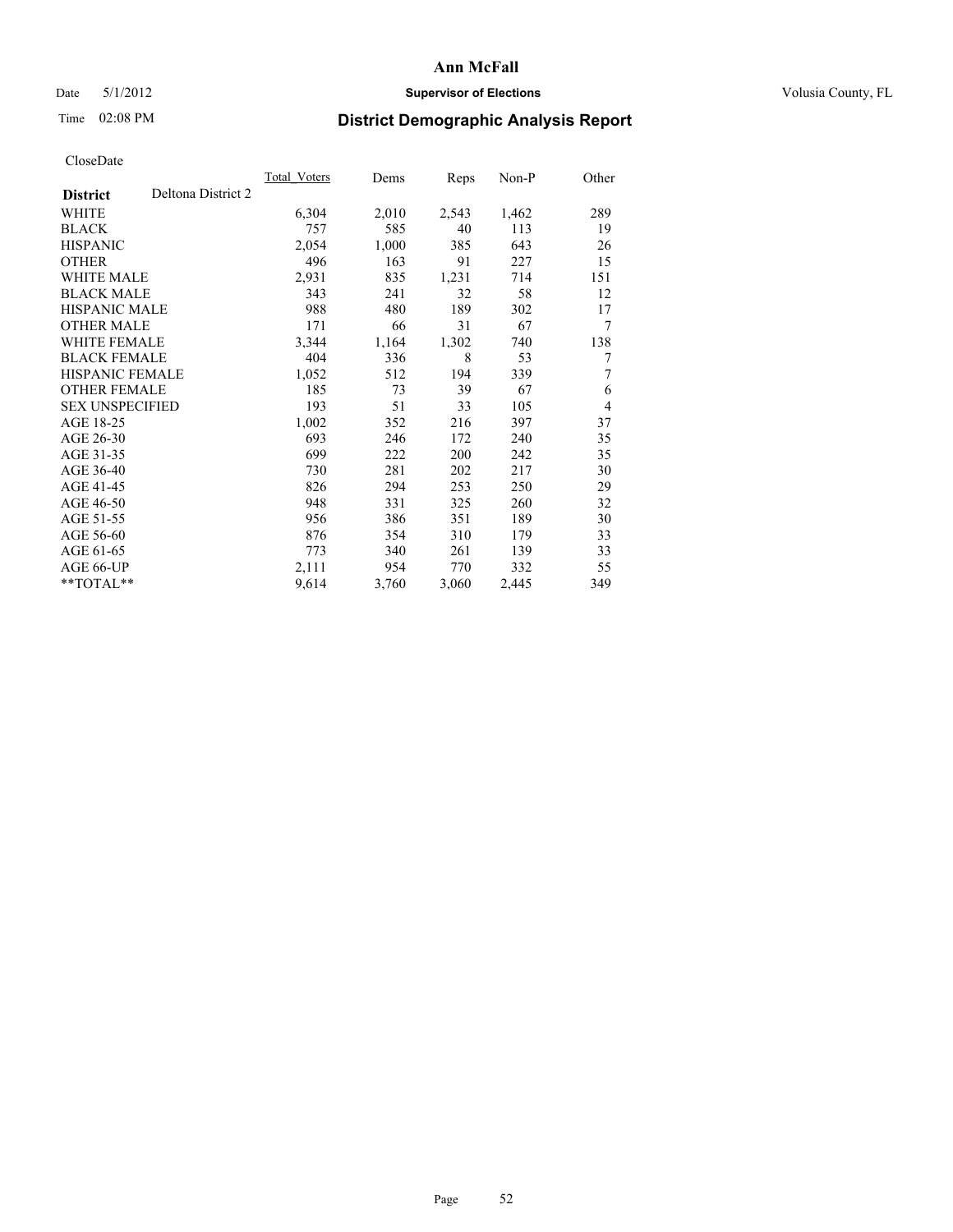# Ann McFall

Date 5/1/2012 **Supervisor of Elections** Volusia County, FL

Time 02:08 PM **District Demographic Analysis Report**

CloseDate

| **District** Deltona District 2 | Total_Voters | Dems | Reps | Non-P | Other |
|---|---|---|---|---|---|
| WHITE | 6,304 | 2,010 | 2,543 | 1,462 | 289 |
| BLACK | 757 | 585 | 40 | 113 | 19 |
| HISPANIC | 2,054 | 1,000 | 385 | 643 | 26 |
| OTHER | 496 | 163 | 91 | 227 | 15 |
| WHITE MALE | 2,931 | 835 | 1,231 | 714 | 151 |
| BLACK MALE | 343 | 241 | 32 | 58 | 12 |
| HISPANIC MALE | 988 | 480 | 189 | 302 | 17 |
| OTHER MALE | 171 | 66 | 31 | 67 | 7 |
| WHITE FEMALE | 3,344 | 1,164 | 1,302 | 740 | 138 |
| BLACK FEMALE | 404 | 336 | 8 | 53 | 7 |
| HISPANIC FEMALE | 1,052 | 512 | 194 | 339 | 7 |
| OTHER FEMALE | 185 | 73 | 39 | 67 | 6 |
| SEX UNSPECIFIED | 193 | 51 | 33 | 105 | 4 |
| AGE 18-25 | 1,002 | 352 | 216 | 397 | 37 |
| AGE 26-30 | 693 | 246 | 172 | 240 | 35 |
| AGE 31-35 | 699 | 222 | 200 | 242 | 35 |
| AGE 36-40 | 730 | 281 | 202 | 217 | 30 |
| AGE 41-45 | 826 | 294 | 253 | 250 | 29 |
| AGE 46-50 | 948 | 331 | 325 | 260 | 32 |
| AGE 51-55 | 956 | 386 | 351 | 189 | 30 |
| AGE 56-60 | 876 | 354 | 310 | 179 | 33 |
| AGE 61-65 | 773 | 340 | 261 | 139 | 33 |
| AGE 66-UP | 2,111 | 954 | 770 | 332 | 55 |
| **TOTAL** | 9,614 | 3,760 | 3,060 | 2,445 | 349 |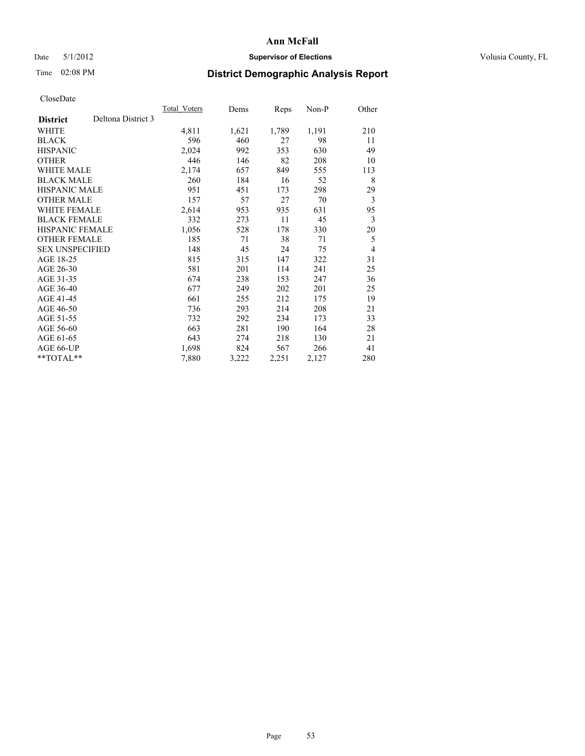# Ann McFall

Date 5/1/2012 **Supervisor of Elections** Volusia County, FL

Time 02:08 PM **District Demographic Analysis Report**

CloseDate

| **District** Deltona District 3 | Total_Voters | Dems | Reps | Non-P | Other |
|---|---|---|---|---|---|
| WHITE | 4,811 | 1,621 | 1,789 | 1,191 | 210 |
| BLACK | 596 | 460 | 27 | 98 | 11 |
| HISPANIC | 2,024 | 992 | 353 | 630 | 49 |
| OTHER | 446 | 146 | 82 | 208 | 10 |
| WHITE MALE | 2,174 | 657 | 849 | 555 | 113 |
| BLACK MALE | 260 | 184 | 16 | 52 | 8 |
| HISPANIC MALE | 951 | 451 | 173 | 298 | 29 |
| OTHER MALE | 157 | 57 | 27 | 70 | 3 |
| WHITE FEMALE | 2,614 | 953 | 935 | 631 | 95 |
| BLACK FEMALE | 332 | 273 | 11 | 45 | 3 |
| HISPANIC FEMALE | 1,056 | 528 | 178 | 330 | 20 |
| OTHER FEMALE | 185 | 71 | 38 | 71 | 5 |
| SEX UNSPECIFIED | 148 | 45 | 24 | 75 | 4 |
| AGE 18-25 | 815 | 315 | 147 | 322 | 31 |
| AGE 26-30 | 581 | 201 | 114 | 241 | 25 |
| AGE 31-35 | 674 | 238 | 153 | 247 | 36 |
| AGE 36-40 | 677 | 249 | 202 | 201 | 25 |
| AGE 41-45 | 661 | 255 | 212 | 175 | 19 |
| AGE 46-50 | 736 | 293 | 214 | 208 | 21 |
| AGE 51-55 | 732 | 292 | 234 | 173 | 33 |
| AGE 56-60 | 663 | 281 | 190 | 164 | 28 |
| AGE 61-65 | 643 | 274 | 218 | 130 | 21 |
| AGE 66-UP | 1,698 | 824 | 567 | 266 | 41 |
| **TOTAL** | 7,880 | 3,222 | 2,251 | 2,127 | 280 |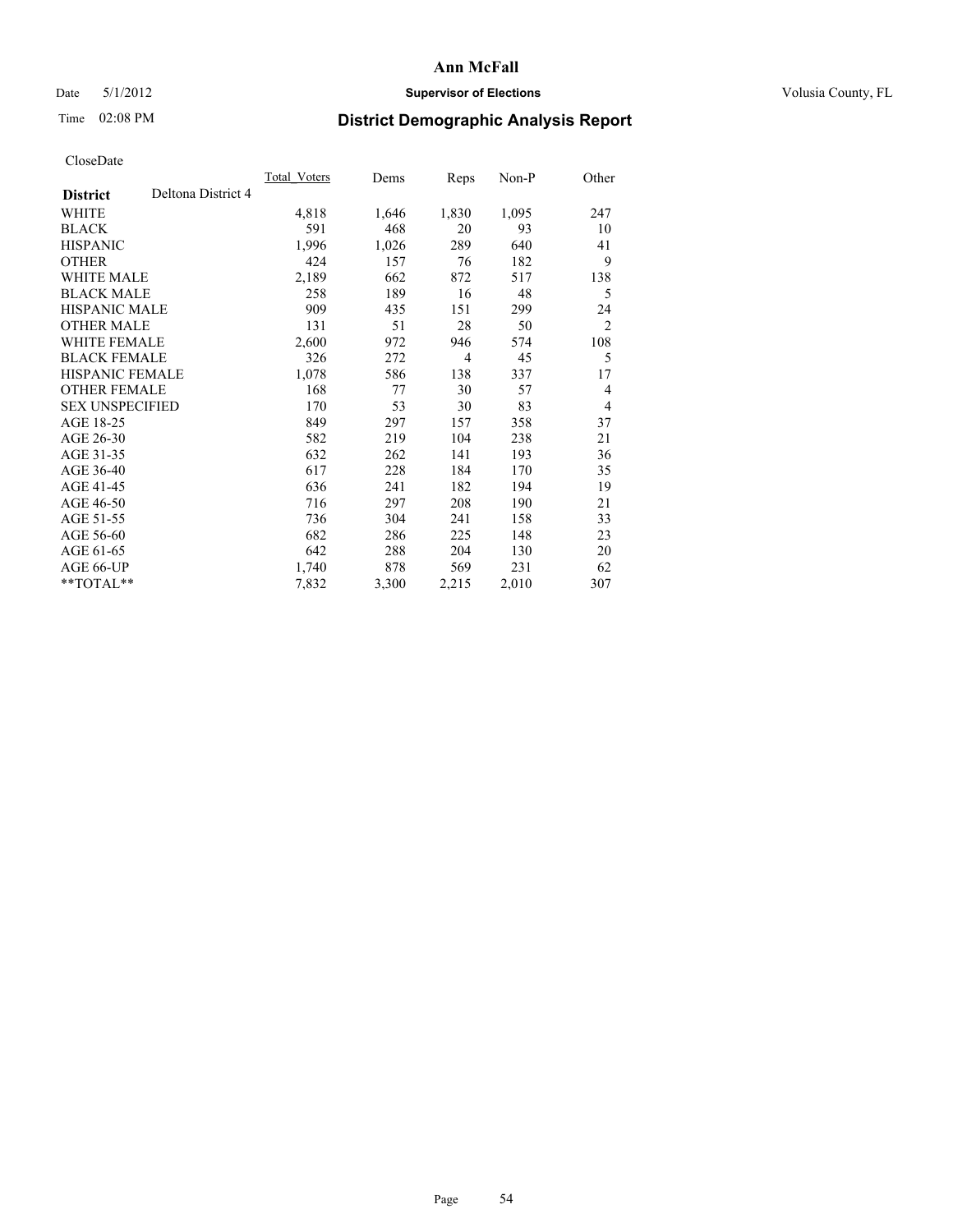# Ann McFall

Date 5/1/2012 **Supervisor of Elections** Volusia County, FL

Time 02:08 PM **District Demographic Analysis Report**

CloseDate

| **District** Deltona District 4 | Total_Voters | Dems | Reps | Non-P | Other |
|---|---|---|---|---|---|
| WHITE | 4,818 | 1,646 | 1,830 | 1,095 | 247 |
| BLACK | 591 | 468 | 20 | 93 | 10 |
| HISPANIC | 1,996 | 1,026 | 289 | 640 | 41 |
| OTHER | 424 | 157 | 76 | 182 | 9 |
| WHITE MALE | 2,189 | 662 | 872 | 517 | 138 |
| BLACK MALE | 258 | 189 | 16 | 48 | 5 |
| HISPANIC MALE | 909 | 435 | 151 | 299 | 24 |
| OTHER MALE | 131 | 51 | 28 | 50 | 2 |
| WHITE FEMALE | 2,600 | 972 | 946 | 574 | 108 |
| BLACK FEMALE | 326 | 272 | 4 | 45 | 5 |
| HISPANIC FEMALE | 1,078 | 586 | 138 | 337 | 17 |
| OTHER FEMALE | 168 | 77 | 30 | 57 | 4 |
| SEX UNSPECIFIED | 170 | 53 | 30 | 83 | 4 |
| AGE 18-25 | 849 | 297 | 157 | 358 | 37 |
| AGE 26-30 | 582 | 219 | 104 | 238 | 21 |
| AGE 31-35 | 632 | 262 | 141 | 193 | 36 |
| AGE 36-40 | 617 | 228 | 184 | 170 | 35 |
| AGE 41-45 | 636 | 241 | 182 | 194 | 19 |
| AGE 46-50 | 716 | 297 | 208 | 190 | 21 |
| AGE 51-55 | 736 | 304 | 241 | 158 | 33 |
| AGE 56-60 | 682 | 286 | 225 | 148 | 23 |
| AGE 61-65 | 642 | 288 | 204 | 130 | 20 |
| AGE 66-UP | 1,740 | 878 | 569 | 231 | 62 |
| **TOTAL** | 7,832 | 3,300 | 2,215 | 2,010 | 307 |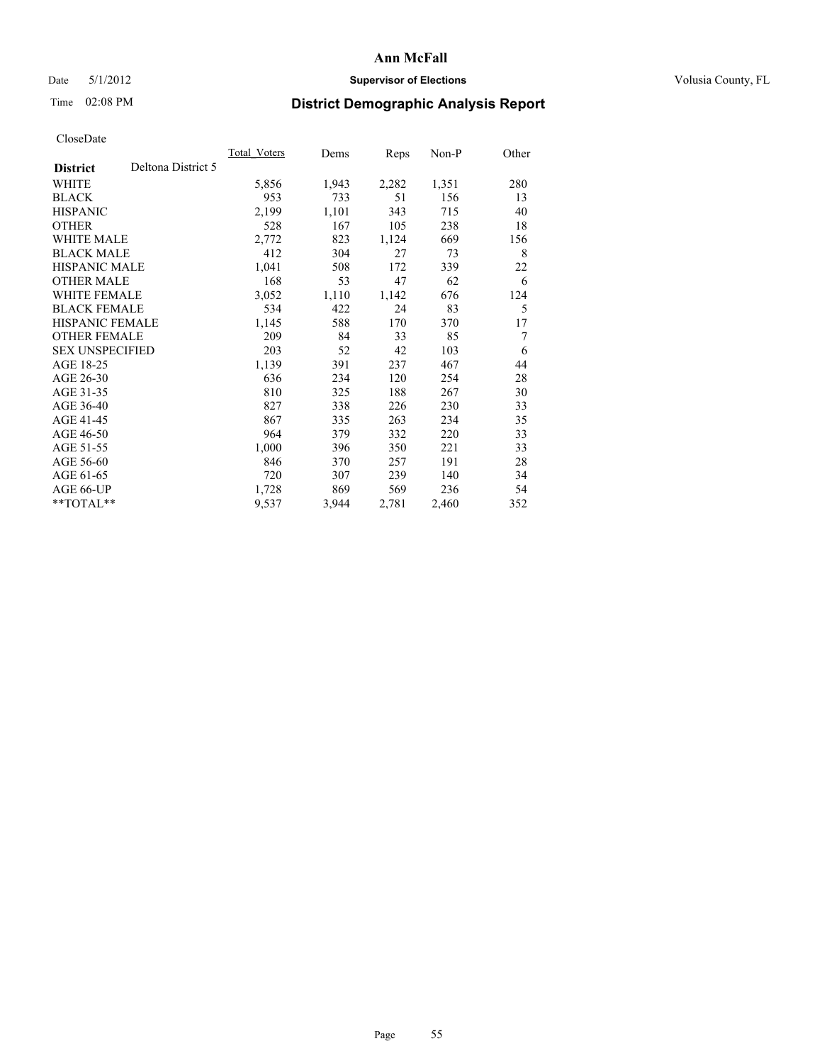Ann McFall

Date 5/1/2012 **Supervisor of Elections** Volusia County, FL

Time 02:08 PM **District Demographic Analysis Report**

CloseDate

| **District** Deltona District 5 | Total Voters | Dems | Reps | Non-P | Other |
|---|---|---|---|---|---|
| WHITE | 5,856 | 1,943 | 2,282 | 1,351 | 280 |
| BLACK | 953 | 733 | 51 | 156 | 13 |
| HISPANIC | 2,199 | 1,101 | 343 | 715 | 40 |
| OTHER | 528 | 167 | 105 | 238 | 18 |
| WHITE MALE | 2,772 | 823 | 1,124 | 669 | 156 |
| BLACK MALE | 412 | 304 | 27 | 73 | 8 |
| HISPANIC MALE | 1,041 | 508 | 172 | 339 | 22 |
| OTHER MALE | 168 | 53 | 47 | 62 | 6 |
| WHITE FEMALE | 3,052 | 1,110 | 1,142 | 676 | 124 |
| BLACK FEMALE | 534 | 422 | 24 | 83 | 5 |
| HISPANIC FEMALE | 1,145 | 588 | 170 | 370 | 17 |
| OTHER FEMALE | 209 | 84 | 33 | 85 | 7 |
| SEX UNSPECIFIED | 203 | 52 | 42 | 103 | 6 |
| AGE 18-25 | 1,139 | 391 | 237 | 467 | 44 |
| AGE 26-30 | 636 | 234 | 120 | 254 | 28 |
| AGE 31-35 | 810 | 325 | 188 | 267 | 30 |
| AGE 36-40 | 827 | 338 | 226 | 230 | 33 |
| AGE 41-45 | 867 | 335 | 263 | 234 | 35 |
| AGE 46-50 | 964 | 379 | 332 | 220 | 33 |
| AGE 51-55 | 1,000 | 396 | 350 | 221 | 33 |
| AGE 56-60 | 846 | 370 | 257 | 191 | 28 |
| AGE 61-65 | 720 | 307 | 239 | 140 | 34 |
| AGE 66-UP | 1,728 | 869 | 569 | 236 | 54 |
| **TOTAL** | 9,537 | 3,944 | 2,781 | 2,460 | 352 |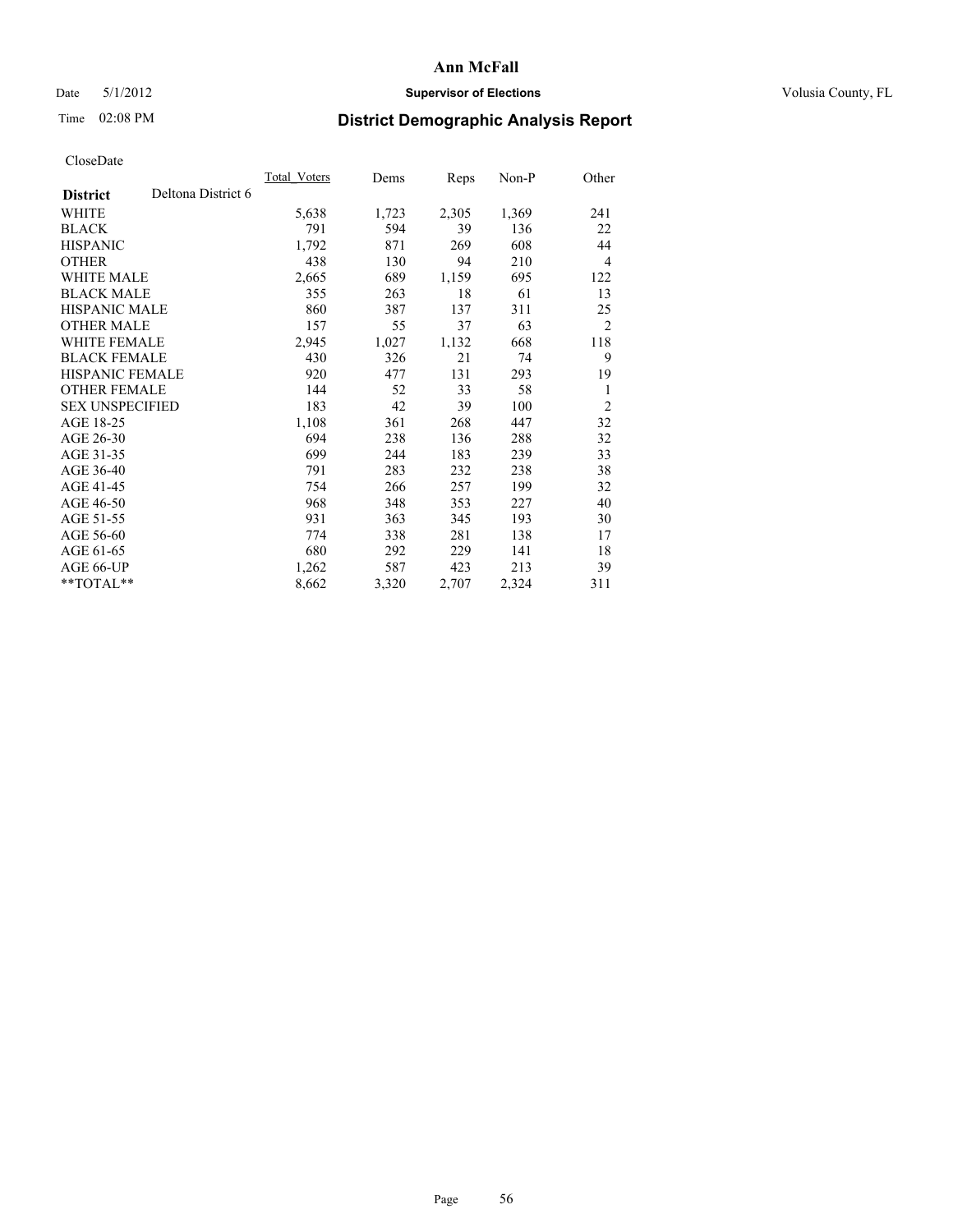**Ann McFall**

Date 5/1/2012 **Supervisor of Elections** Volusia County, FL

Time 02:08 PM **District Demographic Analysis Report**

CloseDate

| **District** Deltona District 6 | Total_Voters | Dems | Reps | Non-P | Other |
|---|---|---|---|---|---|
| WHITE | 5,638 | 1,723 | 2,305 | 1,369 | 241 |
| BLACK | 791 | 594 | 39 | 136 | 22 |
| HISPANIC | 1,792 | 871 | 269 | 608 | 44 |
| OTHER | 438 | 130 | 94 | 210 | 4 |
| WHITE MALE | 2,665 | 689 | 1,159 | 695 | 122 |
| BLACK MALE | 355 | 263 | 18 | 61 | 13 |
| HISPANIC MALE | 860 | 387 | 137 | 311 | 25 |
| OTHER MALE | 157 | 55 | 37 | 63 | 2 |
| WHITE FEMALE | 2,945 | 1,027 | 1,132 | 668 | 118 |
| BLACK FEMALE | 430 | 326 | 21 | 74 | 9 |
| HISPANIC FEMALE | 920 | 477 | 131 | 293 | 19 |
| OTHER FEMALE | 144 | 52 | 33 | 58 | 1 |
| SEX UNSPECIFIED | 183 | 42 | 39 | 100 | 2 |
| AGE 18-25 | 1,108 | 361 | 268 | 447 | 32 |
| AGE 26-30 | 694 | 238 | 136 | 288 | 32 |
| AGE 31-35 | 699 | 244 | 183 | 239 | 33 |
| AGE 36-40 | 791 | 283 | 232 | 238 | 38 |
| AGE 41-45 | 754 | 266 | 257 | 199 | 32 |
| AGE 46-50 | 968 | 348 | 353 | 227 | 40 |
| AGE 51-55 | 931 | 363 | 345 | 193 | 30 |
| AGE 56-60 | 774 | 338 | 281 | 138 | 17 |
| AGE 61-65 | 680 | 292 | 229 | 141 | 18 |
| AGE 66-UP | 1,262 | 587 | 423 | 213 | 39 |
| **TOTAL** | 8,662 | 3,320 | 2,707 | 2,324 | 311 |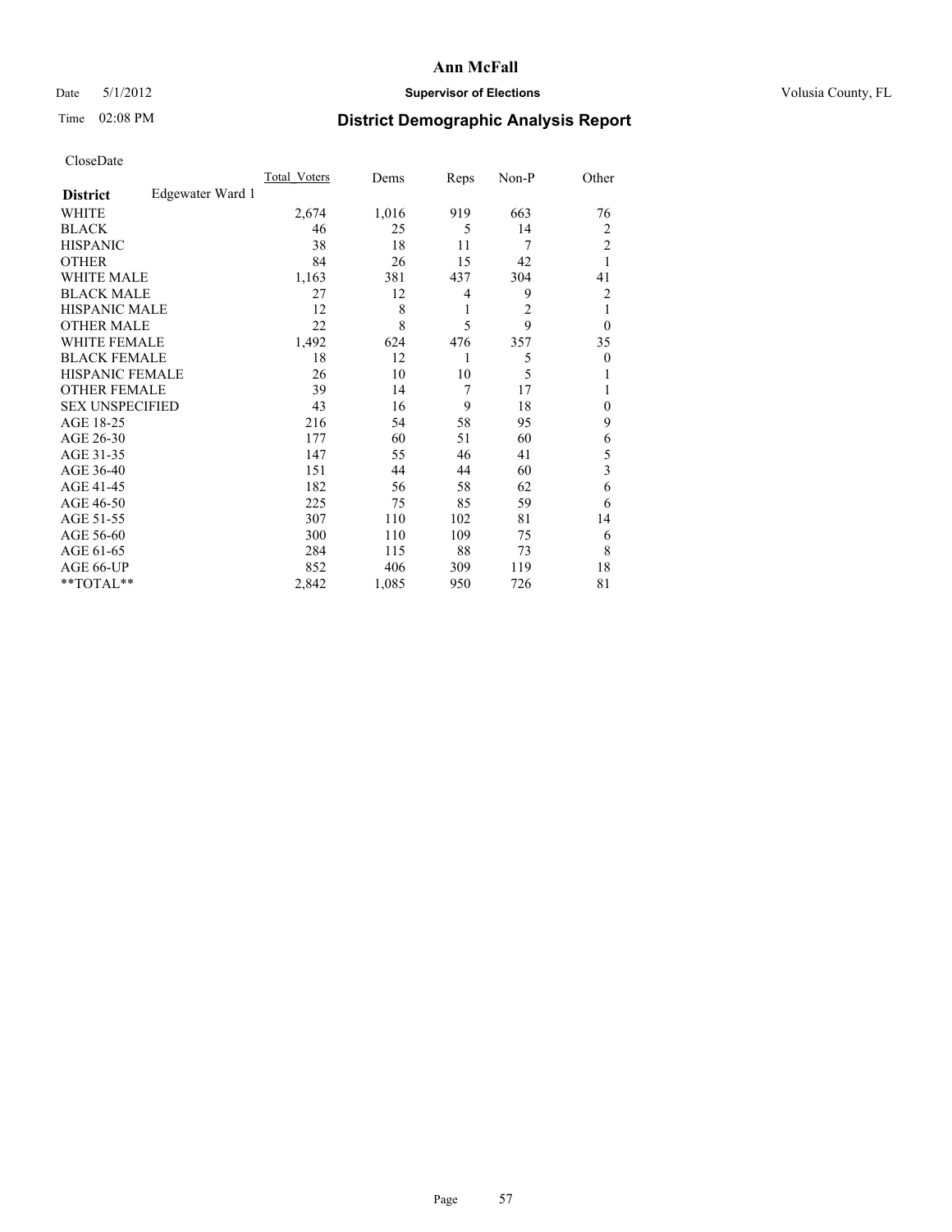# Ann McFall

Date 5/1/2012 **Supervisor of Elections** Volusia County, FL

Time 02:08 PM **District Demographic Analysis Report**

CloseDate

| District | Edgewater Ward 1 | Total_Voters | Dems | Reps | Non-P | Other |
|---|---|---|---|---|---|---|
| WHITE | | 2,674 | 1,016 | 919 | 663 | 76 |
| BLACK | | 46 | 25 | 5 | 14 | 2 |
| HISPANIC | | 38 | 18 | 11 | 7 | 2 |
| OTHER | | 84 | 26 | 15 | 42 | 1 |
| WHITE MALE | | 1,163 | 381 | 437 | 304 | 41 |
| BLACK MALE | | 27 | 12 | 4 | 9 | 2 |
| HISPANIC MALE | | 12 | 8 | 1 | 2 | 1 |
| OTHER MALE | | 22 | 8 | 5 | 9 | 0 |
| WHITE FEMALE | | 1,492 | 624 | 476 | 357 | 35 |
| BLACK FEMALE | | 18 | 12 | 1 | 5 | 0 |
| HISPANIC FEMALE | | 26 | 10 | 10 | 5 | 1 |
| OTHER FEMALE | | 39 | 14 | 7 | 17 | 1 |
| SEX UNSPECIFIED | | 43 | 16 | 9 | 18 | 0 |
| AGE 18-25 | | 216 | 54 | 58 | 95 | 9 |
| AGE 26-30 | | 177 | 60 | 51 | 60 | 6 |
| AGE 31-35 | | 147 | 55 | 46 | 41 | 5 |
| AGE 36-40 | | 151 | 44 | 44 | 60 | 3 |
| AGE 41-45 | | 182 | 56 | 58 | 62 | 6 |
| AGE 46-50 | | 225 | 75 | 85 | 59 | 6 |
| AGE 51-55 | | 307 | 110 | 102 | 81 | 14 |
| AGE 56-60 | | 300 | 110 | 109 | 75 | 6 |
| AGE 61-65 | | 284 | 115 | 88 | 73 | 8 |
| AGE 66-UP | | 852 | 406 | 309 | 119 | 18 |
| **TOTAL** | | 2,842 | 1,085 | 950 | 726 | 81 |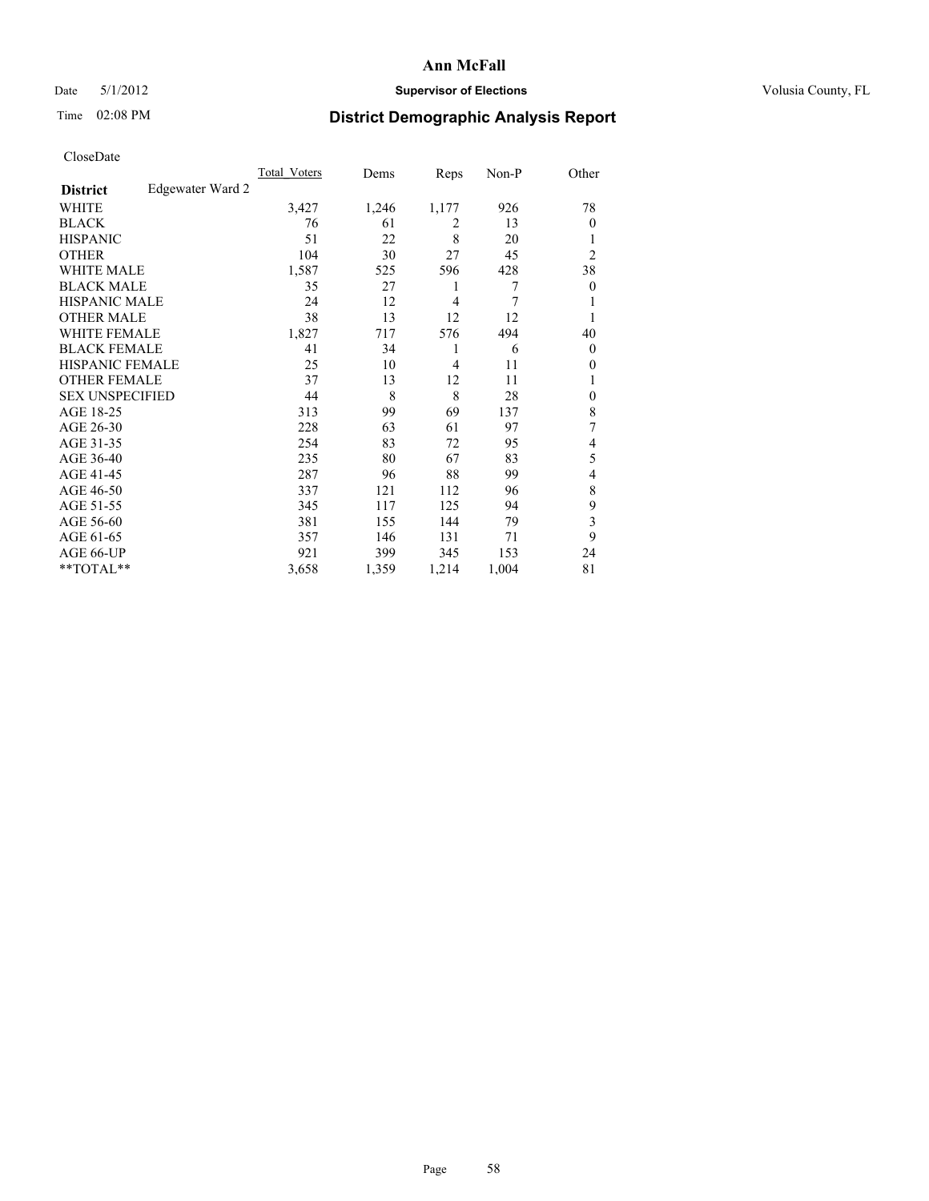# Ann McFall

Date 5/1/2012 **Supervisor of Elections** Volusia County, FL

Time 02:08 PM **District Demographic Analysis Report**

CloseDate

| | Total_Voters | Dems | Reps | Non-P | Other |
|---|---|---|---|---|---|
| **District** Edgewater Ward 2 | | | | | |
| WHITE | 3,427 | 1,246 | 1,177 | 926 | 78 |
| BLACK | 76 | 61 | 2 | 13 | 0 |
| HISPANIC | 51 | 22 | 8 | 20 | 1 |
| OTHER | 104 | 30 | 27 | 45 | 2 |
| WHITE MALE | 1,587 | 525 | 596 | 428 | 38 |
| BLACK MALE | 35 | 27 | 1 | 7 | 0 |
| HISPANIC MALE | 24 | 12 | 4 | 7 | 1 |
| OTHER MALE | 38 | 13 | 12 | 12 | 1 |
| WHITE FEMALE | 1,827 | 717 | 576 | 494 | 40 |
| BLACK FEMALE | 41 | 34 | 1 | 6 | 0 |
| HISPANIC FEMALE | 25 | 10 | 4 | 11 | 0 |
| OTHER FEMALE | 37 | 13 | 12 | 11 | 1 |
| SEX UNSPECIFIED | 44 | 8 | 8 | 28 | 0 |
| AGE 18-25 | 313 | 99 | 69 | 137 | 8 |
| AGE 26-30 | 228 | 63 | 61 | 97 | 7 |
| AGE 31-35 | 254 | 83 | 72 | 95 | 4 |
| AGE 36-40 | 235 | 80 | 67 | 83 | 5 |
| AGE 41-45 | 287 | 96 | 88 | 99 | 4 |
| AGE 46-50 | 337 | 121 | 112 | 96 | 8 |
| AGE 51-55 | 345 | 117 | 125 | 94 | 9 |
| AGE 56-60 | 381 | 155 | 144 | 79 | 3 |
| AGE 61-65 | 357 | 146 | 131 | 71 | 9 |
| AGE 66-UP | 921 | 399 | 345 | 153 | 24 |
| **TOTAL** | 3,658 | 1,359 | 1,214 | 1,004 | 81 |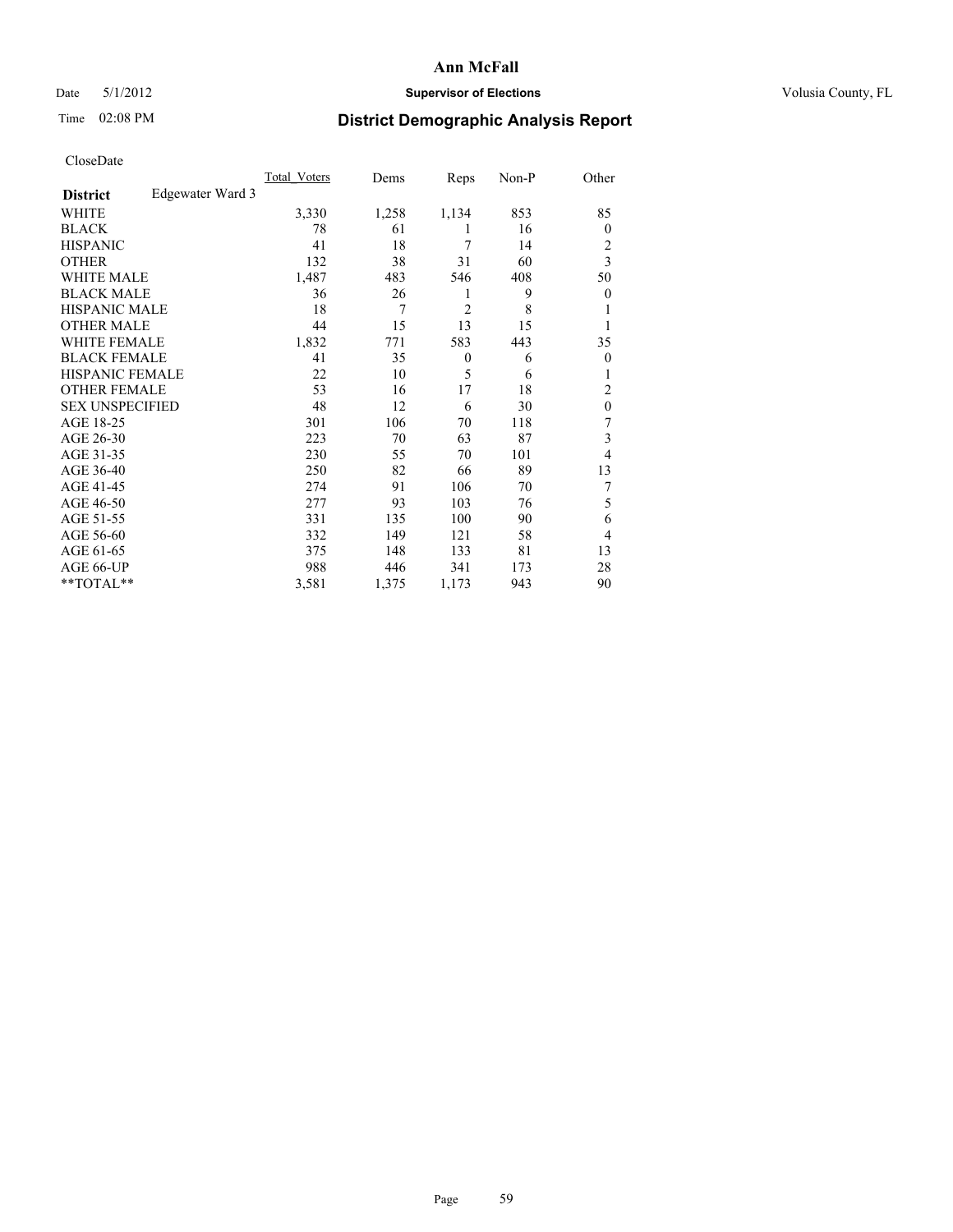# Ann McFall

Date 5/1/2012 **Supervisor of Elections** Volusia County, FL

Time 02:08 PM **District Demographic Analysis Report**

CloseDate

| | Total_Voters | Dems | Reps | Non-P | Other |
|---|---|---|---|---|---|
| **District** Edgewater Ward 3 | | | | | |
| WHITE | 3,330 | 1,258 | 1,134 | 853 | 85 |
| BLACK | 78 | 61 | 1 | 16 | 0 |
| HISPANIC | 41 | 18 | 7 | 14 | 2 |
| OTHER | 132 | 38 | 31 | 60 | 3 |
| WHITE MALE | 1,487 | 483 | 546 | 408 | 50 |
| BLACK MALE | 36 | 26 | 1 | 9 | 0 |
| HISPANIC MALE | 18 | 7 | 2 | 8 | 1 |
| OTHER MALE | 44 | 15 | 13 | 15 | 1 |
| WHITE FEMALE | 1,832 | 771 | 583 | 443 | 35 |
| BLACK FEMALE | 41 | 35 | 0 | 6 | 0 |
| HISPANIC FEMALE | 22 | 10 | 5 | 6 | 1 |
| OTHER FEMALE | 53 | 16 | 17 | 18 | 2 |
| SEX UNSPECIFIED | 48 | 12 | 6 | 30 | 0 |
| AGE 18-25 | 301 | 106 | 70 | 118 | 7 |
| AGE 26-30 | 223 | 70 | 63 | 87 | 3 |
| AGE 31-35 | 230 | 55 | 70 | 101 | 4 |
| AGE 36-40 | 250 | 82 | 66 | 89 | 13 |
| AGE 41-45 | 274 | 91 | 106 | 70 | 7 |
| AGE 46-50 | 277 | 93 | 103 | 76 | 5 |
| AGE 51-55 | 331 | 135 | 100 | 90 | 6 |
| AGE 56-60 | 332 | 149 | 121 | 58 | 4 |
| AGE 61-65 | 375 | 148 | 133 | 81 | 13 |
| AGE 66-UP | 988 | 446 | 341 | 173 | 28 |
| **TOTAL** | 3,581 | 1,375 | 1,173 | 943 | 90 |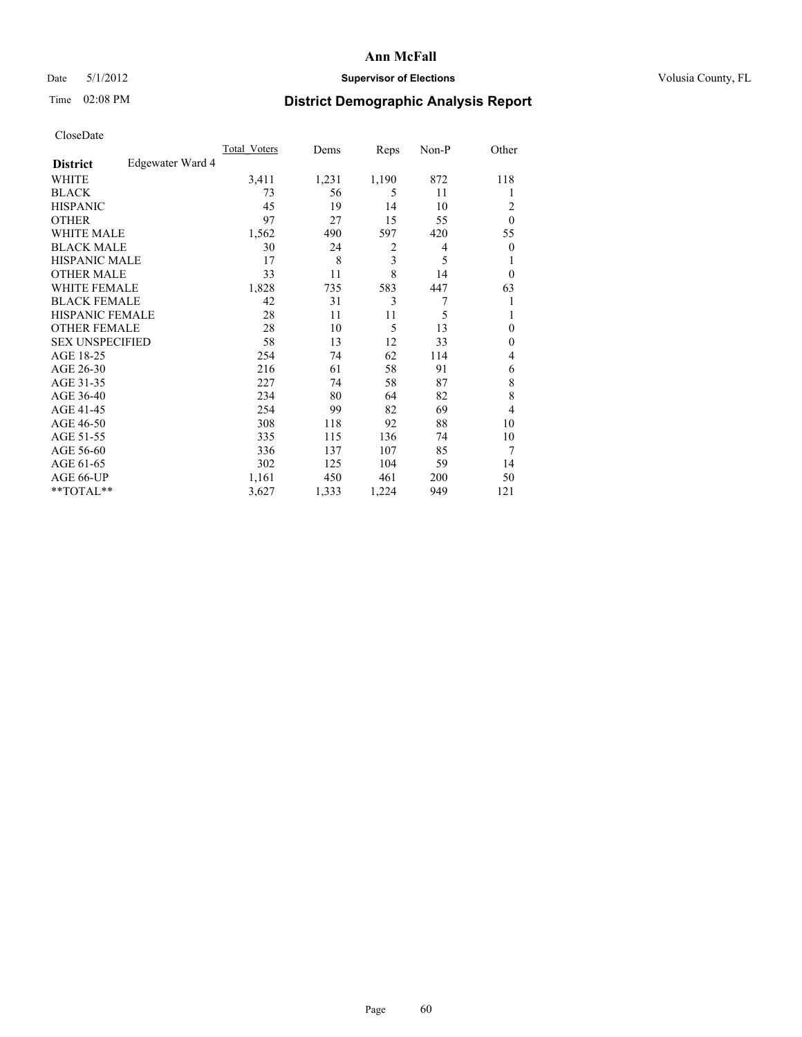# Ann McFall

Date 5/1/2012 **Supervisor of Elections** Volusia County, FL

Time 02:08 PM **District Demographic Analysis Report**

CloseDate

| | Total_Voters | Dems | Reps | Non-P | Other |
|---|---|---|---|---|---|
| **District** Edgewater Ward 4 | | | | | |
| WHITE | 3,411 | 1,231 | 1,190 | 872 | 118 |
| BLACK | 73 | 56 | 5 | 11 | 1 |
| HISPANIC | 45 | 19 | 14 | 10 | 2 |
| OTHER | 97 | 27 | 15 | 55 | 0 |
| WHITE MALE | 1,562 | 490 | 597 | 420 | 55 |
| BLACK MALE | 30 | 24 | 2 | 4 | 0 |
| HISPANIC MALE | 17 | 8 | 3 | 5 | 1 |
| OTHER MALE | 33 | 11 | 8 | 14 | 0 |
| WHITE FEMALE | 1,828 | 735 | 583 | 447 | 63 |
| BLACK FEMALE | 42 | 31 | 3 | 7 | 1 |
| HISPANIC FEMALE | 28 | 11 | 11 | 5 | 1 |
| OTHER FEMALE | 28 | 10 | 5 | 13 | 0 |
| SEX UNSPECIFIED | 58 | 13 | 12 | 33 | 0 |
| AGE 18-25 | 254 | 74 | 62 | 114 | 4 |
| AGE 26-30 | 216 | 61 | 58 | 91 | 6 |
| AGE 31-35 | 227 | 74 | 58 | 87 | 8 |
| AGE 36-40 | 234 | 80 | 64 | 82 | 8 |
| AGE 41-45 | 254 | 99 | 82 | 69 | 4 |
| AGE 46-50 | 308 | 118 | 92 | 88 | 10 |
| AGE 51-55 | 335 | 115 | 136 | 74 | 10 |
| AGE 56-60 | 336 | 137 | 107 | 85 | 7 |
| AGE 61-65 | 302 | 125 | 104 | 59 | 14 |
| AGE 66-UP | 1,161 | 450 | 461 | 200 | 50 |
| **TOTAL** | 3,627 | 1,333 | 1,224 | 949 | 121 |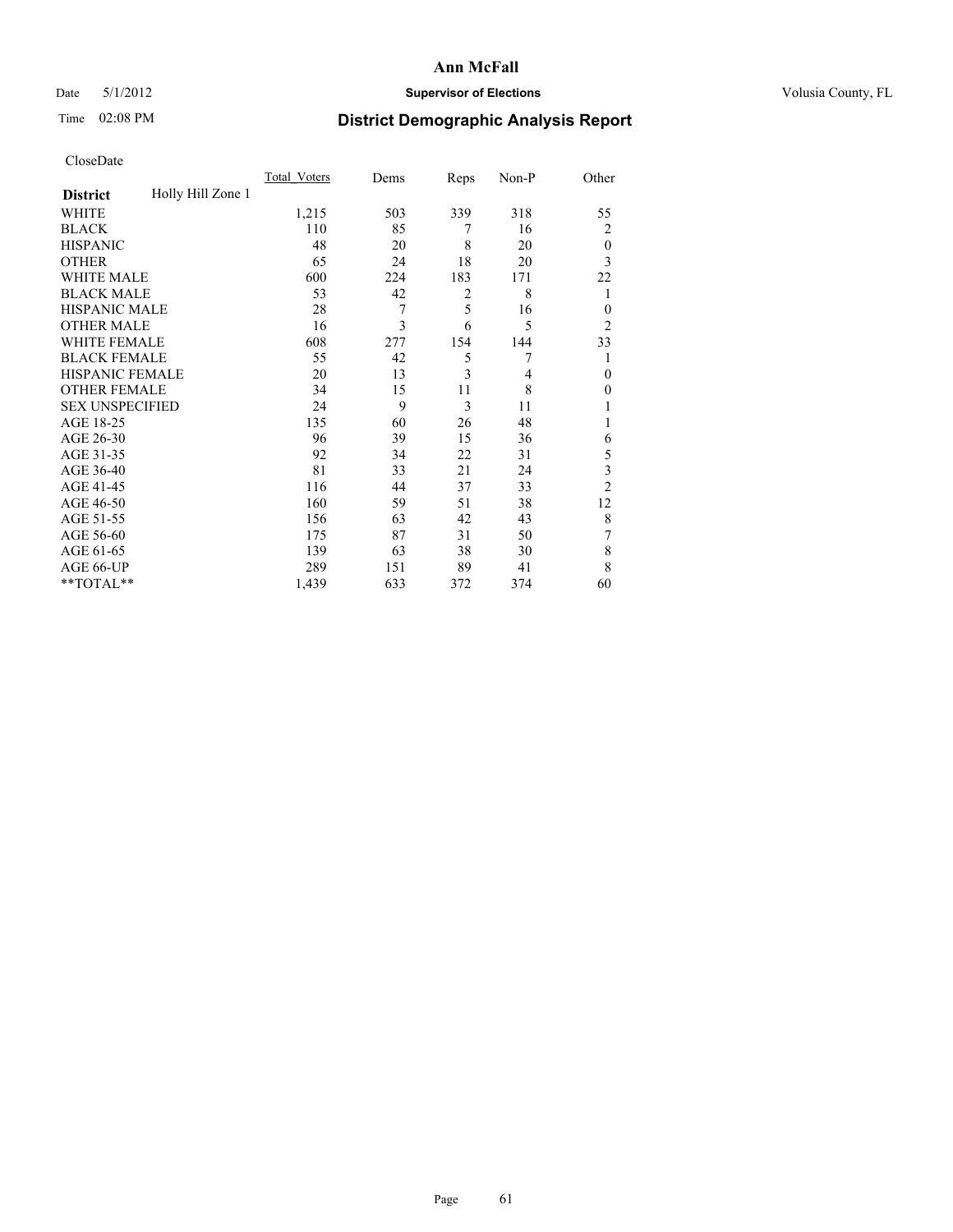# Ann McFall

Date 5/1/2012 **Supervisor of Elections** Volusia County, FL

Time 02:08 PM **District Demographic Analysis Report**

CloseDate

| | Total_Voters | Dems | Reps | Non-P | Other |
|---|---|---|---|---|---|
| **District** Holly Hill Zone 1 | | | | | |
| WHITE | 1,215 | 503 | 339 | 318 | 55 |
| BLACK | 110 | 85 | 7 | 16 | 2 |
| HISPANIC | 48 | 20 | 8 | 20 | 0 |
| OTHER | 65 | 24 | 18 | 20 | 3 |
| WHITE MALE | 600 | 224 | 183 | 171 | 22 |
| BLACK MALE | 53 | 42 | 2 | 8 | 1 |
| HISPANIC MALE | 28 | 7 | 5 | 16 | 0 |
| OTHER MALE | 16 | 3 | 6 | 5 | 2 |
| WHITE FEMALE | 608 | 277 | 154 | 144 | 33 |
| BLACK FEMALE | 55 | 42 | 5 | 7 | 1 |
| HISPANIC FEMALE | 20 | 13 | 3 | 4 | 0 |
| OTHER FEMALE | 34 | 15 | 11 | 8 | 0 |
| SEX UNSPECIFIED | 24 | 9 | 3 | 11 | 1 |
| AGE 18-25 | 135 | 60 | 26 | 48 | 1 |
| AGE 26-30 | 96 | 39 | 15 | 36 | 6 |
| AGE 31-35 | 92 | 34 | 22 | 31 | 5 |
| AGE 36-40 | 81 | 33 | 21 | 24 | 3 |
| AGE 41-45 | 116 | 44 | 37 | 33 | 2 |
| AGE 46-50 | 160 | 59 | 51 | 38 | 12 |
| AGE 51-55 | 156 | 63 | 42 | 43 | 8 |
| AGE 56-60 | 175 | 87 | 31 | 50 | 7 |
| AGE 61-65 | 139 | 63 | 38 | 30 | 8 |
| AGE 66-UP | 289 | 151 | 89 | 41 | 8 |
| **TOTAL** | 1,439 | 633 | 372 | 374 | 60 |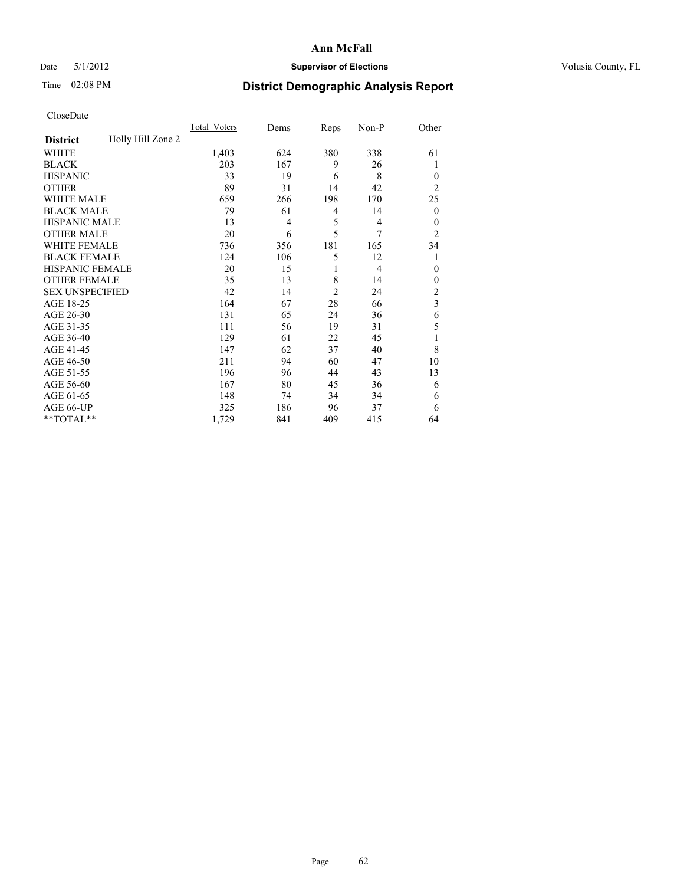# Ann McFall

Date 5/1/2012 **Supervisor of Elections** Volusia County, FL

Time 02:08 PM **District Demographic Analysis Report**

CloseDate

| | Total_Voters | Dems | Reps | Non-P | Other |
|---|---|---|---|---|---|
| **District** Holly Hill Zone 2 | | | | | |
| WHITE | 1,403 | 624 | 380 | 338 | 61 |
| BLACK | 203 | 167 | 9 | 26 | 1 |
| HISPANIC | 33 | 19 | 6 | 8 | 0 |
| OTHER | 89 | 31 | 14 | 42 | 2 |
| WHITE MALE | 659 | 266 | 198 | 170 | 25 |
| BLACK MALE | 79 | 61 | 4 | 14 | 0 |
| HISPANIC MALE | 13 | 4 | 5 | 4 | 0 |
| OTHER MALE | 20 | 6 | 5 | 7 | 2 |
| WHITE FEMALE | 736 | 356 | 181 | 165 | 34 |
| BLACK FEMALE | 124 | 106 | 5 | 12 | 1 |
| HISPANIC FEMALE | 20 | 15 | 1 | 4 | 0 |
| OTHER FEMALE | 35 | 13 | 8 | 14 | 0 |
| SEX UNSPECIFIED | 42 | 14 | 2 | 24 | 2 |
| AGE 18-25 | 164 | 67 | 28 | 66 | 3 |
| AGE 26-30 | 131 | 65 | 24 | 36 | 6 |
| AGE 31-35 | 111 | 56 | 19 | 31 | 5 |
| AGE 36-40 | 129 | 61 | 22 | 45 | 1 |
| AGE 41-45 | 147 | 62 | 37 | 40 | 8 |
| AGE 46-50 | 211 | 94 | 60 | 47 | 10 |
| AGE 51-55 | 196 | 96 | 44 | 43 | 13 |
| AGE 56-60 | 167 | 80 | 45 | 36 | 6 |
| AGE 61-65 | 148 | 74 | 34 | 34 | 6 |
| AGE 66-UP | 325 | 186 | 96 | 37 | 6 |
| **TOTAL** | 1,729 | 841 | 409 | 415 | 64 |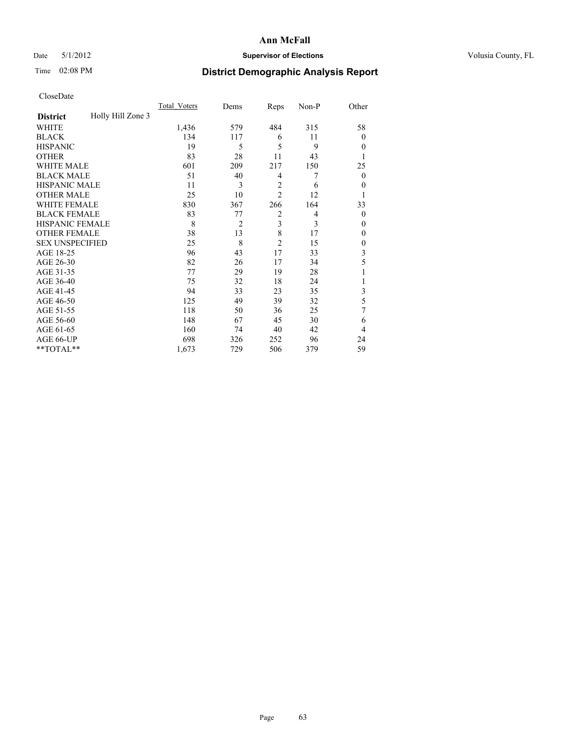# Ann McFall

Date 5/1/2012 **Supervisor of Elections** Volusia County, FL

Time 02:08 PM **District Demographic Analysis Report**

CloseDate

| **District** Holly Hill Zone 3 | Total_Voters | Dems | Reps | Non-P | Other |
|---|---|---|---|---|---|
| WHITE | 1,436 | 579 | 484 | 315 | 58 |
| BLACK | 134 | 117 | 6 | 11 | 0 |
| HISPANIC | 19 | 5 | 5 | 9 | 0 |
| OTHER | 83 | 28 | 11 | 43 | 1 |
| WHITE MALE | 601 | 209 | 217 | 150 | 25 |
| BLACK MALE | 51 | 40 | 4 | 7 | 0 |
| HISPANIC MALE | 11 | 3 | 2 | 6 | 0 |
| OTHER MALE | 25 | 10 | 2 | 12 | 1 |
| WHITE FEMALE | 830 | 367 | 266 | 164 | 33 |
| BLACK FEMALE | 83 | 77 | 2 | 4 | 0 |
| HISPANIC FEMALE | 8 | 2 | 3 | 3 | 0 |
| OTHER FEMALE | 38 | 13 | 8 | 17 | 0 |
| SEX UNSPECIFIED | 25 | 8 | 2 | 15 | 0 |
| AGE 18-25 | 96 | 43 | 17 | 33 | 3 |
| AGE 26-30 | 82 | 26 | 17 | 34 | 5 |
| AGE 31-35 | 77 | 29 | 19 | 28 | 1 |
| AGE 36-40 | 75 | 32 | 18 | 24 | 1 |
| AGE 41-45 | 94 | 33 | 23 | 35 | 3 |
| AGE 46-50 | 125 | 49 | 39 | 32 | 5 |
| AGE 51-55 | 118 | 50 | 36 | 25 | 7 |
| AGE 56-60 | 148 | 67 | 45 | 30 | 6 |
| AGE 61-65 | 160 | 74 | 40 | 42 | 4 |
| AGE 66-UP | 698 | 326 | 252 | 96 | 24 |
| **TOTAL** | 1,673 | 729 | 506 | 379 | 59 |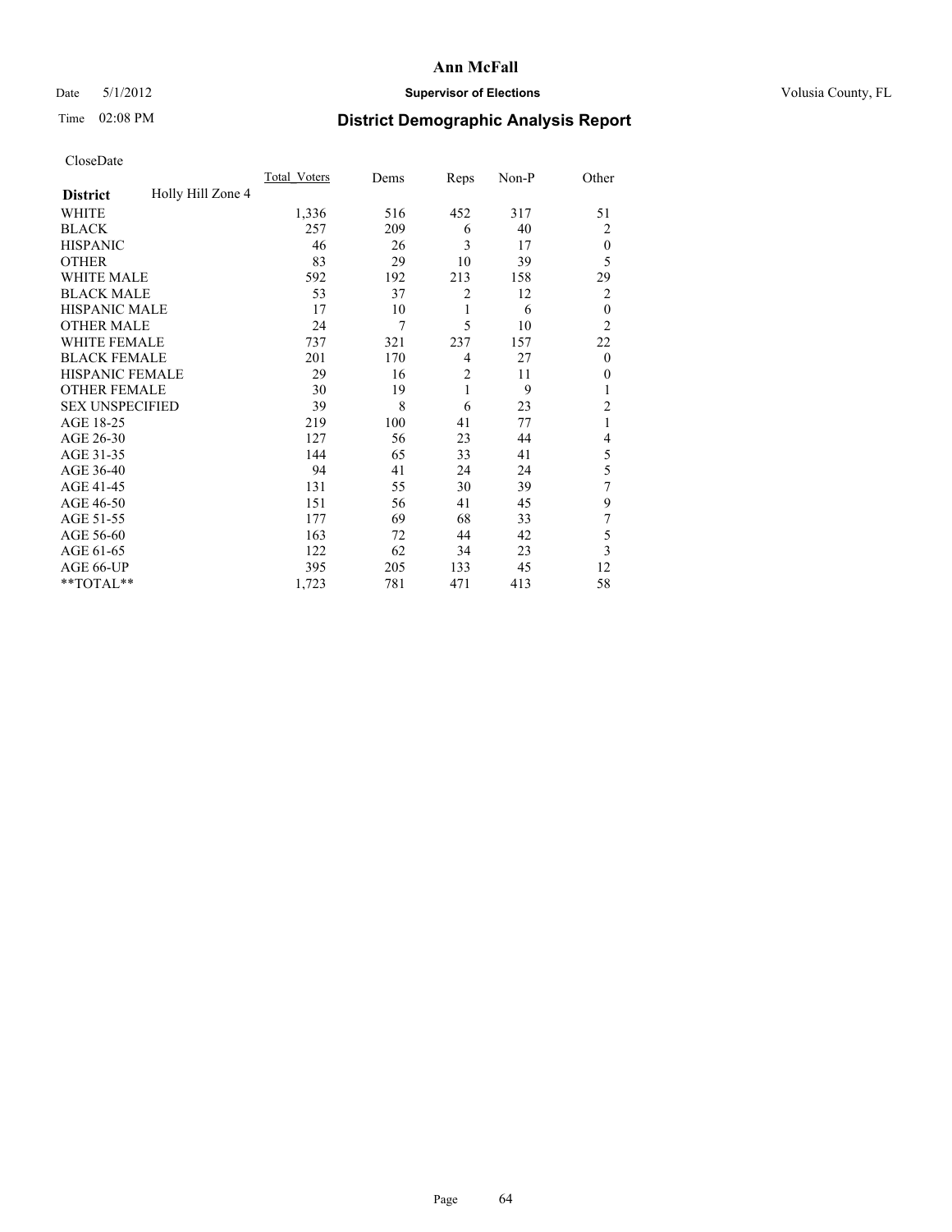# Ann McFall

Date 5/1/2012 **Supervisor of Elections** Volusia County, FL

Time 02:08 PM **District Demographic Analysis Report**

CloseDate

| District | Holly Hill Zone 4 | Total_Voters | Dems | Reps | Non-P | Other |
|---|---|---|---|---|---|---|
| WHITE | | 1,336 | 516 | 452 | 317 | 51 |
| BLACK | | 257 | 209 | 6 | 40 | 2 |
| HISPANIC | | 46 | 26 | 3 | 17 | 0 |
| OTHER | | 83 | 29 | 10 | 39 | 5 |
| WHITE MALE | | 592 | 192 | 213 | 158 | 29 |
| BLACK MALE | | 53 | 37 | 2 | 12 | 2 |
| HISPANIC MALE | | 17 | 10 | 1 | 6 | 0 |
| OTHER MALE | | 24 | 7 | 5 | 10 | 2 |
| WHITE FEMALE | | 737 | 321 | 237 | 157 | 22 |
| BLACK FEMALE | | 201 | 170 | 4 | 27 | 0 |
| HISPANIC FEMALE | | 29 | 16 | 2 | 11 | 0 |
| OTHER FEMALE | | 30 | 19 | 1 | 9 | 1 |
| SEX UNSPECIFIED | | 39 | 8 | 6 | 23 | 2 |
| AGE 18-25 | | 219 | 100 | 41 | 77 | 1 |
| AGE 26-30 | | 127 | 56 | 23 | 44 | 4 |
| AGE 31-35 | | 144 | 65 | 33 | 41 | 5 |
| AGE 36-40 | | 94 | 41 | 24 | 24 | 5 |
| AGE 41-45 | | 131 | 55 | 30 | 39 | 7 |
| AGE 46-50 | | 151 | 56 | 41 | 45 | 9 |
| AGE 51-55 | | 177 | 69 | 68 | 33 | 7 |
| AGE 56-60 | | 163 | 72 | 44 | 42 | 5 |
| AGE 61-65 | | 122 | 62 | 34 | 23 | 3 |
| AGE 66-UP | | 395 | 205 | 133 | 45 | 12 |
| **TOTAL** | | 1,723 | 781 | 471 | 413 | 58 |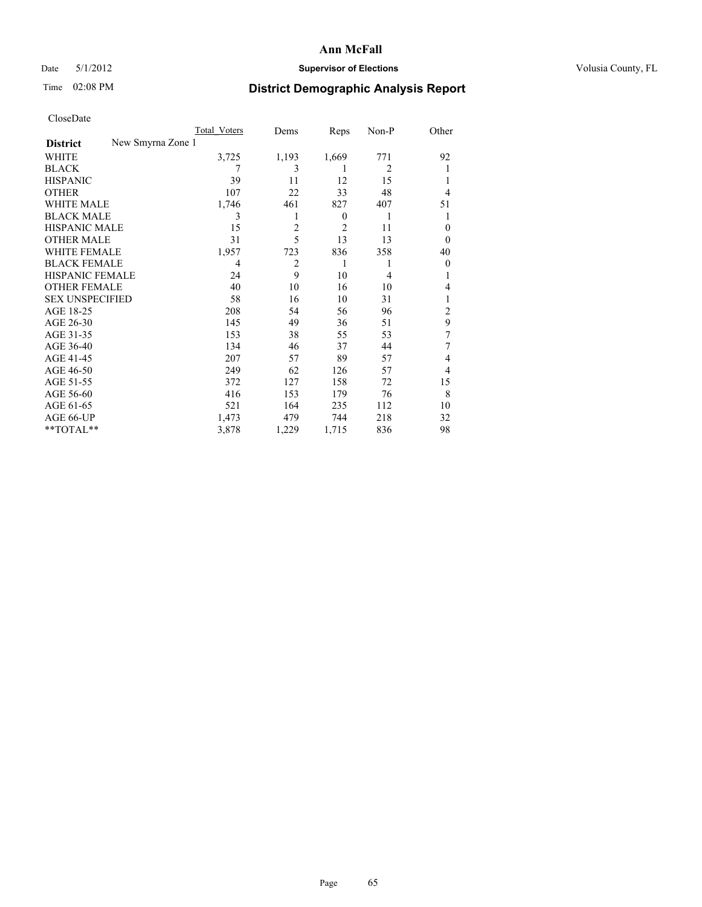**Ann McFall**

Date 5/1/2012 **Supervisor of Elections** Volusia County, FL

Time 02:08 PM **District Demographic Analysis Report**

CloseDate

| **District** New Smyrna Zone 1 | Total_Voters | Dems | Reps | Non-P | Other |
|---|---|---|---|---|---|
| WHITE | 3,725 | 1,193 | 1,669 | 771 | 92 |
| BLACK | 7 | 3 | 1 | 2 | 1 |
| HISPANIC | 39 | 11 | 12 | 15 | 1 |
| OTHER | 107 | 22 | 33 | 48 | 4 |
| WHITE MALE | 1,746 | 461 | 827 | 407 | 51 |
| BLACK MALE | 3 | 1 | 0 | 1 | 1 |
| HISPANIC MALE | 15 | 2 | 2 | 11 | 0 |
| OTHER MALE | 31 | 5 | 13 | 13 | 0 |
| WHITE FEMALE | 1,957 | 723 | 836 | 358 | 40 |
| BLACK FEMALE | 4 | 2 | 1 | 1 | 0 |
| HISPANIC FEMALE | 24 | 9 | 10 | 4 | 1 |
| OTHER FEMALE | 40 | 10 | 16 | 10 | 4 |
| SEX UNSPECIFIED | 58 | 16 | 10 | 31 | 1 |
| AGE 18-25 | 208 | 54 | 56 | 96 | 2 |
| AGE 26-30 | 145 | 49 | 36 | 51 | 9 |
| AGE 31-35 | 153 | 38 | 55 | 53 | 7 |
| AGE 36-40 | 134 | 46 | 37 | 44 | 7 |
| AGE 41-45 | 207 | 57 | 89 | 57 | 4 |
| AGE 46-50 | 249 | 62 | 126 | 57 | 4 |
| AGE 51-55 | 372 | 127 | 158 | 72 | 15 |
| AGE 56-60 | 416 | 153 | 179 | 76 | 8 |
| AGE 61-65 | 521 | 164 | 235 | 112 | 10 |
| AGE 66-UP | 1,473 | 479 | 744 | 218 | 32 |
| **TOTAL** | 3,878 | 1,229 | 1,715 | 836 | 98 |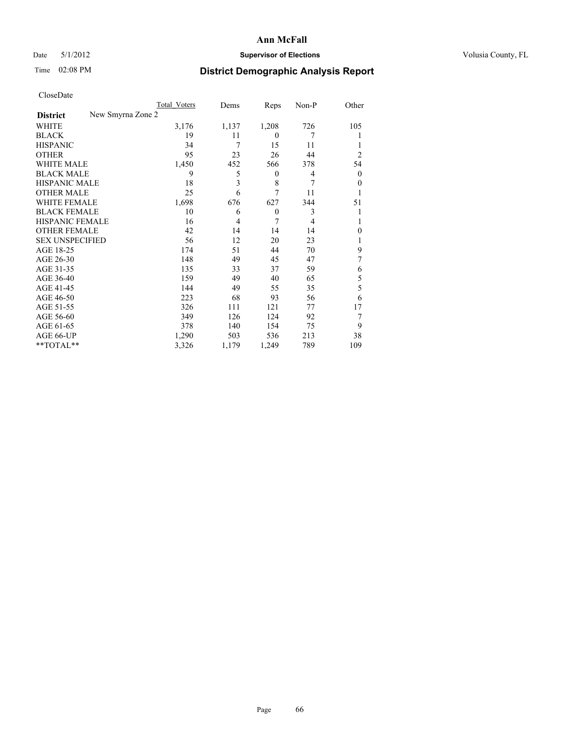Ann McFall

Date 5/1/2012 **Supervisor of Elections** Volusia County, FL

Time 02:08 PM

## District Demographic Analysis Report

CloseDate

| **District** New Smyrna Zone 2 | Total Voters | Dems | Reps | Non-P | Other |
|---|---|---|---|---|---|
| WHITE | 3,176 | 1,137 | 1,208 | 726 | 105 |
| BLACK | 19 | 11 | 0 | 7 | 1 |
| HISPANIC | 34 | 7 | 15 | 11 | 1 |
| OTHER | 95 | 23 | 26 | 44 | 2 |
| WHITE MALE | 1,450 | 452 | 566 | 378 | 54 |
| BLACK MALE | 9 | 5 | 0 | 4 | 0 |
| HISPANIC MALE | 18 | 3 | 8 | 7 | 0 |
| OTHER MALE | 25 | 6 | 7 | 11 | 1 |
| WHITE FEMALE | 1,698 | 676 | 627 | 344 | 51 |
| BLACK FEMALE | 10 | 6 | 0 | 3 | 1 |
| HISPANIC FEMALE | 16 | 4 | 7 | 4 | 1 |
| OTHER FEMALE | 42 | 14 | 14 | 14 | 0 |
| SEX UNSPECIFIED | 56 | 12 | 20 | 23 | 1 |
| AGE 18-25 | 174 | 51 | 44 | 70 | 9 |
| AGE 26-30 | 148 | 49 | 45 | 47 | 7 |
| AGE 31-35 | 135 | 33 | 37 | 59 | 6 |
| AGE 36-40 | 159 | 49 | 40 | 65 | 5 |
| AGE 41-45 | 144 | 49 | 55 | 35 | 5 |
| AGE 46-50 | 223 | 68 | 93 | 56 | 6 |
| AGE 51-55 | 326 | 111 | 121 | 77 | 17 |
| AGE 56-60 | 349 | 126 | 124 | 92 | 7 |
| AGE 61-65 | 378 | 140 | 154 | 75 | 9 |
| AGE 66-UP | 1,290 | 503 | 536 | 213 | 38 |
| **TOTAL** | 3,326 | 1,179 | 1,249 | 789 | 109 |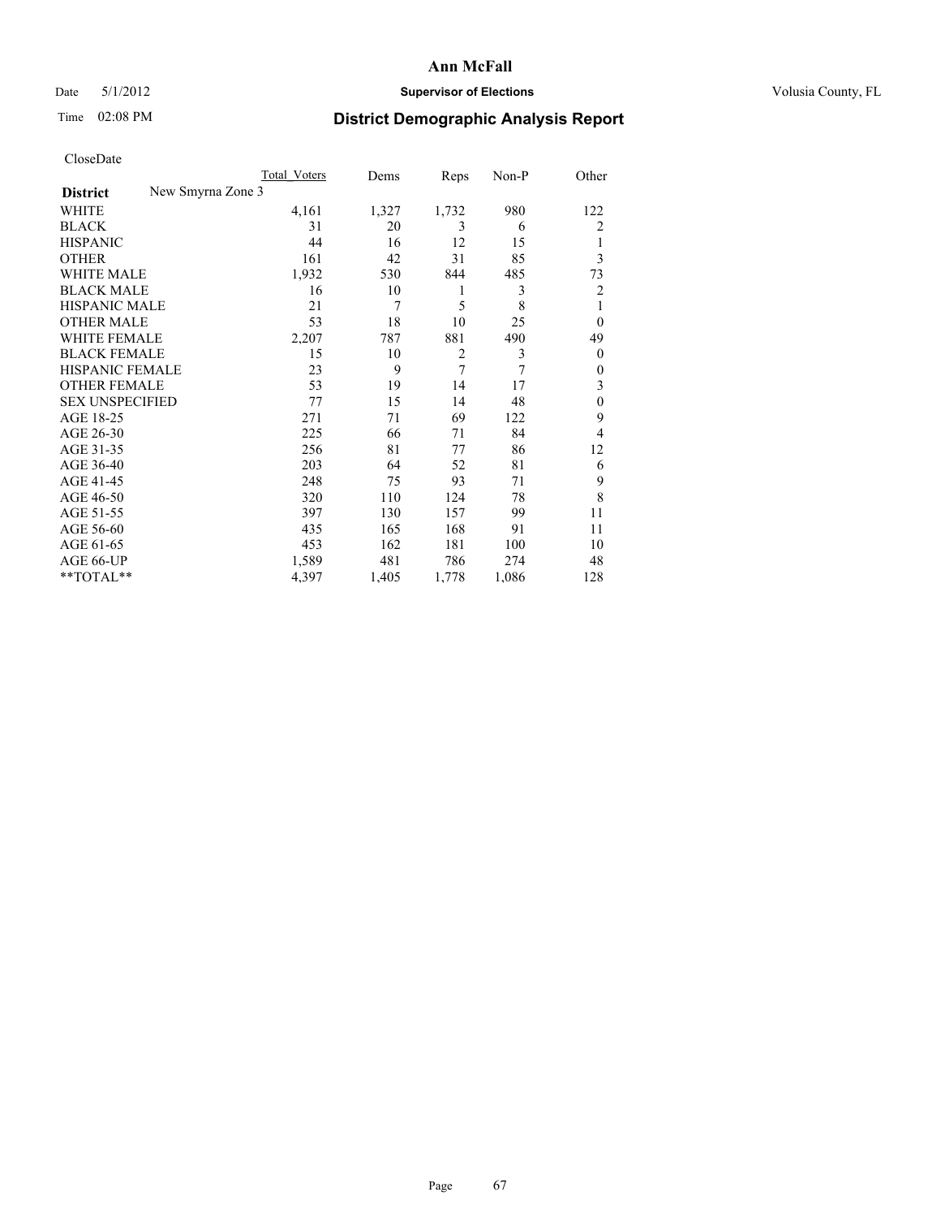**Ann McFall**

Date 5/1/2012 **Supervisor of Elections** Volusia County, FL

Time 02:08 PM **District Demographic Analysis Report**

CloseDate

| **District** New Smyrna Zone 3 | Total Voters | Dems | Reps | Non-P | Other |
|---|---|---|---|---|---|
| WHITE | 4,161 | 1,327 | 1,732 | 980 | 122 |
| BLACK | 31 | 20 | 3 | 6 | 2 |
| HISPANIC | 44 | 16 | 12 | 15 | 1 |
| OTHER | 161 | 42 | 31 | 85 | 3 |
| WHITE MALE | 1,932 | 530 | 844 | 485 | 73 |
| BLACK MALE | 16 | 10 | 1 | 3 | 2 |
| HISPANIC MALE | 21 | 7 | 5 | 8 | 1 |
| OTHER MALE | 53 | 18 | 10 | 25 | 0 |
| WHITE FEMALE | 2,207 | 787 | 881 | 490 | 49 |
| BLACK FEMALE | 15 | 10 | 2 | 3 | 0 |
| HISPANIC FEMALE | 23 | 9 | 7 | 7 | 0 |
| OTHER FEMALE | 53 | 19 | 14 | 17 | 3 |
| SEX UNSPECIFIED | 77 | 15 | 14 | 48 | 0 |
| AGE 18-25 | 271 | 71 | 69 | 122 | 9 |
| AGE 26-30 | 225 | 66 | 71 | 84 | 4 |
| AGE 31-35 | 256 | 81 | 77 | 86 | 12 |
| AGE 36-40 | 203 | 64 | 52 | 81 | 6 |
| AGE 41-45 | 248 | 75 | 93 | 71 | 9 |
| AGE 46-50 | 320 | 110 | 124 | 78 | 8 |
| AGE 51-55 | 397 | 130 | 157 | 99 | 11 |
| AGE 56-60 | 435 | 165 | 168 | 91 | 11 |
| AGE 61-65 | 453 | 162 | 181 | 100 | 10 |
| AGE 66-UP | 1,589 | 481 | 786 | 274 | 48 |
| **TOTAL** | 4,397 | 1,405 | 1,778 | 1,086 | 128 |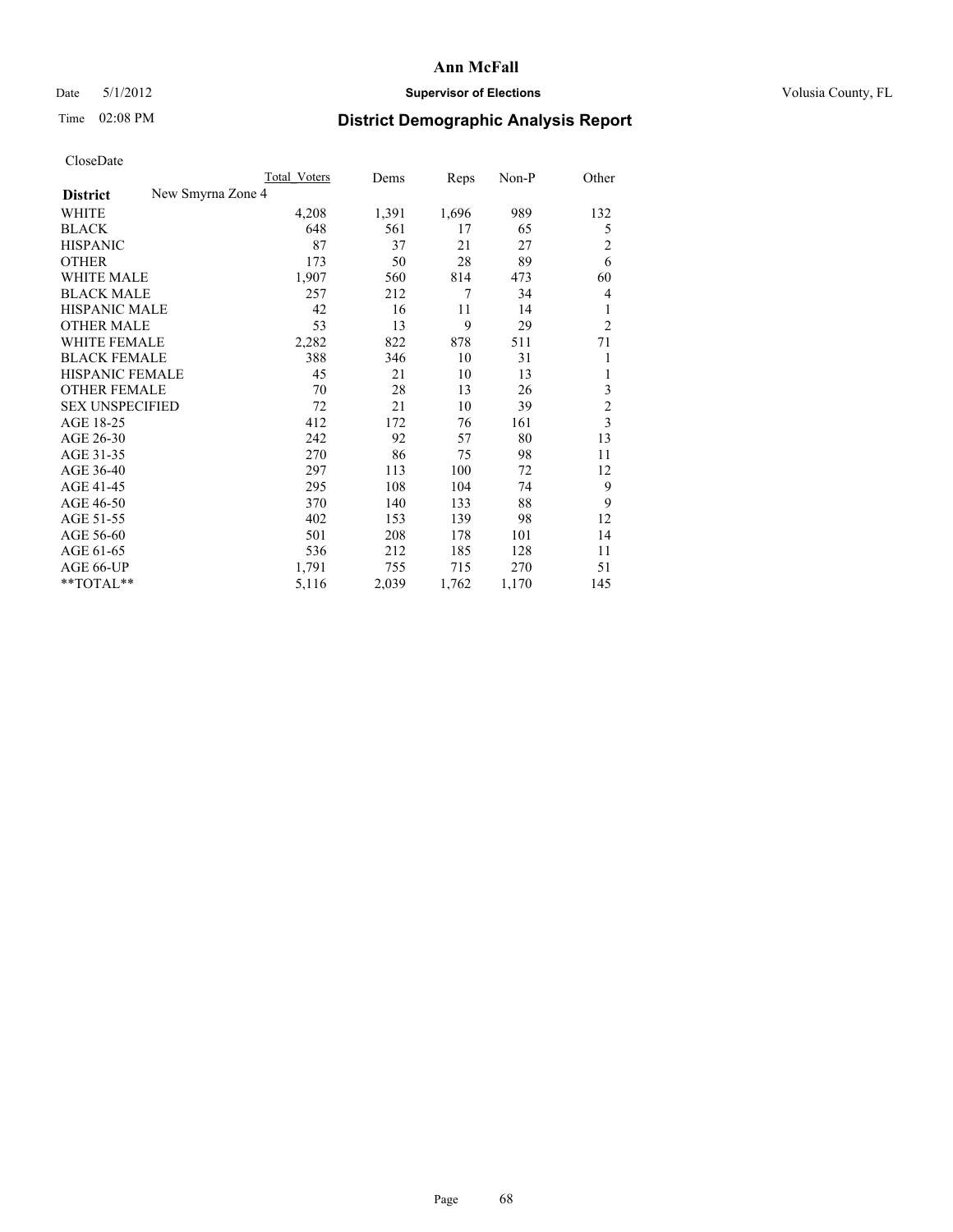**Ann McFall**

Date 5/1/2012 **Supervisor of Elections** Volusia County, FL

Time 02:08 PM

# District Demographic Analysis Report

CloseDate

| District: New Smyrna Zone 4 | Total Voters | Dems | Reps | Non-P | Other |
|---|---|---|---|---|---|
| WHITE | 4,208 | 1,391 | 1,696 | 989 | 132 |
| BLACK | 648 | 561 | 17 | 65 | 5 |
| HISPANIC | 87 | 37 | 21 | 27 | 2 |
| OTHER | 173 | 50 | 28 | 89 | 6 |
| WHITE MALE | 1,907 | 560 | 814 | 473 | 60 |
| BLACK MALE | 257 | 212 | 7 | 34 | 4 |
| HISPANIC MALE | 42 | 16 | 11 | 14 | 1 |
| OTHER MALE | 53 | 13 | 9 | 29 | 2 |
| WHITE FEMALE | 2,282 | 822 | 878 | 511 | 71 |
| BLACK FEMALE | 388 | 346 | 10 | 31 | 1 |
| HISPANIC FEMALE | 45 | 21 | 10 | 13 | 1 |
| OTHER FEMALE | 70 | 28 | 13 | 26 | 3 |
| SEX UNSPECIFIED | 72 | 21 | 10 | 39 | 2 |
| AGE 18-25 | 412 | 172 | 76 | 161 | 3 |
| AGE 26-30 | 242 | 92 | 57 | 80 | 13 |
| AGE 31-35 | 270 | 86 | 75 | 98 | 11 |
| AGE 36-40 | 297 | 113 | 100 | 72 | 12 |
| AGE 41-45 | 295 | 108 | 104 | 74 | 9 |
| AGE 46-50 | 370 | 140 | 133 | 88 | 9 |
| AGE 51-55 | 402 | 153 | 139 | 98 | 12 |
| AGE 56-60 | 501 | 208 | 178 | 101 | 14 |
| AGE 61-65 | 536 | 212 | 185 | 128 | 11 |
| AGE 66-UP | 1,791 | 755 | 715 | 270 | 51 |
| **TOTAL** | 5,116 | 2,039 | 1,762 | 1,170 | 145 |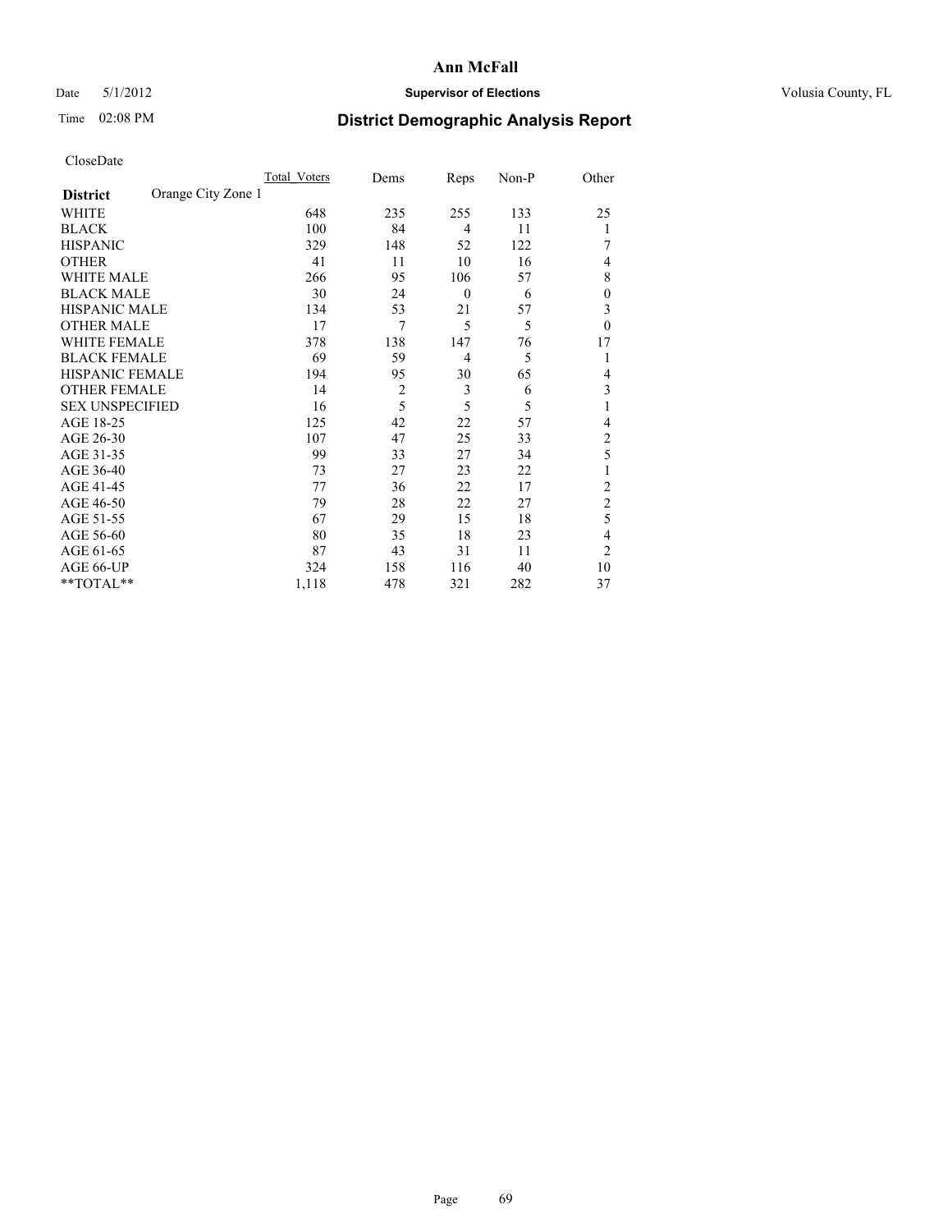**Ann McFall**

Date 5/1/2012 **Supervisor of Elections** Volusia County, FL

Time 02:08 PM **District Demographic Analysis Report**

CloseDate

| **District** Orange City Zone 1 | Total Voters | Dems | Reps | Non-P | Other |
|---|---|---|---|---|---|
| WHITE | 648 | 235 | 255 | 133 | 25 |
| BLACK | 100 | 84 | 4 | 11 | 1 |
| HISPANIC | 329 | 148 | 52 | 122 | 7 |
| OTHER | 41 | 11 | 10 | 16 | 4 |
| WHITE MALE | 266 | 95 | 106 | 57 | 8 |
| BLACK MALE | 30 | 24 | 0 | 6 | 0 |
| HISPANIC MALE | 134 | 53 | 21 | 57 | 3 |
| OTHER MALE | 17 | 7 | 5 | 5 | 0 |
| WHITE FEMALE | 378 | 138 | 147 | 76 | 17 |
| BLACK FEMALE | 69 | 59 | 4 | 5 | 1 |
| HISPANIC FEMALE | 194 | 95 | 30 | 65 | 4 |
| OTHER FEMALE | 14 | 2 | 3 | 6 | 3 |
| SEX UNSPECIFIED | 16 | 5 | 5 | 5 | 1 |
| AGE 18-25 | 125 | 42 | 22 | 57 | 4 |
| AGE 26-30 | 107 | 47 | 25 | 33 | 2 |
| AGE 31-35 | 99 | 33 | 27 | 34 | 5 |
| AGE 36-40 | 73 | 27 | 23 | 22 | 1 |
| AGE 41-45 | 77 | 36 | 22 | 17 | 2 |
| AGE 46-50 | 79 | 28 | 22 | 27 | 2 |
| AGE 51-55 | 67 | 29 | 15 | 18 | 5 |
| AGE 56-60 | 80 | 35 | 18 | 23 | 4 |
| AGE 61-65 | 87 | 43 | 31 | 11 | 2 |
| AGE 66-UP | 324 | 158 | 116 | 40 | 10 |
| **TOTAL** | 1,118 | 478 | 321 | 282 | 37 |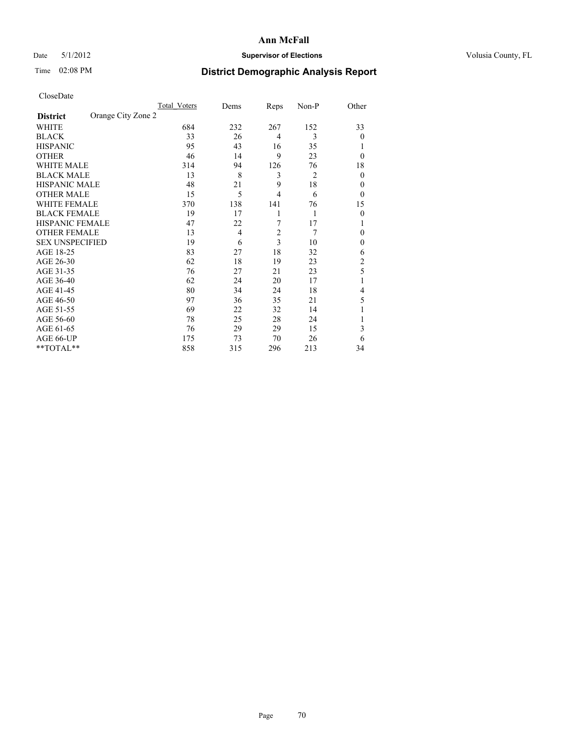# Ann McFall

Date 5/1/2012 **Supervisor of Elections** Volusia County, FL

Time 02:08 PM

## District Demographic Analysis Report

CloseDate

| | Total_Voters | Dems | Reps | Non-P | Other |
|---|---|---|---|---|---|
| **District** Orange City Zone 2 | | | | | |
| WHITE | 684 | 232 | 267 | 152 | 33 |
| BLACK | 33 | 26 | 4 | 3 | 0 |
| HISPANIC | 95 | 43 | 16 | 35 | 1 |
| OTHER | 46 | 14 | 9 | 23 | 0 |
| WHITE MALE | 314 | 94 | 126 | 76 | 18 |
| BLACK MALE | 13 | 8 | 3 | 2 | 0 |
| HISPANIC MALE | 48 | 21 | 9 | 18 | 0 |
| OTHER MALE | 15 | 5 | 4 | 6 | 0 |
| WHITE FEMALE | 370 | 138 | 141 | 76 | 15 |
| BLACK FEMALE | 19 | 17 | 1 | 1 | 0 |
| HISPANIC FEMALE | 47 | 22 | 7 | 17 | 1 |
| OTHER FEMALE | 13 | 4 | 2 | 7 | 0 |
| SEX UNSPECIFIED | 19 | 6 | 3 | 10 | 0 |
| AGE 18-25 | 83 | 27 | 18 | 32 | 6 |
| AGE 26-30 | 62 | 18 | 19 | 23 | 2 |
| AGE 31-35 | 76 | 27 | 21 | 23 | 5 |
| AGE 36-40 | 62 | 24 | 20 | 17 | 1 |
| AGE 41-45 | 80 | 34 | 24 | 18 | 4 |
| AGE 46-50 | 97 | 36 | 35 | 21 | 5 |
| AGE 51-55 | 69 | 22 | 32 | 14 | 1 |
| AGE 56-60 | 78 | 25 | 28 | 24 | 1 |
| AGE 61-65 | 76 | 29 | 29 | 15 | 3 |
| AGE 66-UP | 175 | 73 | 70 | 26 | 6 |
| **TOTAL** | 858 | 315 | 296 | 213 | 34 |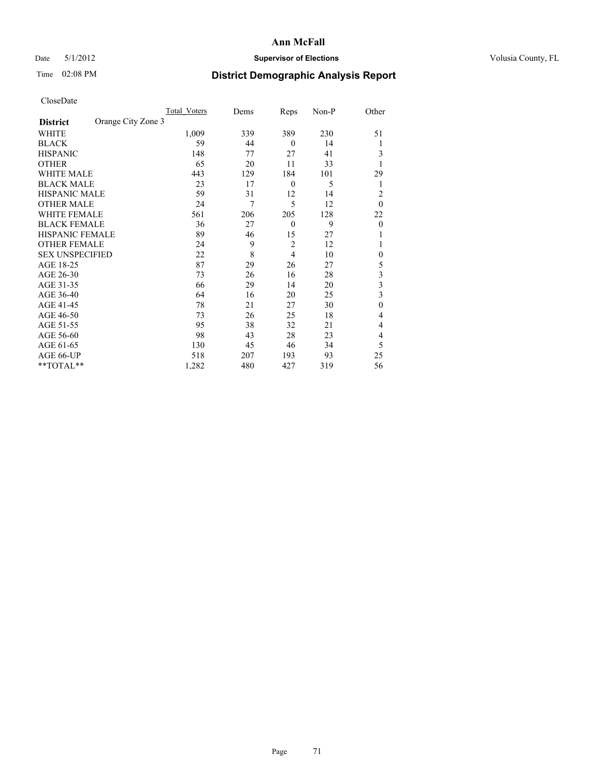**Ann McFall**

Date 5/1/2012 **Supervisor of Elections** Volusia County, FL

Time 02:08 PM

## District Demographic Analysis Report

CloseDate

| **District** Orange City Zone 3 | Total_Voters | Dems | Reps | Non-P | Other |
|---|---|---|---|---|---|
| WHITE | 1,009 | 339 | 389 | 230 | 51 |
| BLACK | 59 | 44 | 0 | 14 | 1 |
| HISPANIC | 148 | 77 | 27 | 41 | 3 |
| OTHER | 65 | 20 | 11 | 33 | 1 |
| WHITE MALE | 443 | 129 | 184 | 101 | 29 |
| BLACK MALE | 23 | 17 | 0 | 5 | 1 |
| HISPANIC MALE | 59 | 31 | 12 | 14 | 2 |
| OTHER MALE | 24 | 7 | 5 | 12 | 0 |
| WHITE FEMALE | 561 | 206 | 205 | 128 | 22 |
| BLACK FEMALE | 36 | 27 | 0 | 9 | 0 |
| HISPANIC FEMALE | 89 | 46 | 15 | 27 | 1 |
| OTHER FEMALE | 24 | 9 | 2 | 12 | 1 |
| SEX UNSPECIFIED | 22 | 8 | 4 | 10 | 0 |
| AGE 18-25 | 87 | 29 | 26 | 27 | 5 |
| AGE 26-30 | 73 | 26 | 16 | 28 | 3 |
| AGE 31-35 | 66 | 29 | 14 | 20 | 3 |
| AGE 36-40 | 64 | 16 | 20 | 25 | 3 |
| AGE 41-45 | 78 | 21 | 27 | 30 | 0 |
| AGE 46-50 | 73 | 26 | 25 | 18 | 4 |
| AGE 51-55 | 95 | 38 | 32 | 21 | 4 |
| AGE 56-60 | 98 | 43 | 28 | 23 | 4 |
| AGE 61-65 | 130 | 45 | 46 | 34 | 5 |
| AGE 66-UP | 518 | 207 | 193 | 93 | 25 |
| **TOTAL** | 1,282 | 480 | 427 | 319 | 56 |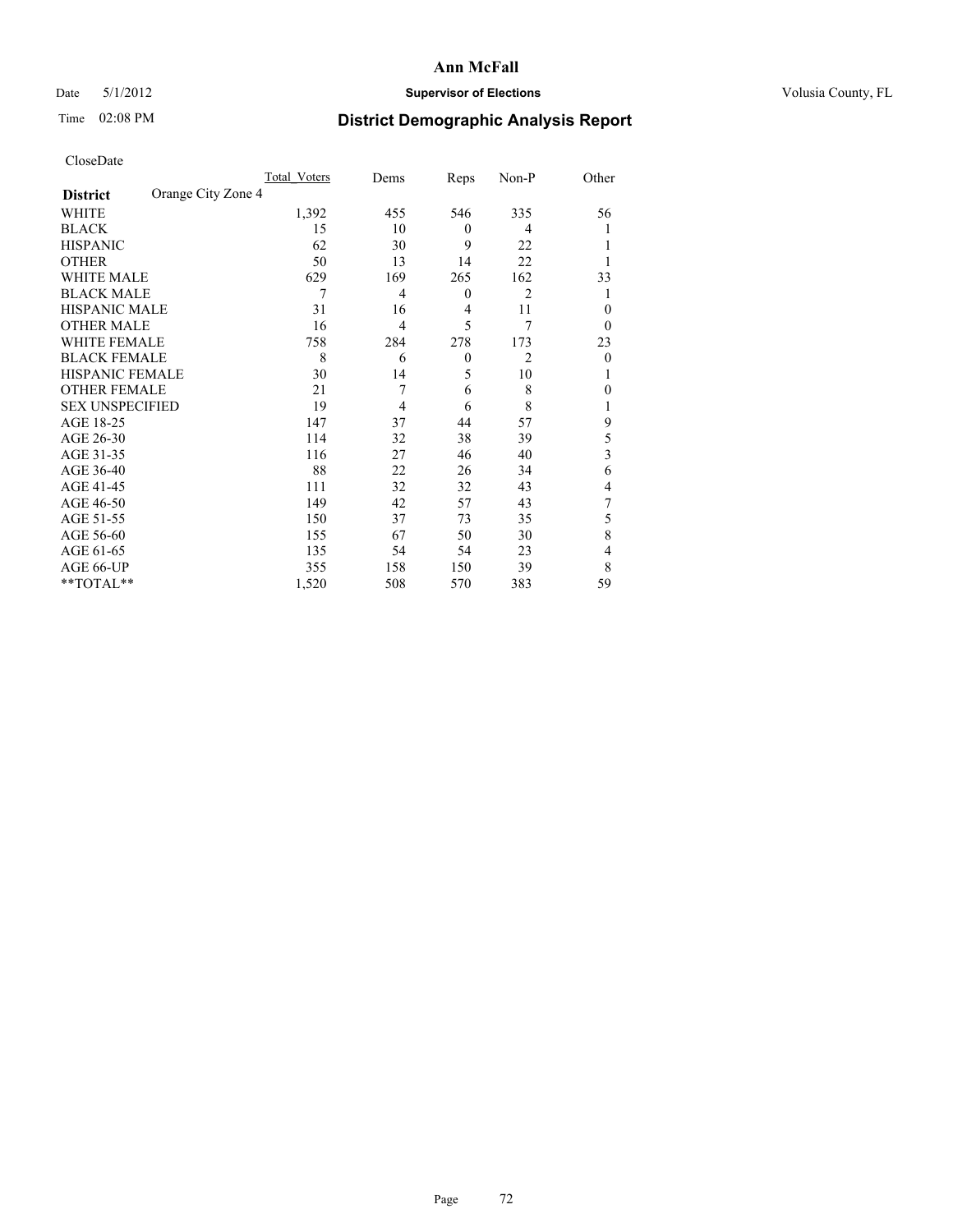# Ann McFall

Date 5/1/2012 **Supervisor of Elections** Volusia County, FL

Time 02:08 PM

## District Demographic Analysis Report

CloseDate

| | Total_Voters | Dems | Reps | Non-P | Other |
|---|---|---|---|---|---|
| **District** Orange City Zone 4 | | | | | |
| WHITE | 1,392 | 455 | 546 | 335 | 56 |
| BLACK | 15 | 10 | 0 | 4 | 1 |
| HISPANIC | 62 | 30 | 9 | 22 | 1 |
| OTHER | 50 | 13 | 14 | 22 | 1 |
| WHITE MALE | 629 | 169 | 265 | 162 | 33 |
| BLACK MALE | 7 | 4 | 0 | 2 | 1 |
| HISPANIC MALE | 31 | 16 | 4 | 11 | 0 |
| OTHER MALE | 16 | 4 | 5 | 7 | 0 |
| WHITE FEMALE | 758 | 284 | 278 | 173 | 23 |
| BLACK FEMALE | 8 | 6 | 0 | 2 | 0 |
| HISPANIC FEMALE | 30 | 14 | 5 | 10 | 1 |
| OTHER FEMALE | 21 | 7 | 6 | 8 | 0 |
| SEX UNSPECIFIED | 19 | 4 | 6 | 8 | 1 |
| AGE 18-25 | 147 | 37 | 44 | 57 | 9 |
| AGE 26-30 | 114 | 32 | 38 | 39 | 5 |
| AGE 31-35 | 116 | 27 | 46 | 40 | 3 |
| AGE 36-40 | 88 | 22 | 26 | 34 | 6 |
| AGE 41-45 | 111 | 32 | 32 | 43 | 4 |
| AGE 46-50 | 149 | 42 | 57 | 43 | 7 |
| AGE 51-55 | 150 | 37 | 73 | 35 | 5 |
| AGE 56-60 | 155 | 67 | 50 | 30 | 8 |
| AGE 61-65 | 135 | 54 | 54 | 23 | 4 |
| AGE 66-UP | 355 | 158 | 150 | 39 | 8 |
| **TOTAL** | 1,520 | 508 | 570 | 383 | 59 |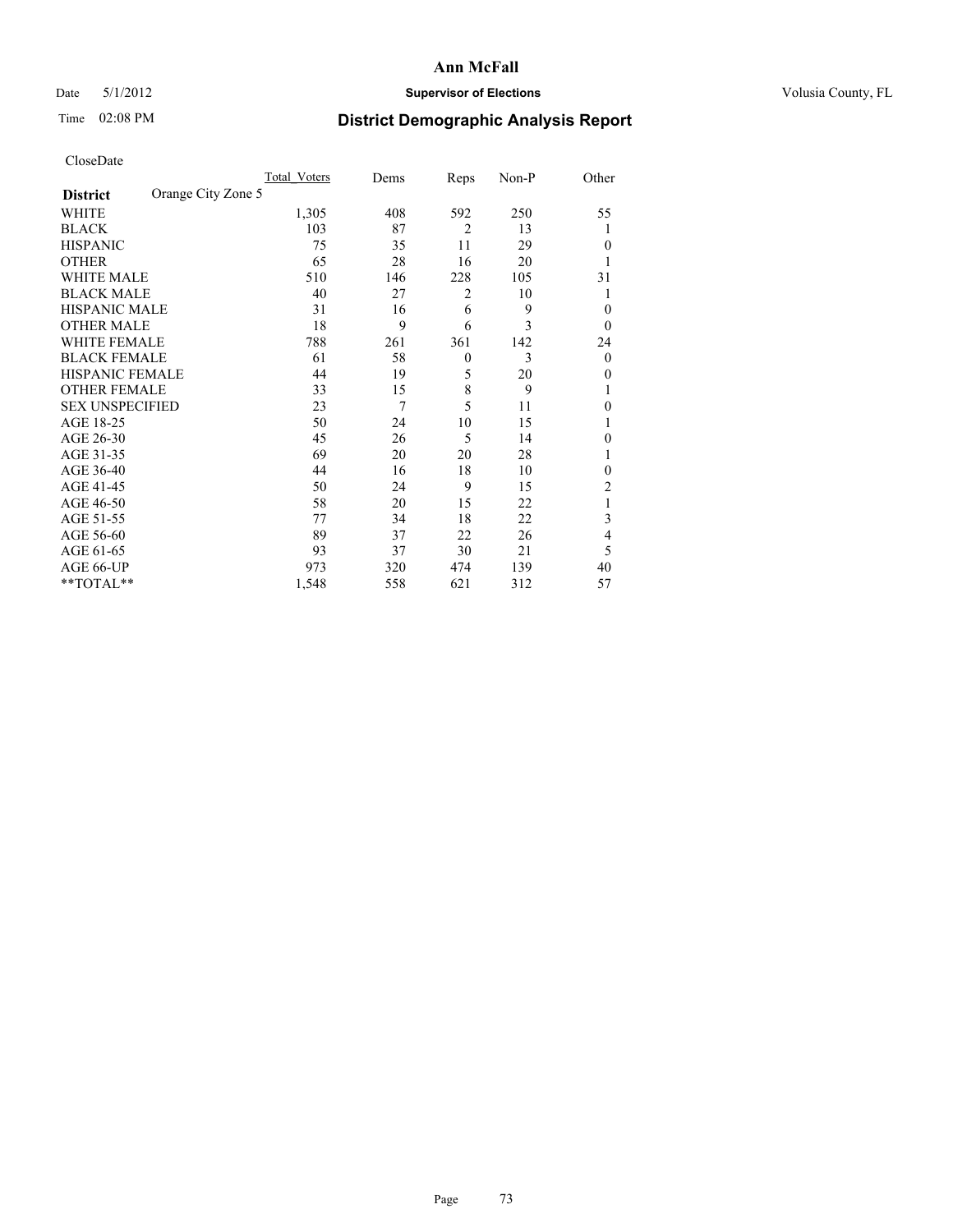# Ann McFall

Date 5/1/2012 **Supervisor of Elections** Volusia County, FL

Time 02:08 PM **District Demographic Analysis Report**

CloseDate

| **District** Orange City Zone 5 | Total Voters | Dems | Reps | Non-P | Other |
|---|---|---|---|---|---|
| WHITE | 1,305 | 408 | 592 | 250 | 55 |
| BLACK | 103 | 87 | 2 | 13 | 1 |
| HISPANIC | 75 | 35 | 11 | 29 | 0 |
| OTHER | 65 | 28 | 16 | 20 | 1 |
| WHITE MALE | 510 | 146 | 228 | 105 | 31 |
| BLACK MALE | 40 | 27 | 2 | 10 | 1 |
| HISPANIC MALE | 31 | 16 | 6 | 9 | 0 |
| OTHER MALE | 18 | 9 | 6 | 3 | 0 |
| WHITE FEMALE | 788 | 261 | 361 | 142 | 24 |
| BLACK FEMALE | 61 | 58 | 0 | 3 | 0 |
| HISPANIC FEMALE | 44 | 19 | 5 | 20 | 0 |
| OTHER FEMALE | 33 | 15 | 8 | 9 | 1 |
| SEX UNSPECIFIED | 23 | 7 | 5 | 11 | 0 |
| AGE 18-25 | 50 | 24 | 10 | 15 | 1 |
| AGE 26-30 | 45 | 26 | 5 | 14 | 0 |
| AGE 31-35 | 69 | 20 | 20 | 28 | 1 |
| AGE 36-40 | 44 | 16 | 18 | 10 | 0 |
| AGE 41-45 | 50 | 24 | 9 | 15 | 2 |
| AGE 46-50 | 58 | 20 | 15 | 22 | 1 |
| AGE 51-55 | 77 | 34 | 18 | 22 | 3 |
| AGE 56-60 | 89 | 37 | 22 | 26 | 4 |
| AGE 61-65 | 93 | 37 | 30 | 21 | 5 |
| AGE 66-UP | 973 | 320 | 474 | 139 | 40 |
| **TOTAL** | 1,548 | 558 | 621 | 312 | 57 |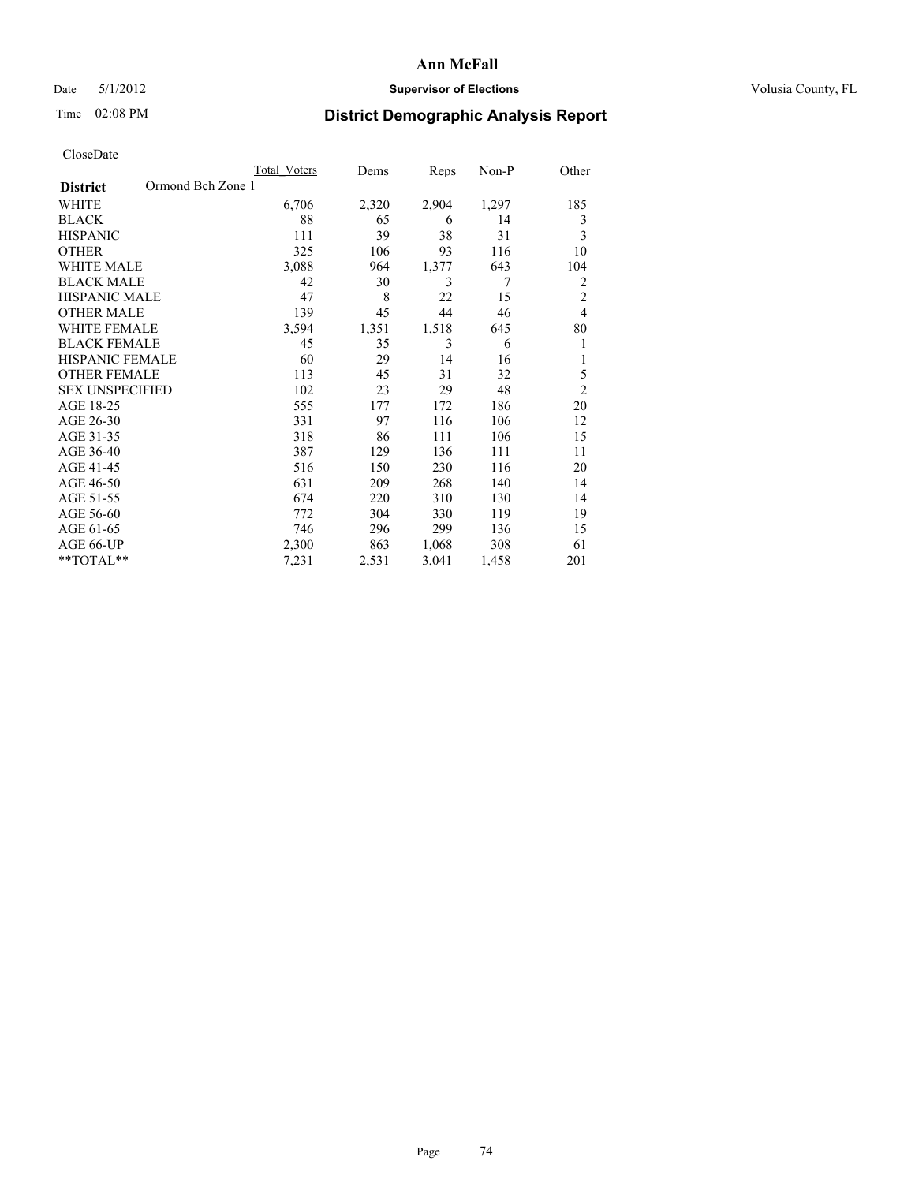**Ann McFall**

Date 5/1/2012 **Supervisor of Elections** Volusia County, FL

Time 02:08 PM

## District Demographic Analysis Report

CloseDate

| District: Ormond Bch Zone 1 | Total Voters | Dems | Reps | Non-P | Other |
|---|---|---|---|---|---|
| WHITE | 6,706 | 2,320 | 2,904 | 1,297 | 185 |
| BLACK | 88 | 65 | 6 | 14 | 3 |
| HISPANIC | 111 | 39 | 38 | 31 | 3 |
| OTHER | 325 | 106 | 93 | 116 | 10 |
| WHITE MALE | 3,088 | 964 | 1,377 | 643 | 104 |
| BLACK MALE | 42 | 30 | 3 | 7 | 2 |
| HISPANIC MALE | 47 | 8 | 22 | 15 | 2 |
| OTHER MALE | 139 | 45 | 44 | 46 | 4 |
| WHITE FEMALE | 3,594 | 1,351 | 1,518 | 645 | 80 |
| BLACK FEMALE | 45 | 35 | 3 | 6 | 1 |
| HISPANIC FEMALE | 60 | 29 | 14 | 16 | 1 |
| OTHER FEMALE | 113 | 45 | 31 | 32 | 5 |
| SEX UNSPECIFIED | 102 | 23 | 29 | 48 | 2 |
| AGE 18-25 | 555 | 177 | 172 | 186 | 20 |
| AGE 26-30 | 331 | 97 | 116 | 106 | 12 |
| AGE 31-35 | 318 | 86 | 111 | 106 | 15 |
| AGE 36-40 | 387 | 129 | 136 | 111 | 11 |
| AGE 41-45 | 516 | 150 | 230 | 116 | 20 |
| AGE 46-50 | 631 | 209 | 268 | 140 | 14 |
| AGE 51-55 | 674 | 220 | 310 | 130 | 14 |
| AGE 56-60 | 772 | 304 | 330 | 119 | 19 |
| AGE 61-65 | 746 | 296 | 299 | 136 | 15 |
| AGE 66-UP | 2,300 | 863 | 1,068 | 308 | 61 |
| **TOTAL** | 7,231 | 2,531 | 3,041 | 1,458 | 201 |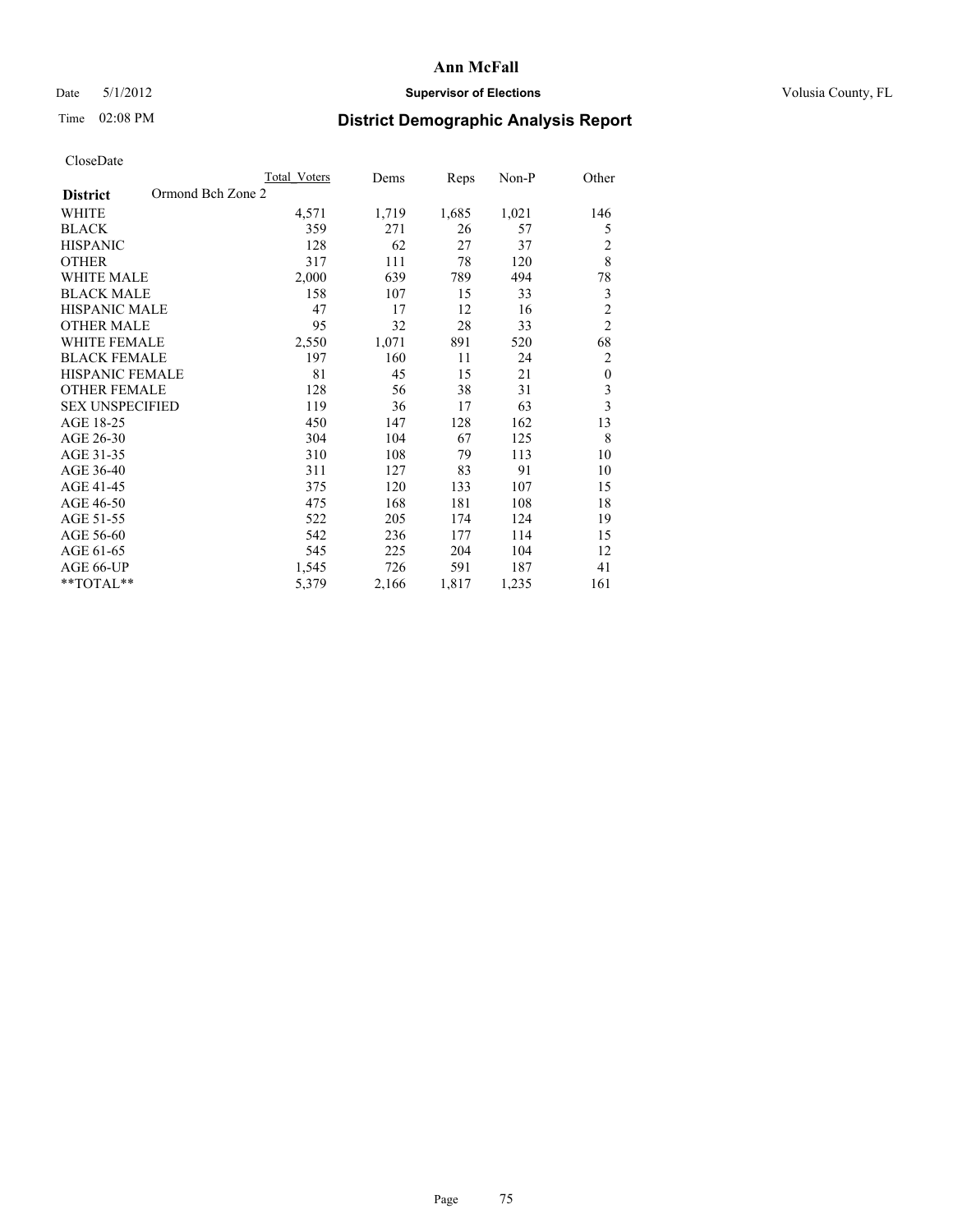**Ann McFall**

Date 5/1/2012 **Supervisor of Elections** Volusia County, FL

Time 02:08 PM **District Demographic Analysis Report**

CloseDate

| District | Ormond Bch Zone 2 | Total Voters | Dems | Reps | Non-P | Other |
|---|---|---|---|---|---|---|
| WHITE | | 4,571 | 1,719 | 1,685 | 1,021 | 146 |
| BLACK | | 359 | 271 | 26 | 57 | 5 |
| HISPANIC | | 128 | 62 | 27 | 37 | 2 |
| OTHER | | 317 | 111 | 78 | 120 | 8 |
| WHITE MALE | | 2,000 | 639 | 789 | 494 | 78 |
| BLACK MALE | | 158 | 107 | 15 | 33 | 3 |
| HISPANIC MALE | | 47 | 17 | 12 | 16 | 2 |
| OTHER MALE | | 95 | 32 | 28 | 33 | 2 |
| WHITE FEMALE | | 2,550 | 1,071 | 891 | 520 | 68 |
| BLACK FEMALE | | 197 | 160 | 11 | 24 | 2 |
| HISPANIC FEMALE | | 81 | 45 | 15 | 21 | 0 |
| OTHER FEMALE | | 128 | 56 | 38 | 31 | 3 |
| SEX UNSPECIFIED | | 119 | 36 | 17 | 63 | 3 |
| AGE 18-25 | | 450 | 147 | 128 | 162 | 13 |
| AGE 26-30 | | 304 | 104 | 67 | 125 | 8 |
| AGE 31-35 | | 310 | 108 | 79 | 113 | 10 |
| AGE 36-40 | | 311 | 127 | 83 | 91 | 10 |
| AGE 41-45 | | 375 | 120 | 133 | 107 | 15 |
| AGE 46-50 | | 475 | 168 | 181 | 108 | 18 |
| AGE 51-55 | | 522 | 205 | 174 | 124 | 19 |
| AGE 56-60 | | 542 | 236 | 177 | 114 | 15 |
| AGE 61-65 | | 545 | 225 | 204 | 104 | 12 |
| AGE 66-UP | | 1,545 | 726 | 591 | 187 | 41 |
| **TOTAL** | | 5,379 | 2,166 | 1,817 | 1,235 | 161 |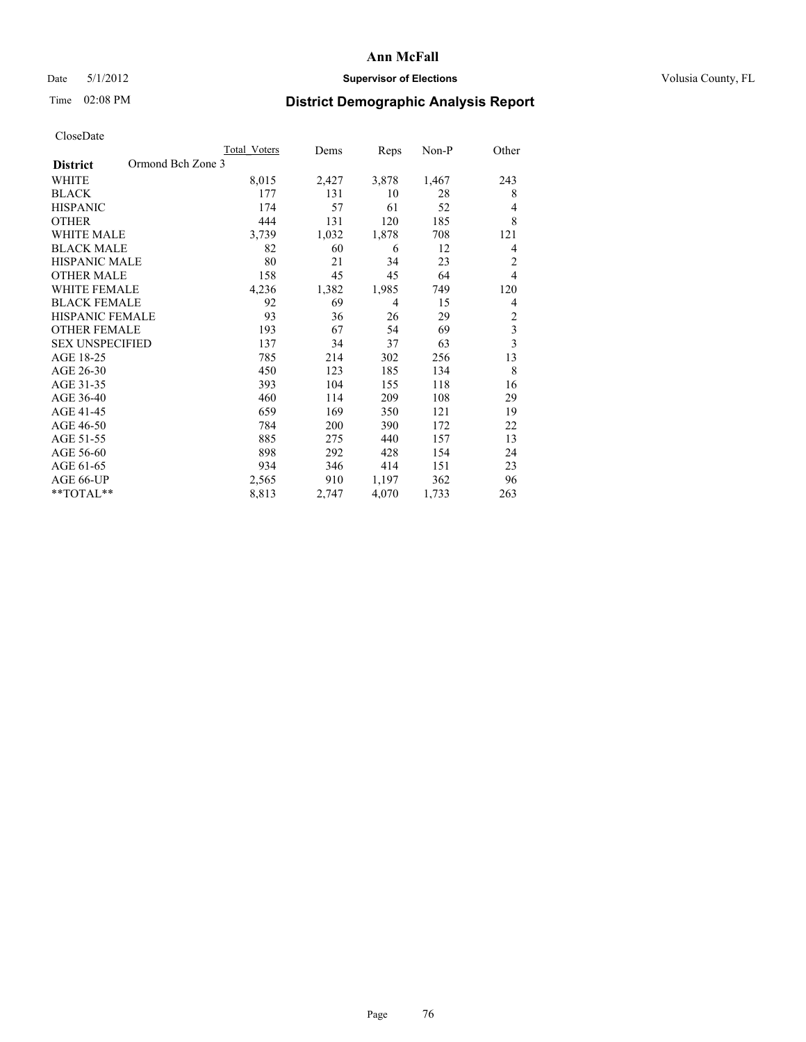# Ann McFall

Date 5/1/2012 **Supervisor of Elections** Volusia County, FL

Time 02:08 PM **District Demographic Analysis Report**

CloseDate

| **District** Ormond Bch Zone 3 | Total Voters | Dems | Reps | Non-P | Other |
|---|---|---|---|---|---|
| WHITE | 8,015 | 2,427 | 3,878 | 1,467 | 243 |
| BLACK | 177 | 131 | 10 | 28 | 8 |
| HISPANIC | 174 | 57 | 61 | 52 | 4 |
| OTHER | 444 | 131 | 120 | 185 | 8 |
| WHITE MALE | 3,739 | 1,032 | 1,878 | 708 | 121 |
| BLACK MALE | 82 | 60 | 6 | 12 | 4 |
| HISPANIC MALE | 80 | 21 | 34 | 23 | 2 |
| OTHER MALE | 158 | 45 | 45 | 64 | 4 |
| WHITE FEMALE | 4,236 | 1,382 | 1,985 | 749 | 120 |
| BLACK FEMALE | 92 | 69 | 4 | 15 | 4 |
| HISPANIC FEMALE | 93 | 36 | 26 | 29 | 2 |
| OTHER FEMALE | 193 | 67 | 54 | 69 | 3 |
| SEX UNSPECIFIED | 137 | 34 | 37 | 63 | 3 |
| AGE 18-25 | 785 | 214 | 302 | 256 | 13 |
| AGE 26-30 | 450 | 123 | 185 | 134 | 8 |
| AGE 31-35 | 393 | 104 | 155 | 118 | 16 |
| AGE 36-40 | 460 | 114 | 209 | 108 | 29 |
| AGE 41-45 | 659 | 169 | 350 | 121 | 19 |
| AGE 46-50 | 784 | 200 | 390 | 172 | 22 |
| AGE 51-55 | 885 | 275 | 440 | 157 | 13 |
| AGE 56-60 | 898 | 292 | 428 | 154 | 24 |
| AGE 61-65 | 934 | 346 | 414 | 151 | 23 |
| AGE 66-UP | 2,565 | 910 | 1,197 | 362 | 96 |
| **TOTAL** | 8,813 | 2,747 | 4,070 | 1,733 | 263 |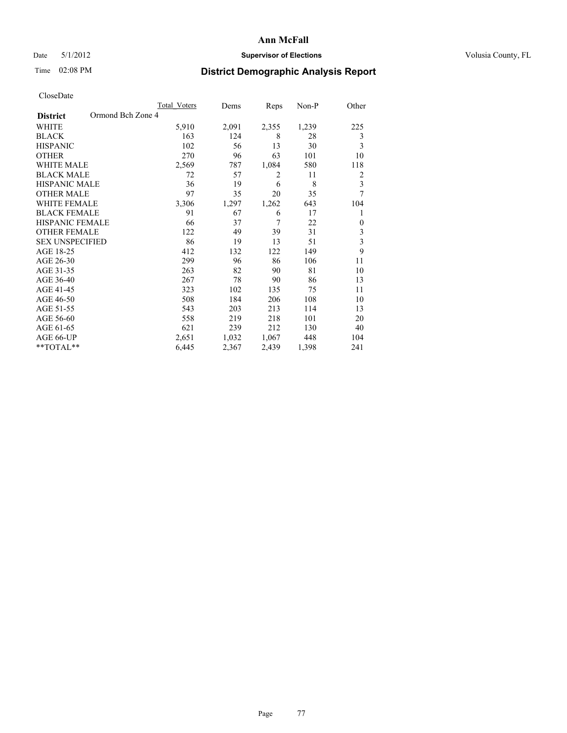Ann McFall

Date 5/1/2012 **Supervisor of Elections** Volusia County, FL

Time 02:08 PM

## District Demographic Analysis Report

CloseDate

| **District** Ormond Bch Zone 4 | Total Voters | Dems | Reps | Non-P | Other |
|---|---|---|---|---|---|
| WHITE | 5,910 | 2,091 | 2,355 | 1,239 | 225 |
| BLACK | 163 | 124 | 8 | 28 | 3 |
| HISPANIC | 102 | 56 | 13 | 30 | 3 |
| OTHER | 270 | 96 | 63 | 101 | 10 |
| WHITE MALE | 2,569 | 787 | 1,084 | 580 | 118 |
| BLACK MALE | 72 | 57 | 2 | 11 | 2 |
| HISPANIC MALE | 36 | 19 | 6 | 8 | 3 |
| OTHER MALE | 97 | 35 | 20 | 35 | 7 |
| WHITE FEMALE | 3,306 | 1,297 | 1,262 | 643 | 104 |
| BLACK FEMALE | 91 | 67 | 6 | 17 | 1 |
| HISPANIC FEMALE | 66 | 37 | 7 | 22 | 0 |
| OTHER FEMALE | 122 | 49 | 39 | 31 | 3 |
| SEX UNSPECIFIED | 86 | 19 | 13 | 51 | 3 |
| AGE 18-25 | 412 | 132 | 122 | 149 | 9 |
| AGE 26-30 | 299 | 96 | 86 | 106 | 11 |
| AGE 31-35 | 263 | 82 | 90 | 81 | 10 |
| AGE 36-40 | 267 | 78 | 90 | 86 | 13 |
| AGE 41-45 | 323 | 102 | 135 | 75 | 11 |
| AGE 46-50 | 508 | 184 | 206 | 108 | 10 |
| AGE 51-55 | 543 | 203 | 213 | 114 | 13 |
| AGE 56-60 | 558 | 219 | 218 | 101 | 20 |
| AGE 61-65 | 621 | 239 | 212 | 130 | 40 |
| AGE 66-UP | 2,651 | 1,032 | 1,067 | 448 | 104 |
| **TOTAL** | 6,445 | 2,367 | 2,439 | 1,398 | 241 |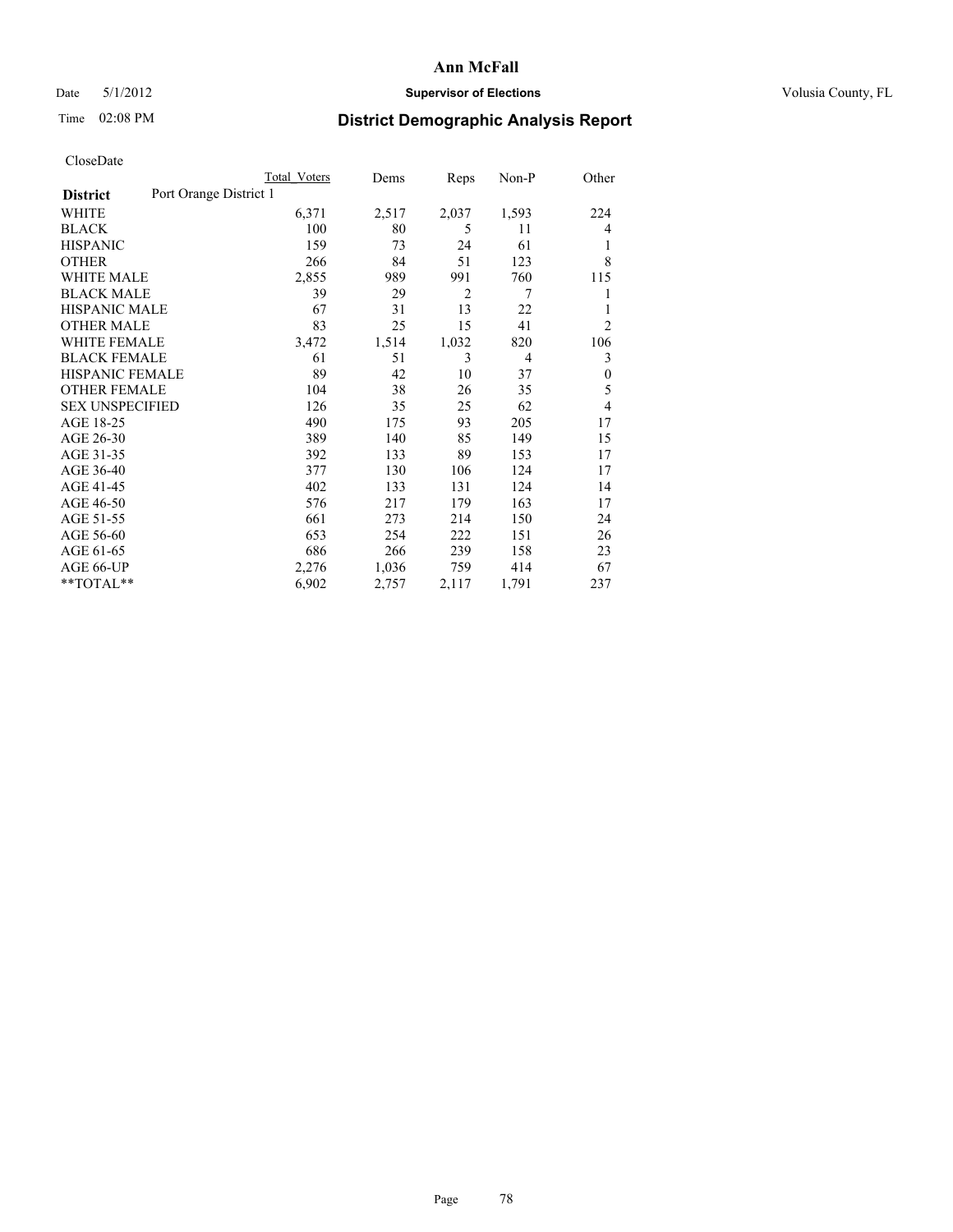# Ann McFall

Date 5/1/2012 **Supervisor of Elections** Volusia County, FL

Time 02:08 PM

## District Demographic Analysis Report

CloseDate

| **District** Port Orange District 1 | Total Voters | Dems | Reps | Non-P | Other |
|---|---|---|---|---|---|
| WHITE | 6,371 | 2,517 | 2,037 | 1,593 | 224 |
| BLACK | 100 | 80 | 5 | 11 | 4 |
| HISPANIC | 159 | 73 | 24 | 61 | 1 |
| OTHER | 266 | 84 | 51 | 123 | 8 |
| WHITE MALE | 2,855 | 989 | 991 | 760 | 115 |
| BLACK MALE | 39 | 29 | 2 | 7 | 1 |
| HISPANIC MALE | 67 | 31 | 13 | 22 | 1 |
| OTHER MALE | 83 | 25 | 15 | 41 | 2 |
| WHITE FEMALE | 3,472 | 1,514 | 1,032 | 820 | 106 |
| BLACK FEMALE | 61 | 51 | 3 | 4 | 3 |
| HISPANIC FEMALE | 89 | 42 | 10 | 37 | 0 |
| OTHER FEMALE | 104 | 38 | 26 | 35 | 5 |
| SEX UNSPECIFIED | 126 | 35 | 25 | 62 | 4 |
| AGE 18-25 | 490 | 175 | 93 | 205 | 17 |
| AGE 26-30 | 389 | 140 | 85 | 149 | 15 |
| AGE 31-35 | 392 | 133 | 89 | 153 | 17 |
| AGE 36-40 | 377 | 130 | 106 | 124 | 17 |
| AGE 41-45 | 402 | 133 | 131 | 124 | 14 |
| AGE 46-50 | 576 | 217 | 179 | 163 | 17 |
| AGE 51-55 | 661 | 273 | 214 | 150 | 24 |
| AGE 56-60 | 653 | 254 | 222 | 151 | 26 |
| AGE 61-65 | 686 | 266 | 239 | 158 | 23 |
| AGE 66-UP | 2,276 | 1,036 | 759 | 414 | 67 |
| **TOTAL** | 6,902 | 2,757 | 2,117 | 1,791 | 237 |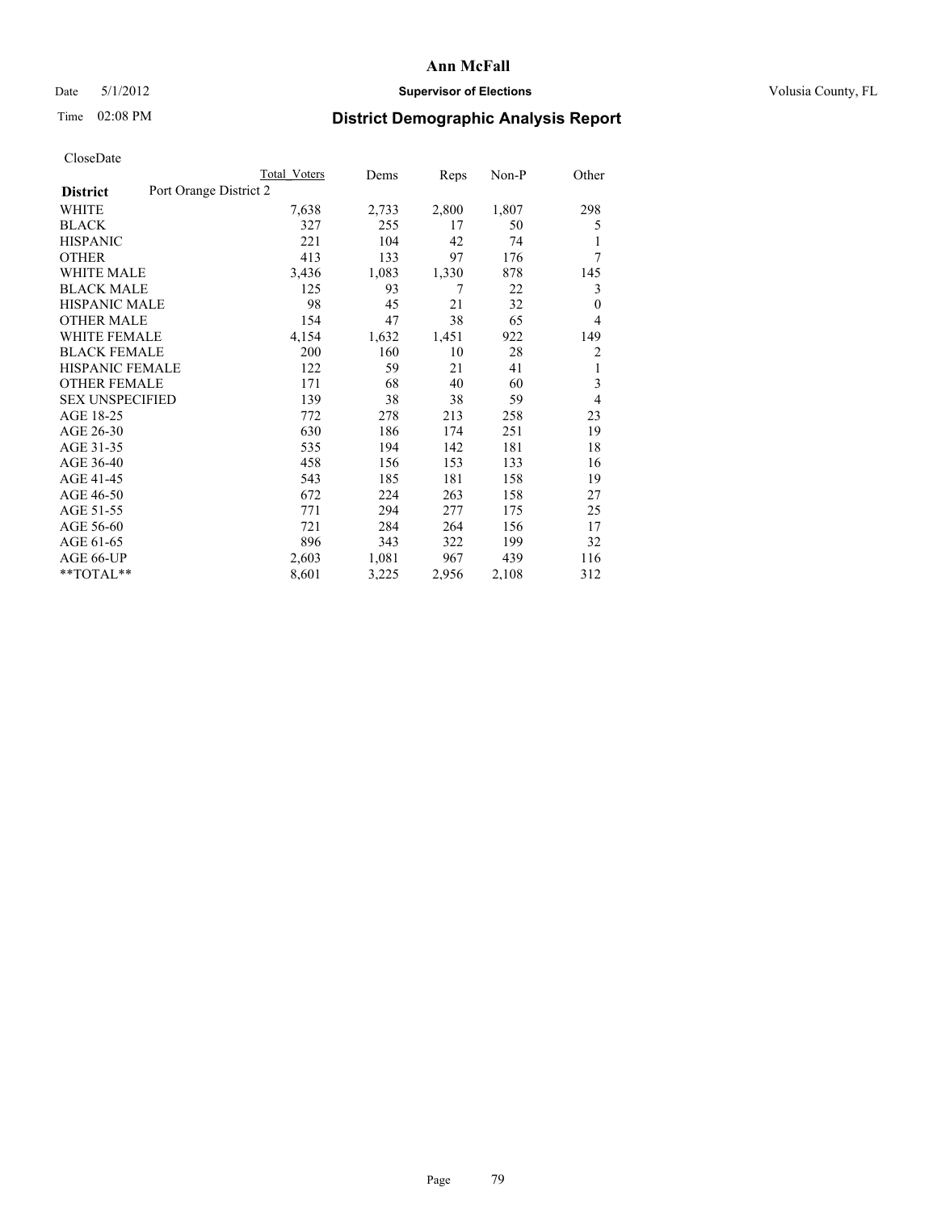**Ann McFall**

Date 5/1/2012 **Supervisor of Elections** Volusia County, FL

Time 02:08 PM

# District Demographic Analysis Report

CloseDate

| | Total Voters | Dems | Reps | Non-P | Other |
|---|---|---|---|---|---|
| **District** Port Orange District 2 | | | | | |
| WHITE | 7,638 | 2,733 | 2,800 | 1,807 | 298 |
| BLACK | 327 | 255 | 17 | 50 | 5 |
| HISPANIC | 221 | 104 | 42 | 74 | 1 |
| OTHER | 413 | 133 | 97 | 176 | 7 |
| WHITE MALE | 3,436 | 1,083 | 1,330 | 878 | 145 |
| BLACK MALE | 125 | 93 | 7 | 22 | 3 |
| HISPANIC MALE | 98 | 45 | 21 | 32 | 0 |
| OTHER MALE | 154 | 47 | 38 | 65 | 4 |
| WHITE FEMALE | 4,154 | 1,632 | 1,451 | 922 | 149 |
| BLACK FEMALE | 200 | 160 | 10 | 28 | 2 |
| HISPANIC FEMALE | 122 | 59 | 21 | 41 | 1 |
| OTHER FEMALE | 171 | 68 | 40 | 60 | 3 |
| SEX UNSPECIFIED | 139 | 38 | 38 | 59 | 4 |
| AGE 18-25 | 772 | 278 | 213 | 258 | 23 |
| AGE 26-30 | 630 | 186 | 174 | 251 | 19 |
| AGE 31-35 | 535 | 194 | 142 | 181 | 18 |
| AGE 36-40 | 458 | 156 | 153 | 133 | 16 |
| AGE 41-45 | 543 | 185 | 181 | 158 | 19 |
| AGE 46-50 | 672 | 224 | 263 | 158 | 27 |
| AGE 51-55 | 771 | 294 | 277 | 175 | 25 |
| AGE 56-60 | 721 | 284 | 264 | 156 | 17 |
| AGE 61-65 | 896 | 343 | 322 | 199 | 32 |
| AGE 66-UP | 2,603 | 1,081 | 967 | 439 | 116 |
| **TOTAL** | 8,601 | 3,225 | 2,956 | 2,108 | 312 |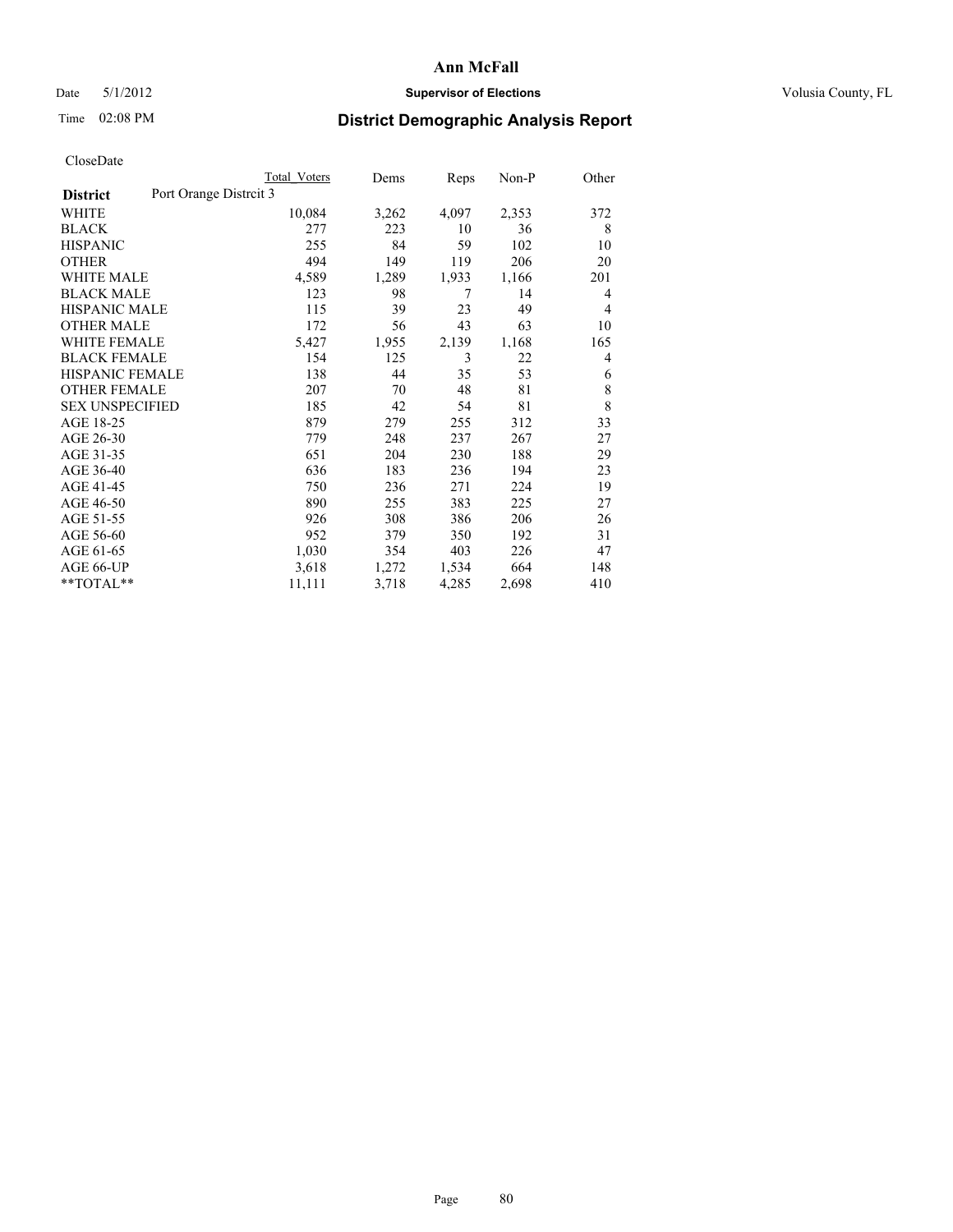# Ann McFall

Date 5/1/2012 **Supervisor of Elections** Volusia County, FL

Time 02:08 PM **District Demographic Analysis Report**

CloseDate

| **District** Port Orange Distrcit 3 | Total Voters | Dems | Reps | Non-P | Other |
|---|---|---|---|---|---|
| WHITE | 10,084 | 3,262 | 4,097 | 2,353 | 372 |
| BLACK | 277 | 223 | 10 | 36 | 8 |
| HISPANIC | 255 | 84 | 59 | 102 | 10 |
| OTHER | 494 | 149 | 119 | 206 | 20 |
| WHITE MALE | 4,589 | 1,289 | 1,933 | 1,166 | 201 |
| BLACK MALE | 123 | 98 | 7 | 14 | 4 |
| HISPANIC MALE | 115 | 39 | 23 | 49 | 4 |
| OTHER MALE | 172 | 56 | 43 | 63 | 10 |
| WHITE FEMALE | 5,427 | 1,955 | 2,139 | 1,168 | 165 |
| BLACK FEMALE | 154 | 125 | 3 | 22 | 4 |
| HISPANIC FEMALE | 138 | 44 | 35 | 53 | 6 |
| OTHER FEMALE | 207 | 70 | 48 | 81 | 8 |
| SEX UNSPECIFIED | 185 | 42 | 54 | 81 | 8 |
| AGE 18-25 | 879 | 279 | 255 | 312 | 33 |
| AGE 26-30 | 779 | 248 | 237 | 267 | 27 |
| AGE 31-35 | 651 | 204 | 230 | 188 | 29 |
| AGE 36-40 | 636 | 183 | 236 | 194 | 23 |
| AGE 41-45 | 750 | 236 | 271 | 224 | 19 |
| AGE 46-50 | 890 | 255 | 383 | 225 | 27 |
| AGE 51-55 | 926 | 308 | 386 | 206 | 26 |
| AGE 56-60 | 952 | 379 | 350 | 192 | 31 |
| AGE 61-65 | 1,030 | 354 | 403 | 226 | 47 |
| AGE 66-UP | 3,618 | 1,272 | 1,534 | 664 | 148 |
| **TOTAL** | 11,111 | 3,718 | 4,285 | 2,698 | 410 |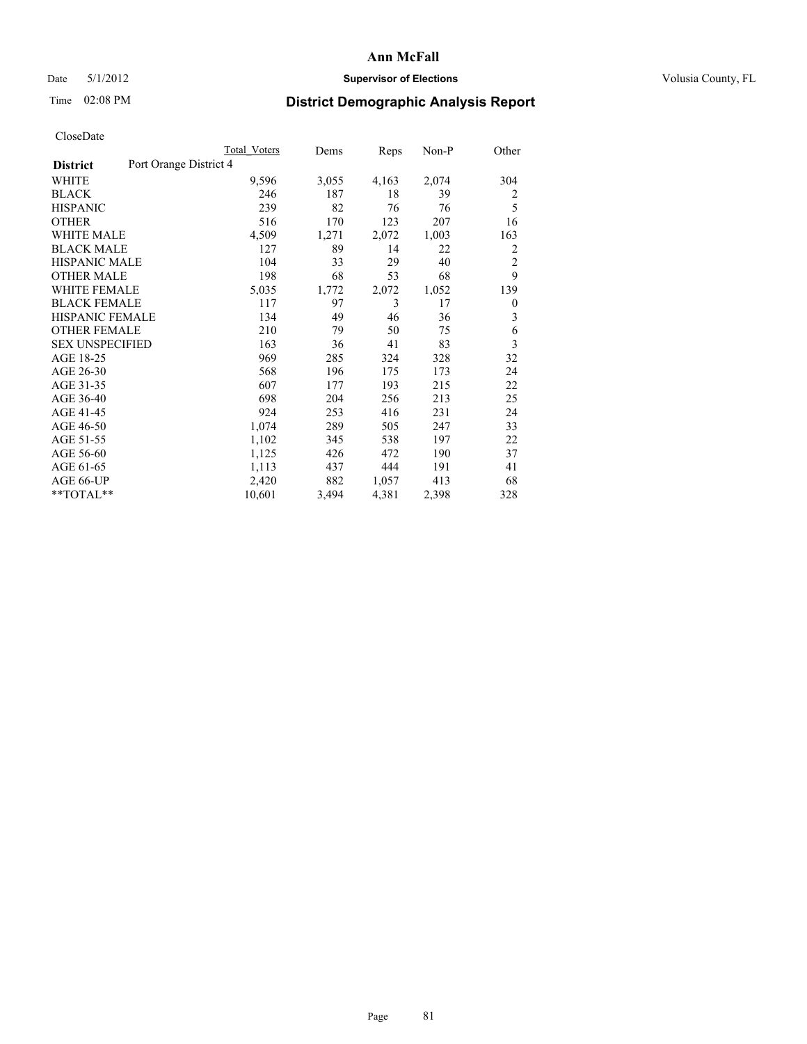# Ann McFall

Date 5/1/2012 **Supervisor of Elections** Volusia County, FL

Time 02:08 PM **District Demographic Analysis Report**

CloseDate

| | Total Voters | Dems | Reps | Non-P | Other |
|---|---|---|---|---|---|
| **District** Port Orange District 4 | | | | | |
| WHITE | 9,596 | 3,055 | 4,163 | 2,074 | 304 |
| BLACK | 246 | 187 | 18 | 39 | 2 |
| HISPANIC | 239 | 82 | 76 | 76 | 5 |
| OTHER | 516 | 170 | 123 | 207 | 16 |
| WHITE MALE | 4,509 | 1,271 | 2,072 | 1,003 | 163 |
| BLACK MALE | 127 | 89 | 14 | 22 | 2 |
| HISPANIC MALE | 104 | 33 | 29 | 40 | 2 |
| OTHER MALE | 198 | 68 | 53 | 68 | 9 |
| WHITE FEMALE | 5,035 | 1,772 | 2,072 | 1,052 | 139 |
| BLACK FEMALE | 117 | 97 | 3 | 17 | 0 |
| HISPANIC FEMALE | 134 | 49 | 46 | 36 | 3 |
| OTHER FEMALE | 210 | 79 | 50 | 75 | 6 |
| SEX UNSPECIFIED | 163 | 36 | 41 | 83 | 3 |
| AGE 18-25 | 969 | 285 | 324 | 328 | 32 |
| AGE 26-30 | 568 | 196 | 175 | 173 | 24 |
| AGE 31-35 | 607 | 177 | 193 | 215 | 22 |
| AGE 36-40 | 698 | 204 | 256 | 213 | 25 |
| AGE 41-45 | 924 | 253 | 416 | 231 | 24 |
| AGE 46-50 | 1,074 | 289 | 505 | 247 | 33 |
| AGE 51-55 | 1,102 | 345 | 538 | 197 | 22 |
| AGE 56-60 | 1,125 | 426 | 472 | 190 | 37 |
| AGE 61-65 | 1,113 | 437 | 444 | 191 | 41 |
| AGE 66-UP | 2,420 | 882 | 1,057 | 413 | 68 |
| **TOTAL** | 10,601 | 3,494 | 4,381 | 2,398 | 328 |